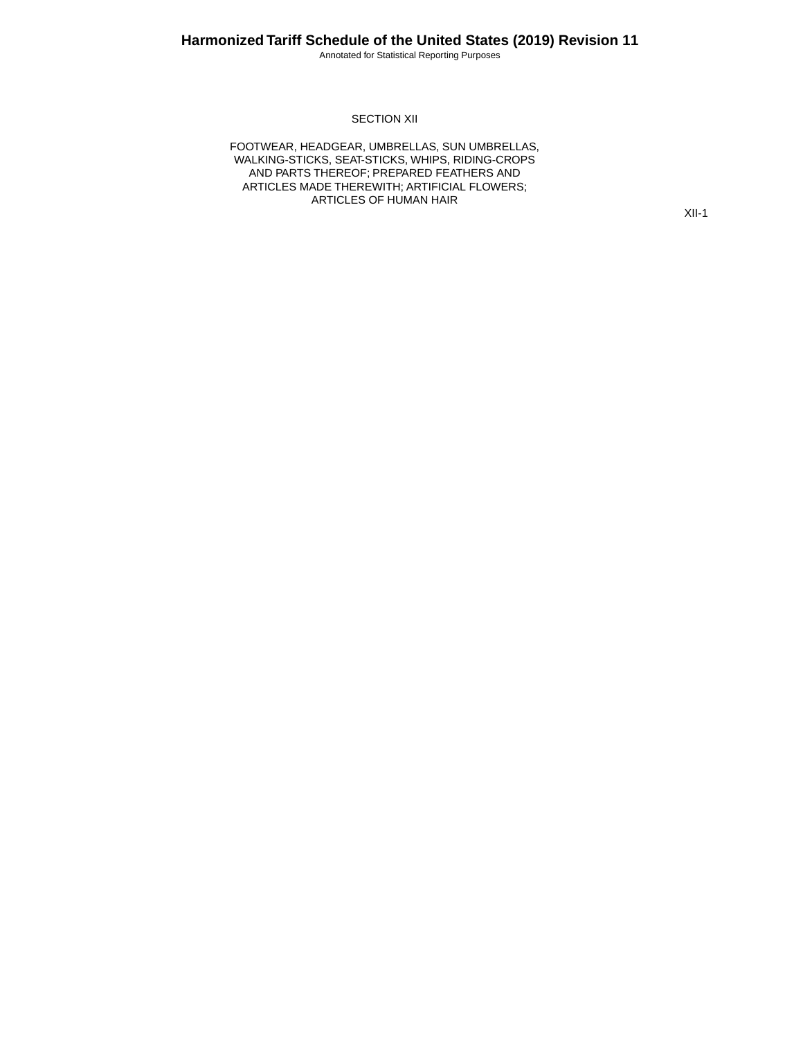# SECTION XII

## FOOTWEAR, HEADGEAR, UMBRELLAS, SUN UMBRELLAS, WALKING-STICKS, SEAT-STICKS, WHIPS, RIDING-CROPS AND PARTS THEREOF; PREPARED FEATHERS AND ARTICLES MADE THEREWITH; ARTIFICIAL FLOWERS; ARTICLES OF HUMAN HAIR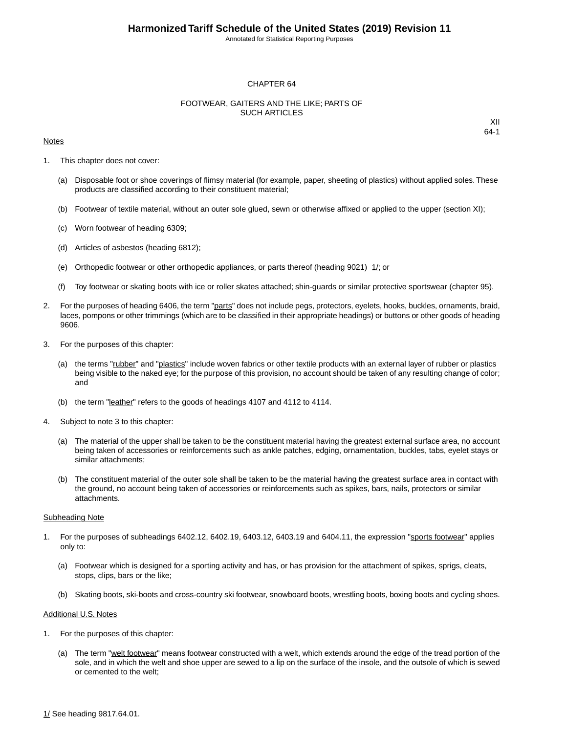# CHAPTER 64

## FOOTWEAR, GAITERS AND THE LIKE; PARTS OF SUCH ARTICLES

XII
64-1

Notes

1. This chapter does not cover:

   (a) Disposable foot or shoe coverings of flimsy material (for example, paper, sheeting of plastics) without applied soles. These products are classified according to their constituent material;

   (b) Footwear of textile material, without an outer sole glued, sewn or otherwise affixed or applied to the upper (section XI);

   (c) Worn footwear of heading 6309;

   (d) Articles of asbestos (heading 6812);

   (e) Orthopedic footwear or other orthopedic appliances, or parts thereof (heading 9021) 1/; or

   (f) Toy footwear or skating boots with ice or roller skates attached; shin-guards or similar protective sportswear (chapter 95).

2. For the purposes of heading 6406, the term "parts" does not include pegs, protectors, eyelets, hooks, buckles, ornaments, braid, laces, pompons or other trimmings (which are to be classified in their appropriate headings) or buttons or other goods of heading 9606.

3. For the purposes of this chapter:

   (a) the terms "rubber" and "plastics" include woven fabrics or other textile products with an external layer of rubber or plastics being visible to the naked eye; for the purpose of this provision, no account should be taken of any resulting change of color; and

   (b) the term "leather" refers to the goods of headings 4107 and 4112 to 4114.

4. Subject to note 3 to this chapter:

   (a) The material of the upper shall be taken to be the constituent material having the greatest external surface area, no account being taken of accessories or reinforcements such as ankle patches, edging, ornamentation, buckles, tabs, eyelet stays or similar attachments;

   (b) The constituent material of the outer sole shall be taken to be the material having the greatest surface area in contact with the ground, no account being taken of accessories or reinforcements such as spikes, bars, nails, protectors or similar attachments.

Subheading Note

1. For the purposes of subheadings 6402.12, 6402.19, 6403.12, 6403.19 and 6404.11, the expression "sports footwear" applies only to:

   (a) Footwear which is designed for a sporting activity and has, or has provision for the attachment of spikes, sprigs, cleats, stops, clips, bars or the like;

   (b) Skating boots, ski-boots and cross-country ski footwear, snowboard boots, wrestling boots, boxing boots and cycling shoes.

Additional U.S. Notes

1. For the purposes of this chapter:

   (a) The term "welt footwear" means footwear constructed with a welt, which extends around the edge of the tread portion of the sole, and in which the welt and shoe upper are sewed to a lip on the surface of the insole, and the outsole of which is sewed or cemented to the welt;

1/ See heading 9817.64.01.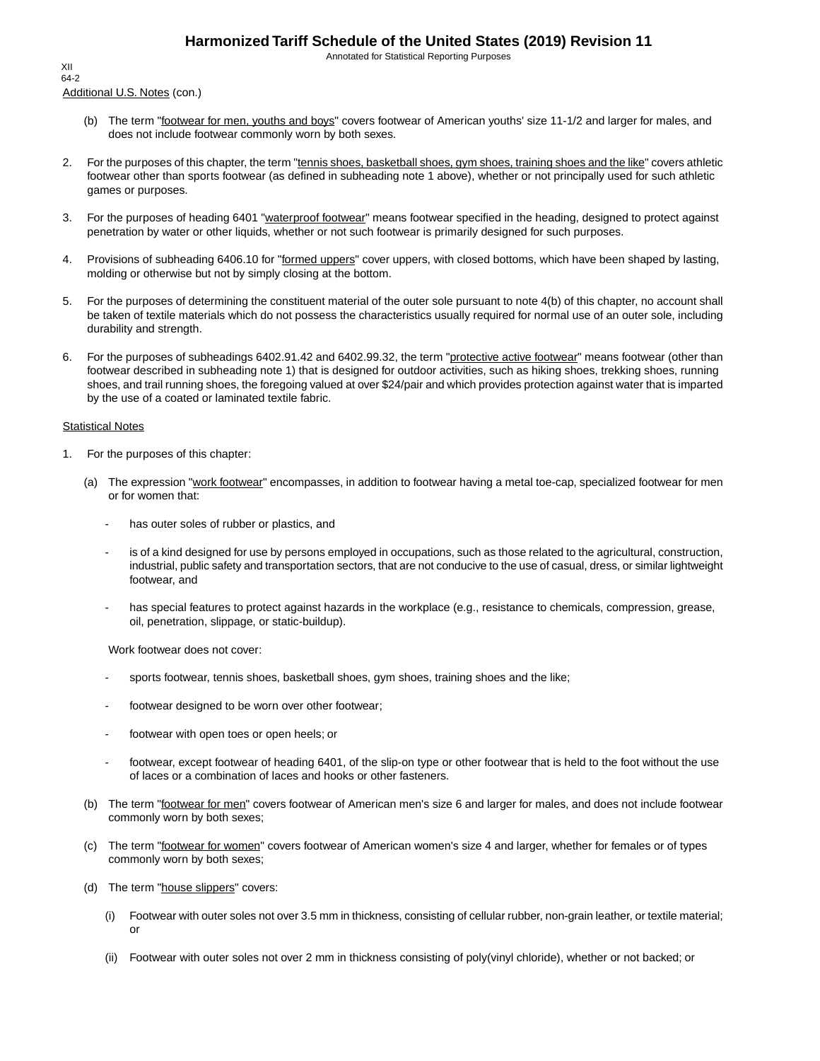Additional U.S. Notes (con.)

(b) The term "footwear for men, youths and boys" covers footwear of American youths' size 11-1/2 and larger for males, and does not include footwear commonly worn by both sexes.

2. For the purposes of this chapter, the term "tennis shoes, basketball shoes, gym shoes, training shoes and the like" covers athletic footwear other than sports footwear (as defined in subheading note 1 above), whether or not principally used for such athletic games or purposes.

3. For the purposes of heading 6401 "waterproof footwear" means footwear specified in the heading, designed to protect against penetration by water or other liquids, whether or not such footwear is primarily designed for such purposes.

4. Provisions of subheading 6406.10 for "formed uppers" cover uppers, with closed bottoms, which have been shaped by lasting, molding or otherwise but not by simply closing at the bottom.

5. For the purposes of determining the constituent material of the outer sole pursuant to note 4(b) of this chapter, no account shall be taken of textile materials which do not possess the characteristics usually required for normal use of an outer sole, including durability and strength.

6. For the purposes of subheadings 6402.91.42 and 6402.99.32, the term "protective active footwear" means footwear (other than footwear described in subheading note 1) that is designed for outdoor activities, such as hiking shoes, trekking shoes, running shoes, and trail running shoes, the foregoing valued at over $24/pair and which provides protection against water that is imparted by the use of a coated or laminated textile fabric.

Statistical Notes

1. For the purposes of this chapter:

(a) The expression "work footwear" encompasses, in addition to footwear having a metal toe-cap, specialized footwear for men or for women that:

- has outer soles of rubber or plastics, and
- is of a kind designed for use by persons employed in occupations, such as those related to the agricultural, construction, industrial, public safety and transportation sectors, that are not conducive to the use of casual, dress, or similar lightweight footwear, and
- has special features to protect against hazards in the workplace (e.g., resistance to chemicals, compression, grease, oil, penetration, slippage, or static-buildup).

Work footwear does not cover:

- sports footwear, tennis shoes, basketball shoes, gym shoes, training shoes and the like;
- footwear designed to be worn over other footwear;
- footwear with open toes or open heels; or
- footwear, except footwear of heading 6401, of the slip-on type or other footwear that is held to the foot without the use of laces or a combination of laces and hooks or other fasteners.

(b) The term "footwear for men" covers footwear of American men's size 6 and larger for males, and does not include footwear commonly worn by both sexes;

(c) The term "footwear for women" covers footwear of American women's size 4 and larger, whether for females or of types commonly worn by both sexes;

(d) The term "house slippers" covers:

(i) Footwear with outer soles not over 3.5 mm in thickness, consisting of cellular rubber, non-grain leather, or textile material; or

(ii) Footwear with outer soles not over 2 mm in thickness consisting of poly(vinyl chloride), whether or not backed; or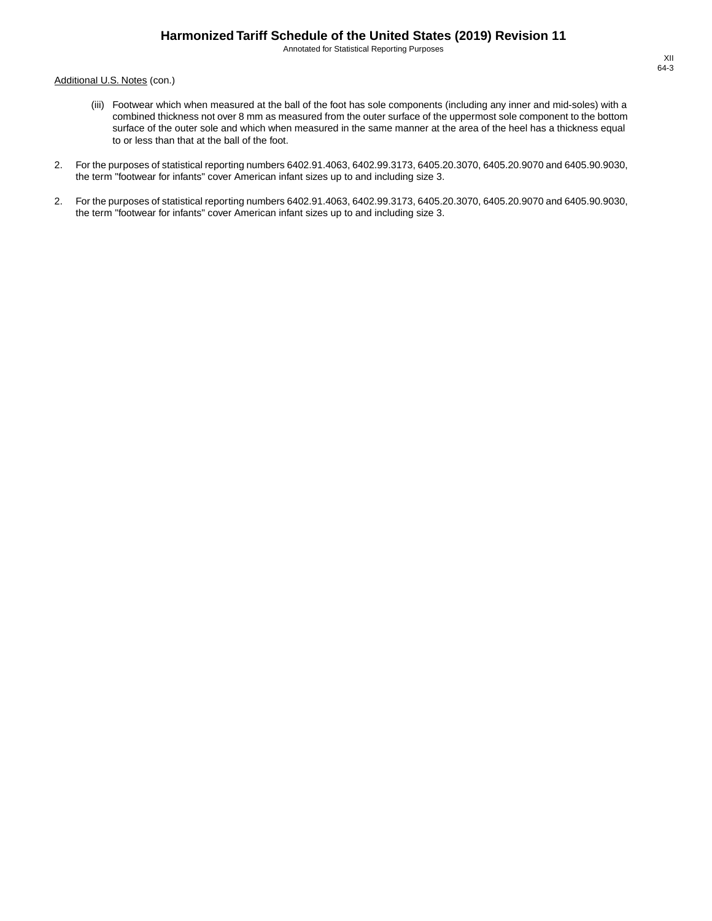Additional U.S. Notes (con.)

(iii) Footwear which when measured at the ball of the foot has sole components (including any inner and mid-soles) with a combined thickness not over 8 mm as measured from the outer surface of the uppermost sole component to the bottom surface of the outer sole and which when measured in the same manner at the area of the heel has a thickness equal to or less than that at the ball of the foot.

2. For the purposes of statistical reporting numbers 6402.91.4063, 6402.99.3173, 6405.20.3070, 6405.20.9070 and 6405.90.9030, the term "footwear for infants" cover American infant sizes up to and including size 3.

2. For the purposes of statistical reporting numbers 6402.91.4063, 6402.99.3173, 6405.20.3070, 6405.20.9070 and 6405.90.9030, the term "footwear for infants" cover American infant sizes up to and including size 3.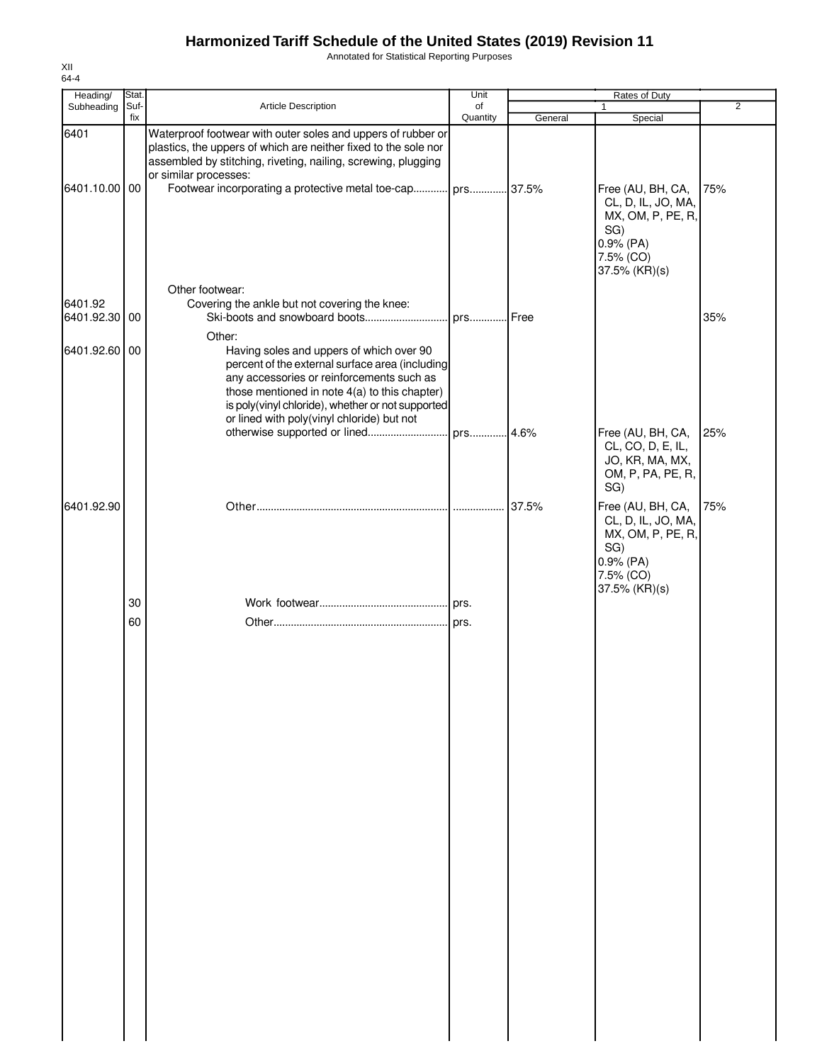# Harmonized Tariff Schedule of the United States (2019) Revision 11

Annotated for Statistical Reporting Purposes

XII
64-4

| Heading/ Subheading | Stat. Suf- fix | Article Description | Unit of Quantity | Rates of Duty 1 General | Special | 2 |
|---|---|---|---|---|---|---|
| 6401 | | Waterproof footwear with outer soles and uppers of rubber or plastics, the uppers of which are neither fixed to the sole nor assembled by stitching, riveting, nailing, screwing, plugging or similar processes: | | | | |
| 6401.10.00 | 00 | Footwear incorporating a protective metal toe-cap | prs. | 37.5% | Free (AU, BH, CA, CL, D, IL, JO, MA, MX, OM, P, PE, R, SG) 0.9% (PA) 7.5% (CO) 37.5% (KR)(s) | 75% |
| | | Other footwear: | | | | |
| 6401.92 | | Covering the ankle but not covering the knee: | | | | |
| 6401.92.30 | 00 | Ski-boots and snowboard boots | prs. | Free | | 35% |
| | | Other: | | | | |
| 6401.92.60 | 00 | Having soles and uppers of which over 90 percent of the external surface area (including any accessories or reinforcements such as those mentioned in note 4(a) to this chapter) is poly(vinyl chloride), whether or not supported or lined with poly(vinyl chloride) but not otherwise supported or lined | prs. | 4.6% | Free (AU, BH, CA, CL, CO, D, E, IL, JO, KR, MA, MX, OM, P, PA, PE, R, SG) | 25% |
| 6401.92.90 | | Other | | 37.5% | Free (AU, BH, CA, CL, D, IL, JO, MA, MX, OM, P, PE, R, SG) 0.9% (PA) 7.5% (CO) 37.5% (KR)(s) | 75% |
| | 30 | Work footwear | prs. | | | |
| | 60 | Other | prs. | | | |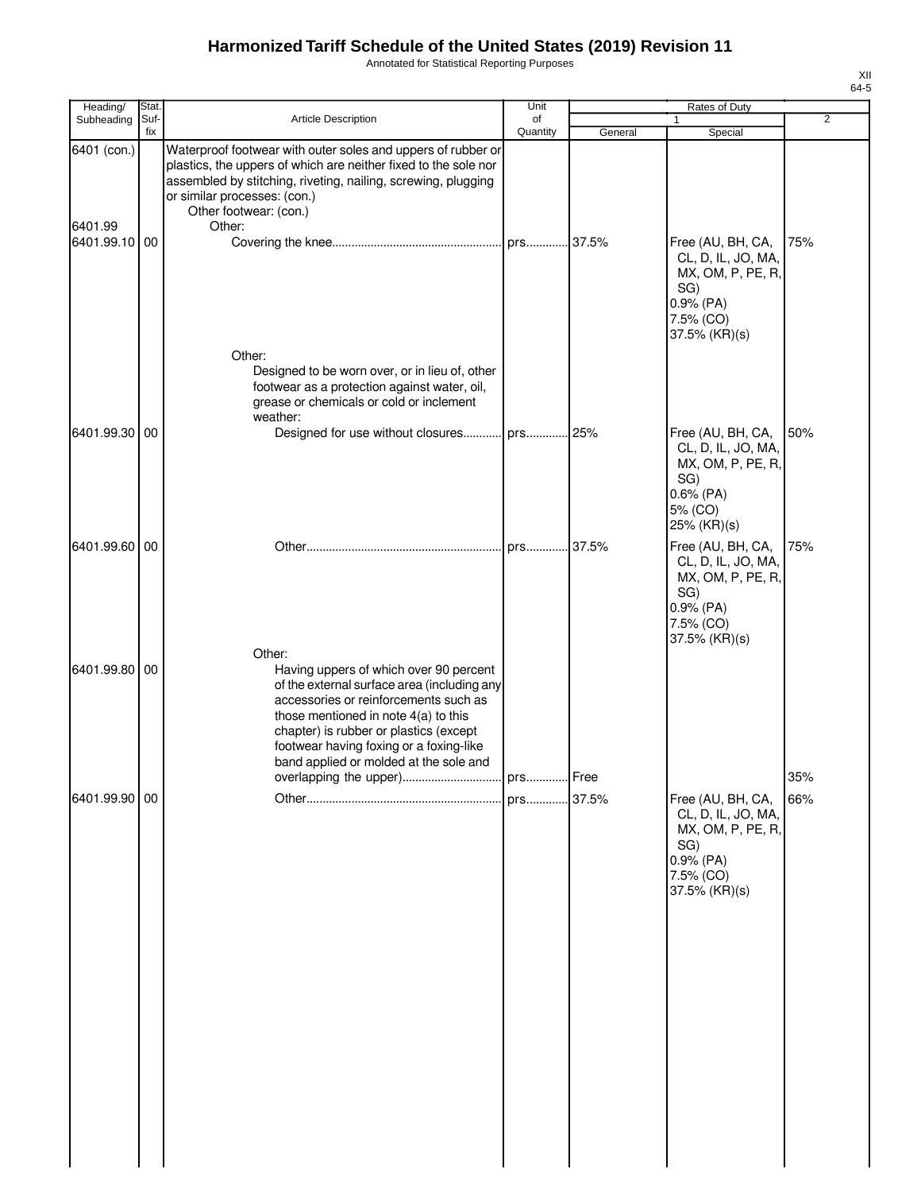# Harmonized Tariff Schedule of the United States (2019) Revision 11

Annotated for Statistical Reporting Purposes

XII
64-5

| Heading/ Subheading | Stat. Suf- fix | Article Description | Unit of Quantity | Rates of Duty 1 General | Special | 2 |
|---|---|---|---|---|---|---|
| 6401 (con.) | | Waterproof footwear with outer soles and uppers of rubber or plastics, the uppers of which are neither fixed to the sole nor assembled by stitching, riveting, nailing, screwing, plugging or similar processes: (con.) | | | | |
| | | Other footwear: (con.) | | | | |
| 6401.99 | | Other: | | | | |
| 6401.99.10 | 00 | Covering the knee | prs | 37.5% | Free (AU, BH, CA, CL, D, IL, JO, MA, MX, OM, P, PE, R, SG) 0.9% (PA) 7.5% (CO) 37.5% (KR)(s) | 75% |
| | | Other: | | | | |
| | | Designed to be worn over, or in lieu of, other footwear as a protection against water, oil, grease or chemicals or cold or inclement weather: | | | | |
| 6401.99.30 | 00 | Designed for use without closures | prs | 25% | Free (AU, BH, CA, CL, D, IL, JO, MA, MX, OM, P, PE, R, SG) 0.6% (PA) 5% (CO) 25% (KR)(s) | 50% |
| 6401.99.60 | 00 | Other | prs | 37.5% | Free (AU, BH, CA, CL, D, IL, JO, MA, MX, OM, P, PE, R, SG) 0.9% (PA) 7.5% (CO) 37.5% (KR)(s) | 75% |
| | | Other: | | | | |
| 6401.99.80 | 00 | Having uppers of which over 90 percent of the external surface area (including any accessories or reinforcements such as those mentioned in note 4(a) to this chapter) is rubber or plastics (except footwear having foxing or a foxing-like band applied or molded at the sole and overlapping the upper) | prs | Free | | 35% |
| 6401.99.90 | 00 | Other | prs | 37.5% | Free (AU, BH, CA, CL, D, IL, JO, MA, MX, OM, P, PE, R, SG) 0.9% (PA) 7.5% (CO) 37.5% (KR)(s) | 66% |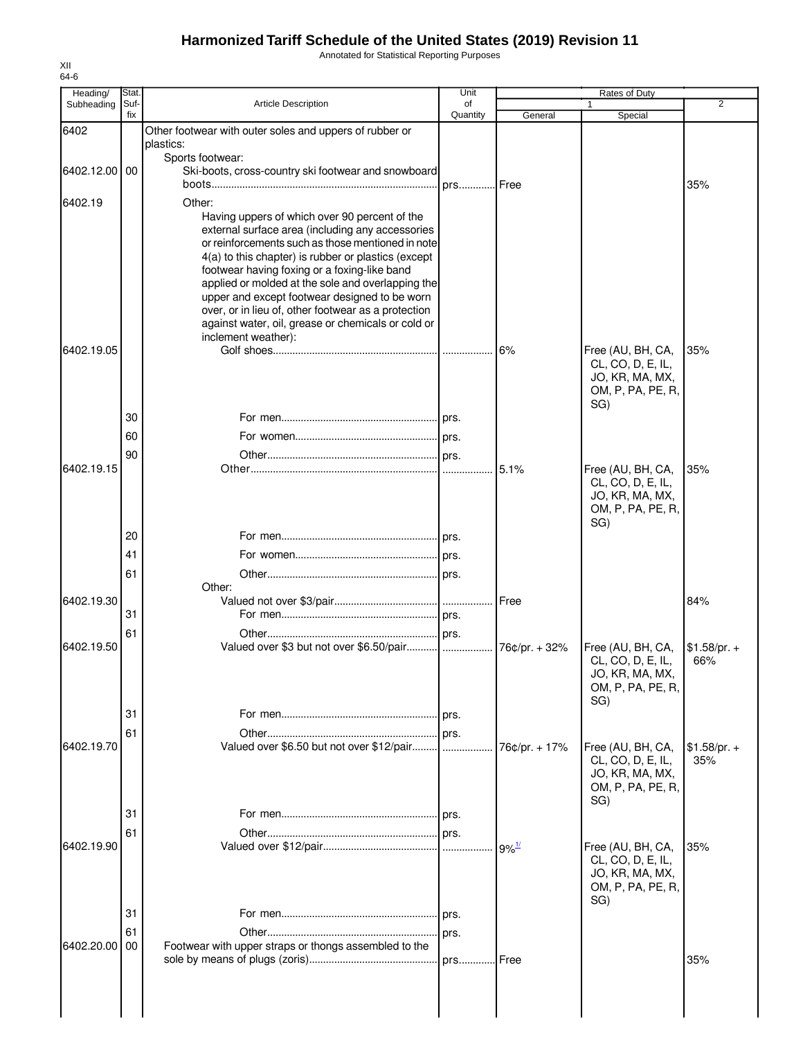# Harmonized Tariff Schedule of the United States (2019) Revision 11

Annotated for Statistical Reporting Purposes

XII
64-6

| Heading/ Subheading | Stat. Suf-fix | Article Description | Unit of Quantity | Rates of Duty 1 General | Special | 2 |
|---|---|---|---|---|---|---|
| 6402 | | Other footwear with outer soles and uppers of rubber or plastics: | | | | |
| | | Sports footwear: | | | | |
| 6402.12.00 | 00 | Ski-boots, cross-country ski footwear and snowboard boots | prs. | Free | | 35% |
| 6402.19 | | Other: | | | | |
| | | Having uppers of which over 90 percent of the external surface area (including any accessories or reinforcements such as those mentioned in note 4(a) to this chapter) is rubber or plastics (except footwear having foxing or a foxing-like band applied or molded at the sole and overlapping the upper and except footwear designed to be worn over, or in lieu of, other footwear as a protection against water, oil, grease or chemicals or cold or inclement weather): | | | | |
| 6402.19.05 | | Golf shoes | | 6% | Free (AU, BH, CA, CL, CO, D, E, IL, JO, KR, MA, MX, OM, P, PA, PE, R, SG) | 35% |
| | 30 | For men | prs. | | | |
| | 60 | For women | prs. | | | |
| | 90 | Other | prs. | | | |
| 6402.19.15 | | Other | | 5.1% | Free (AU, BH, CA, CL, CO, D, E, IL, JO, KR, MA, MX, OM, P, PA, PE, R, SG) | 35% |
| | 20 | For men | prs. | | | |
| | 41 | For women | prs. | | | |
| | 61 | Other | prs. | | | |
| | | Other: | | | | |
| 6402.19.30 | | Valued not over $3/pair | | Free | | 84% |
| | 31 | For men | prs. | | | |
| | 61 | Other | prs. | | | |
| 6402.19.50 | | Valued over $3 but not over $6.50/pair | | 76¢/pr. + 32% | Free (AU, BH, CA, CL, CO, D, E, IL, JO, KR, MA, MX, OM, P, PA, PE, R, SG) | $1.58/pr. + 66% |
| | 31 | For men | prs. | | | |
| | 61 | Other | prs. | | | |
| 6402.19.70 | | Valued over $6.50 but not over $12/pair | | 76¢/pr. + 17% | Free (AU, BH, CA, CL, CO, D, E, IL, JO, KR, MA, MX, OM, P, PA, PE, R, SG) | $1.58/pr. + 35% |
| | 31 | For men | prs. | | | |
| | 61 | Other | prs. | | | |
| 6402.19.90 | | Valued over $12/pair | | 9% [1] | Free (AU, BH, CA, CL, CO, D, E, IL, JO, KR, MA, MX, OM, P, PA, PE, R, SG) | 35% |
| | 31 | For men | prs. | | | |
| | 61 | Other | prs. | | | |
| 6402.20.00 | 00 | Footwear with upper straps or thongs assembled to the sole by means of plugs (zoris) | prs. | Free | | 35% |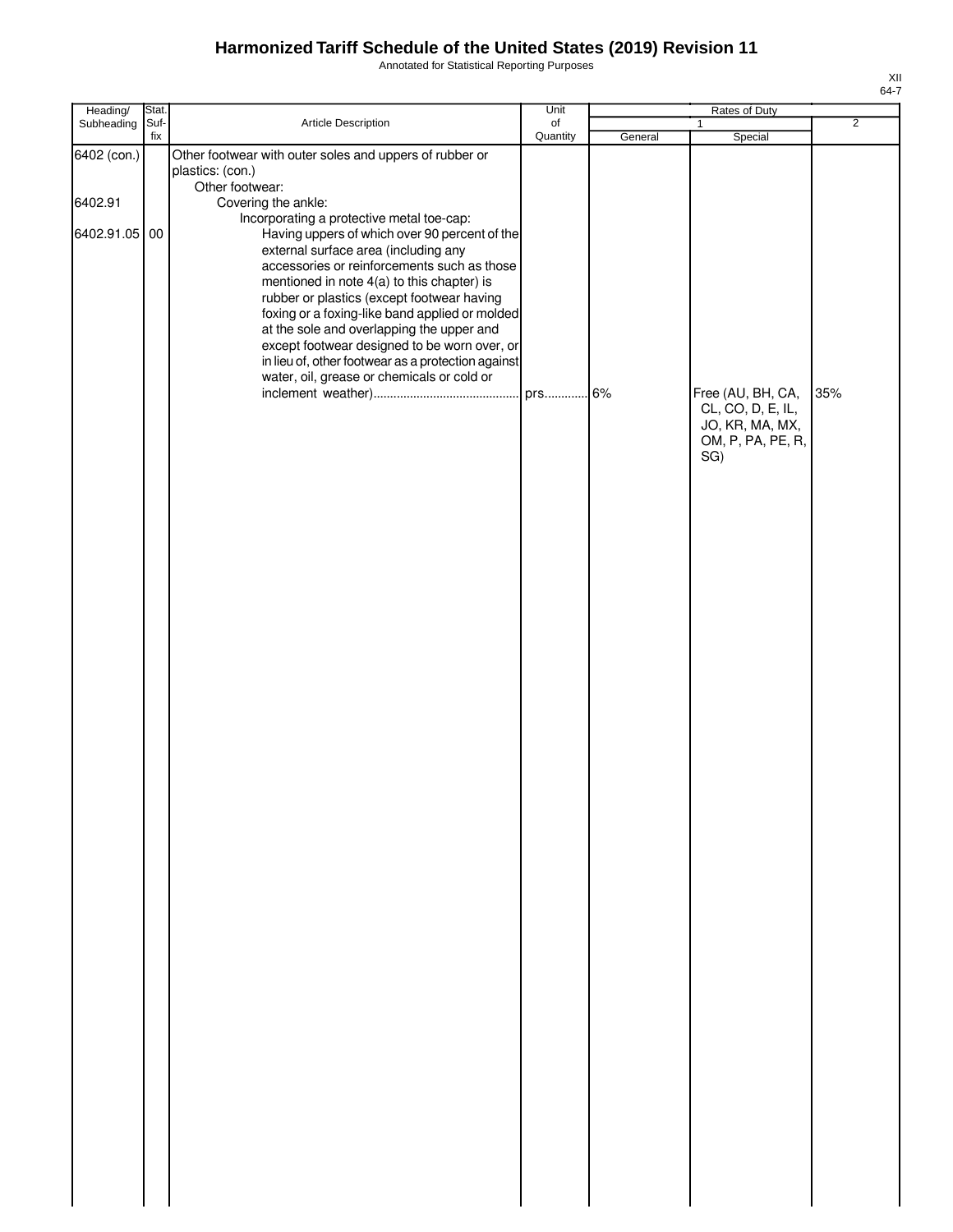# Harmonized Tariff Schedule of the United States (2019) Revision 11

Annotated for Statistical Reporting Purposes

| Heading/ Subheading | Stat. Suf- fix | Article Description | Unit of Quantity | Rates of Duty 1 General | Special | 2 |
|---|---|---|---|---|---|---|
| 6402 (con.) | | Other footwear with outer soles and uppers of rubber or plastics: (con.) | | | | |
| | | Other footwear: | | | | |
| 6402.91 | | Covering the ankle: | | | | |
| | | Incorporating a protective metal toe-cap: | | | | |
| 6402.91.05 | 00 | Having uppers of which over 90 percent of the external surface area (including any accessories or reinforcements such as those mentioned in note 4(a) to this chapter) is rubber or plastics (except footwear having foxing or a foxing-like band applied or molded at the sole and overlapping the upper and except footwear designed to be worn over, or in lieu of, other footwear as a protection against water, oil, grease or chemicals or cold or inclement weather) | prs. | 6% | Free (AU, BH, CA, CL, CO, D, E, IL, JO, KR, MA, MX, OM, P, PA, PE, R, SG) | 35% |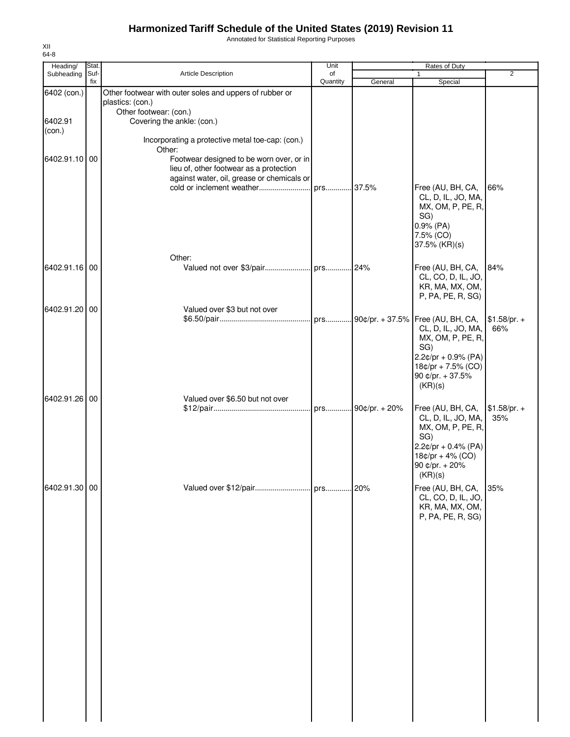# Harmonized Tariff Schedule of the United States (2019) Revision 11

Annotated for Statistical Reporting Purposes

XII
64-8

| Heading/ Subheading | Stat. Suf- fix | Article Description | Unit of Quantity | Rates of Duty 1 General | Special | 2 |
|---|---|---|---|---|---|---|
| 6402 (con.) | | Other footwear with outer soles and uppers of rubber or plastics: (con.) | | | | |
| | | Other footwear: (con.) | | | | |
| 6402.91 (con.) | | Covering the ankle: (con.) | | | | |
| | | Incorporating a protective metal toe-cap: (con.) | | | | |
| | | Other: | | | | |
| 6402.91.10 | 00 | Footwear designed to be worn over, or in lieu of, other footwear as a protection against water, oil, grease or chemicals or cold or inclement weather | prs | 37.5% | Free (AU, BH, CA, CL, D, IL, JO, MA, MX, OM, P, PE, R, SG) 0.9% (PA) 7.5% (CO) 37.5% (KR)(s) | 66% |
| | | Other: | | | | |
| 6402.91.16 | 00 | Valued not over $3/pair | prs | 24% | Free (AU, BH, CA, CL, CO, D, IL, JO, KR, MA, MX, OM, P, PA, PE, R, SG) | 84% |
| 6402.91.20 | 00 | Valued over $3 but not over $6.50/pair | prs | 90¢/pr. + 37.5% | Free (AU, BH, CA, CL, D, IL, JO, MA, MX, OM, P, PE, R, SG) 2.2¢/pr + 0.9% (PA) 18¢/pr + 7.5% (CO) 90 ¢/pr. + 37.5% (KR)(s) | $1.58/pr. + 66% |
| 6402.91.26 | 00 | Valued over $6.50 but not over $12/pair | prs | 90¢/pr. + 20% | Free (AU, BH, CA, CL, D, IL, JO, MA, MX, OM, P, PE, R, SG) 2.2¢/pr + 0.4% (PA) 18¢/pr + 4% (CO) 90 ¢/pr. + 20% (KR)(s) | $1.58/pr. + 35% |
| 6402.91.30 | 00 | Valued over $12/pair | prs | 20% | Free (AU, BH, CA, CL, CO, D, IL, JO, KR, MA, MX, OM, P, PA, PE, R, SG) | 35% |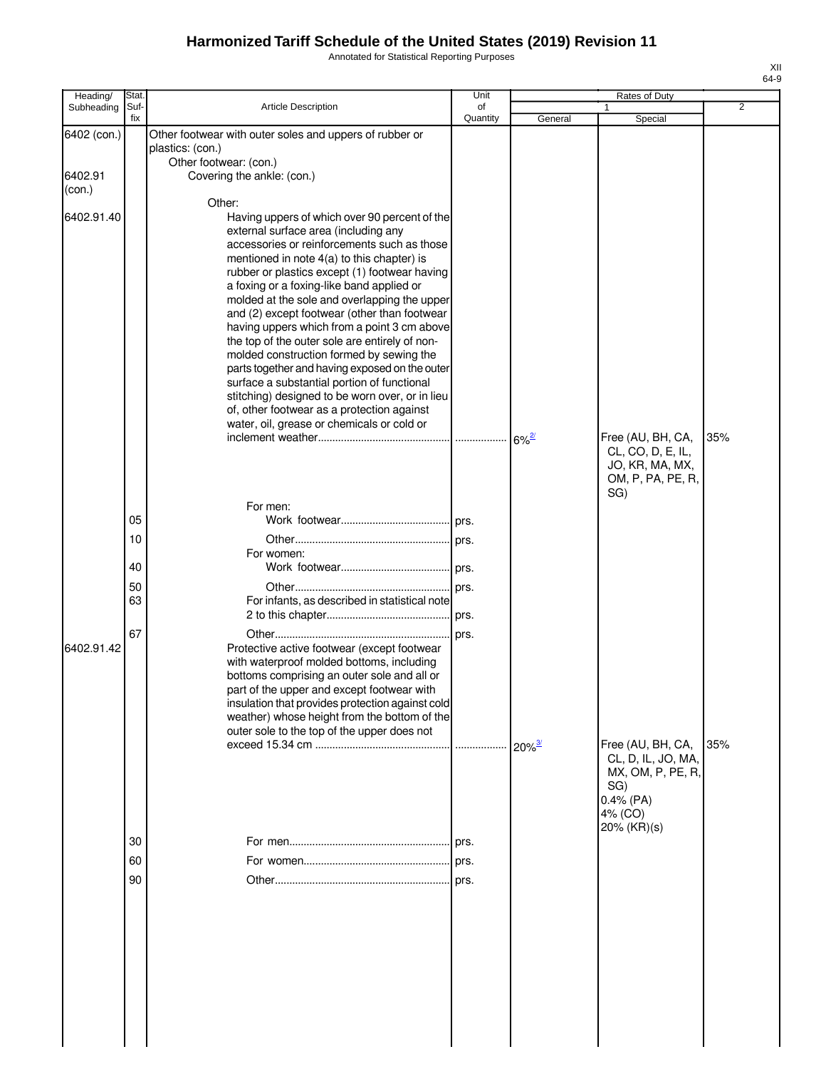# Harmonized Tariff Schedule of the United States (2019) Revision 11

Annotated for Statistical Reporting Purposes

| Heading/ Subheading | Stat. Suf- fix | Article Description | Unit of Quantity | Rates of Duty 1 General | Special | 2 |
|---|---|---|---|---|---|---|
| 6402 (con.) | | Other footwear with outer soles and uppers of rubber or plastics: (con.) | | | | |
| | | Other footwear: (con.) | | | | |
| 6402.91 (con.) | | Covering the ankle: (con.) | | | | |
| | | Other: | | | | |
| 6402.91.40 | | Having uppers of which over 90 percent of the external surface area (including any accessories or reinforcements such as those mentioned in note 4(a) to this chapter) is rubber or plastics except (1) footwear having a foxing or a foxing-like band applied or molded at the sole and overlapping the upper and (2) except footwear (other than footwear having uppers which from a point 3 cm above the top of the outer sole are entirely of non-molded construction formed by sewing the parts together and having exposed on the outer surface a substantial portion of functional stitching) designed to be worn over, or in lieu of, other footwear as a protection against water, oil, grease or chemicals or cold or inclement weather | | 6%[2/] | Free (AU, BH, CA, CL, CO, D, E, IL, JO, KR, MA, MX, OM, P, PA, PE, R, SG) | 35% |
| | | For men: | | | | |
| | 05 | Work footwear | prs. | | | |
| | 10 | Other | prs. | | | |
| | | For women: | | | | |
| | 40 | Work footwear | prs. | | | |
| | 50 | Other | prs. | | | |
| | 63 | For infants, as described in statistical note 2 to this chapter | prs. | | | |
| | 67 | Other | prs. | | | |
| 6402.91.42 | | Protective active footwear (except footwear with waterproof molded bottoms, including bottoms comprising an outer sole and all or part of the upper and except footwear with insulation that provides protection against cold weather) whose height from the bottom of the outer sole to the top of the upper does not exceed 15.34 cm | | 20%[3/] | Free (AU, BH, CA, CL, D, IL, JO, MA, MX, OM, P, PE, R, SG) 0.4% (PA) 4% (CO) 20% (KR)(s) | 35% |
| | 30 | For men | prs. | | | |
| | 60 | For women | prs. | | | |
| | 90 | Other | prs. | | | |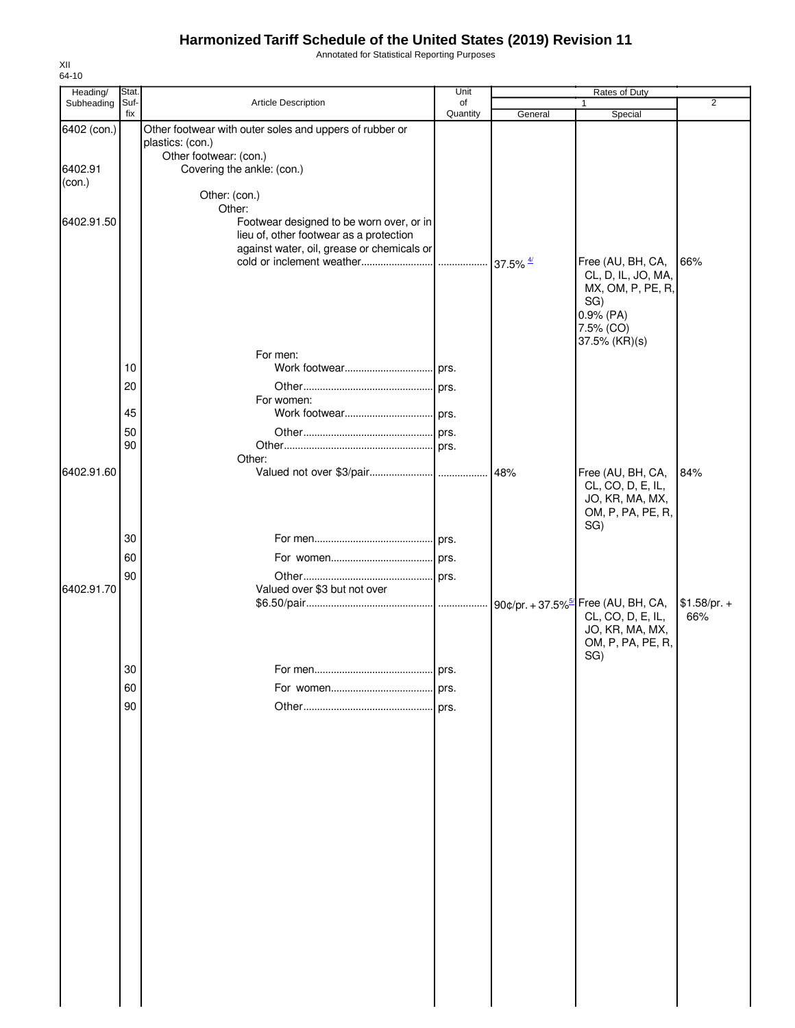# Harmonized Tariff Schedule of the United States (2019) Revision 11

Annotated for Statistical Reporting Purposes

XII
64-10

| Heading/ Subheading | Stat. Suf- fix | Article Description | Unit of Quantity | Rates of Duty 1 General | Rates of Duty 1 Special | Rates of Duty 2 |
|---|---|---|---|---|---|---|
| 6402 (con.) | | Other footwear with outer soles and uppers of rubber or plastics: (con.) | | | | |
| | | Other footwear: (con.) | | | | |
| 6402.91 (con.) | | Covering the ankle: (con.) | | | | |
| | | Other: (con.) | | | | |
| | | Other: | | | | |
| 6402.91.50 | | Footwear designed to be worn over, or in lieu of, other footwear as a protection against water, oil, grease or chemicals or cold or inclement weather | | 37.5% [4/] | Free (AU, BH, CA, CL, D, IL, JO, MA, MX, OM, P, PE, R, SG) 0.9% (PA) 7.5% (CO) 37.5% (KR)(s) | 66% |
| | | For men: | | | | |
| | 10 | Work footwear | prs. | | | |
| | 20 | Other | prs. | | | |
| | | For women: | | | | |
| | 45 | Work footwear | prs. | | | |
| | 50 | Other | prs. | | | |
| | 90 | Other | prs. | | | |
| | | Other: | | | | |
| 6402.91.60 | | Valued not over $3/pair | | 48% | Free (AU, BH, CA, CL, CO, D, E, IL, JO, KR, MA, MX, OM, P, PA, PE, R, SG) | 84% |
| | 30 | For men | prs. | | | |
| | 60 | For women | prs. | | | |
| | 90 | Other | prs. | | | |
| 6402.91.70 | | Valued over $3 but not over $6.50/pair | | 90¢/pr. + 37.5% [5/] | Free (AU, BH, CA, CL, CO, D, E, IL, JO, KR, MA, MX, OM, P, PA, PE, R, SG) | $1.58/pr. + 66% |
| | 30 | For men | prs. | | | |
| | 60 | For women | prs. | | | |
| | 90 | Other | prs. | | | |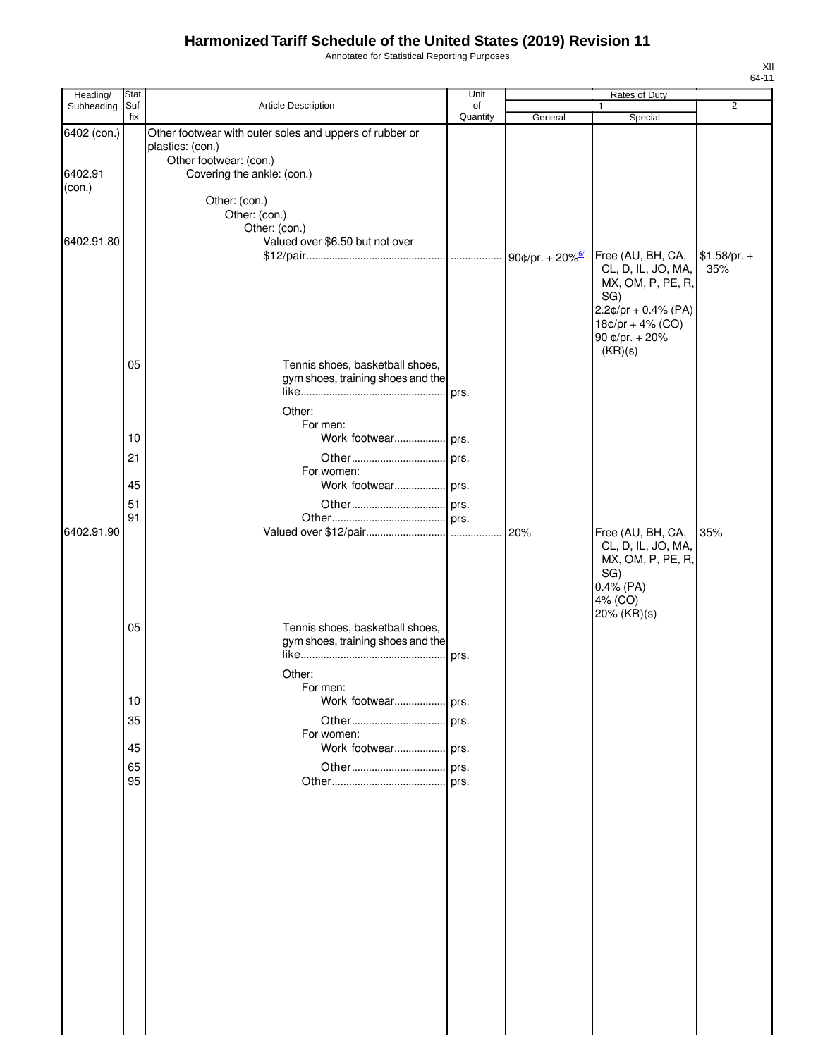# Harmonized Tariff Schedule of the United States (2019) Revision 11

Annotated for Statistical Reporting Purposes

| Heading/ Subheading | Stat. Suf- fix | Article Description | Unit of Quantity | Rates of Duty 1 General | Rates of Duty 1 Special | Rates of Duty 2 |
|---|---|---|---|---|---|---|
| 6402 (con.) | | Other footwear with outer soles and uppers of rubber or plastics: (con.) | | | | |
| | | Other footwear: (con.) | | | | |
| 6402.91 (con.) | | Covering the ankle: (con.) | | | | |
| | | Other: (con.) | | | | |
| | | Other: (con.) | | | | |
| | | Other: (con.) | | | | |
| 6402.91.80 | | Valued over $6.50 but not over $12/pair | | 90¢/pr. + 20%[6/] | Free (AU, BH, CA, CL, D, IL, JO, MA, MX, OM, P, PE, R, SG) 2.2¢/pr + 0.4% (PA) 18¢/pr + 4% (CO) 90 ¢/pr. + 20% (KR)(s) | $1.58/pr. + 35% |
| | 05 | Tennis shoes, basketball shoes, gym shoes, training shoes and the like | prs. | | | |
| | | Other: | | | | |
| | | For men: | | | | |
| | 10 | Work footwear | prs. | | | |
| | 21 | Other | prs. | | | |
| | | For women: | | | | |
| | 45 | Work footwear | prs. | | | |
| | 51 | Other | prs. | | | |
| | 91 | Other | prs. | | | |
| 6402.91.90 | | Valued over $12/pair | | 20% | Free (AU, BH, CA, CL, D, IL, JO, MA, MX, OM, P, PE, R, SG) 0.4% (PA) 4% (CO) 20% (KR)(s) | 35% |
| | 05 | Tennis shoes, basketball shoes, gym shoes, training shoes and the like | prs. | | | |
| | | Other: | | | | |
| | | For men: | | | | |
| | 10 | Work footwear | prs. | | | |
| | 35 | Other | prs. | | | |
| | | For women: | | | | |
| | 45 | Work footwear | prs. | | | |
| | 65 | Other | prs. | | | |
| | 95 | Other | prs. | | | |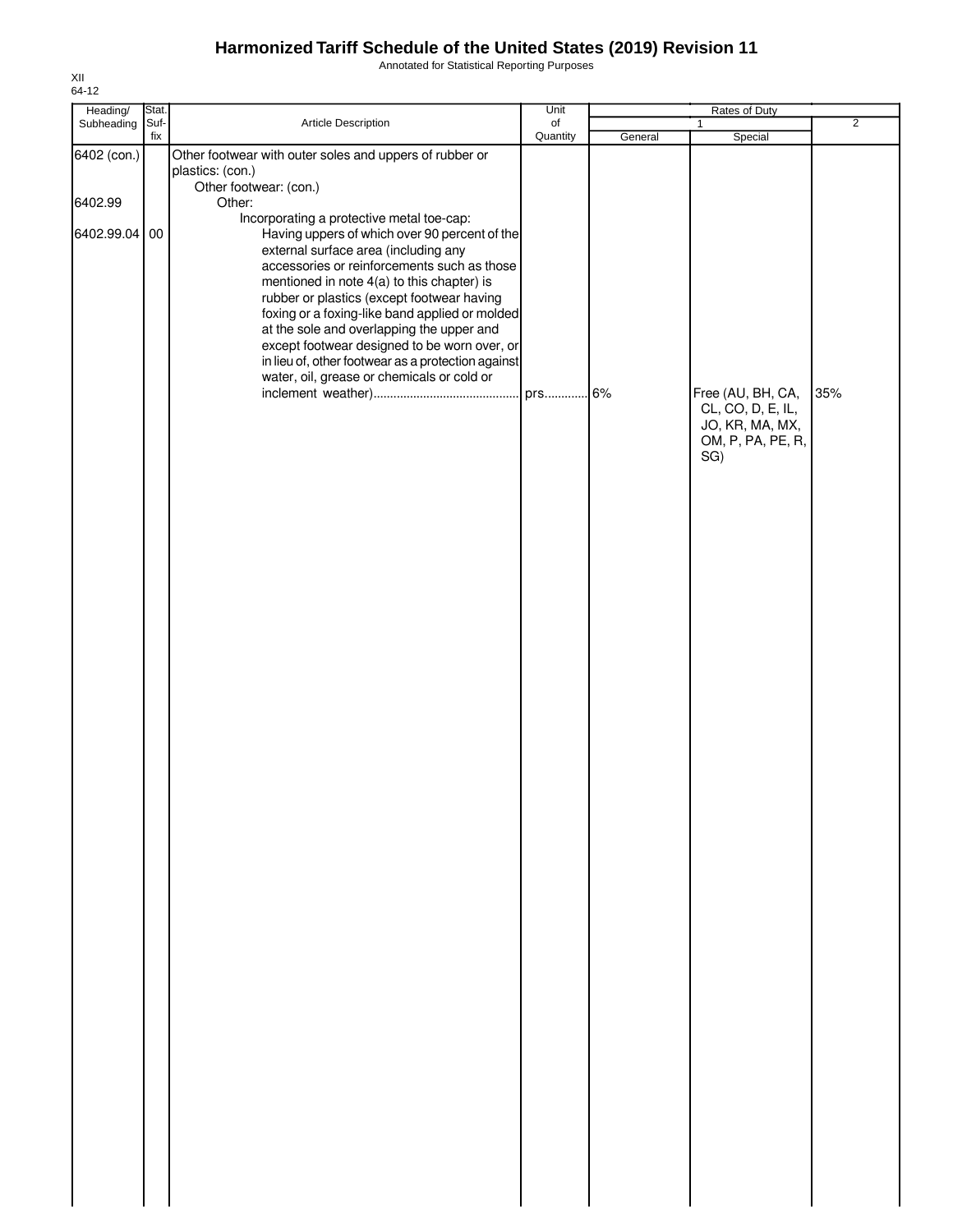# Harmonized Tariff Schedule of the United States (2019) Revision 11

Annotated for Statistical Reporting Purposes

XII
64-12

| Heading/ Subheading | Stat. Suf- fix | Article Description | Unit of Quantity | Rates of Duty 1 General | Special | 2 |
|---|---|---|---|---|---|---|
| 6402 (con.) | | Other footwear with outer soles and uppers of rubber or plastics: (con.) | | | | |
| | | Other footwear: (con.) | | | | |
| 6402.99 | | Other: | | | | |
| | | Incorporating a protective metal toe-cap: | | | | |
| 6402.99.04 | 00 | Having uppers of which over 90 percent of the external surface area (including any accessories or reinforcements such as those mentioned in note 4(a) to this chapter) is rubber or plastics (except footwear having foxing or a foxing-like band applied or molded at the sole and overlapping the upper and except footwear designed to be worn over, or in lieu of, other footwear as a protection against water, oil, grease or chemicals or cold or inclement weather) | prs. | 6% | Free (AU, BH, CA, CL, CO, D, E, IL, JO, KR, MA, MX, OM, P, PA, PE, R, SG) | 35% |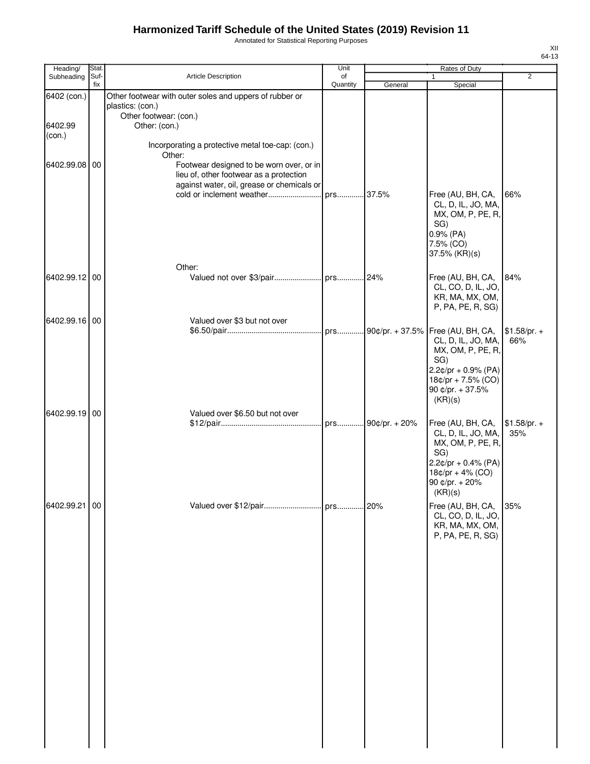# Harmonized Tariff Schedule of the United States (2019) Revision 11

Annotated for Statistical Reporting Purposes

XII
64-13

| Heading/ Subheading | Stat. Suf- fix | Article Description | Unit of Quantity | Rates of Duty 1 General | Special | 2 |
|---|---|---|---|---|---|---|
| 6402 (con.) | | Other footwear with outer soles and uppers of rubber or plastics: (con.) | | | | |
| | | Other footwear: (con.) | | | | |
| 6402.99 (con.) | | Other: (con.) | | | | |
| | | Incorporating a protective metal toe-cap: (con.) | | | | |
| | | Other: | | | | |
| 6402.99.08 | 00 | Footwear designed to be worn over, or in lieu of, other footwear as a protection against water, oil, grease or chemicals or cold or inclement weather | prs | 37.5% | Free (AU, BH, CA, CL, D, IL, JO, MA, MX, OM, P, PE, R, SG) 0.9% (PA) 7.5% (CO) 37.5% (KR)(s) | 66% |
| | | Other: | | | | |
| 6402.99.12 | 00 | Valued not over $3/pair | prs | 24% | Free (AU, BH, CA, CL, CO, D, IL, JO, KR, MA, MX, OM, P, PA, PE, R, SG) | 84% |
| 6402.99.16 | 00 | Valued over $3 but not over $6.50/pair | prs | 90¢/pr. + 37.5% | Free (AU, BH, CA, CL, D, IL, JO, MA, MX, OM, P, PE, R, SG) 2.2¢/pr + 0.9% (PA) 18¢/pr + 7.5% (CO) 90 ¢/pr. + 37.5% (KR)(s) | $1.58/pr. + 66% |
| 6402.99.19 | 00 | Valued over $6.50 but not over $12/pair | prs | 90¢/pr. + 20% | Free (AU, BH, CA, CL, D, IL, JO, MA, MX, OM, P, PE, R, SG) 2.2¢/pr + 0.4% (PA) 18¢/pr + 4% (CO) 90 ¢/pr. + 20% (KR)(s) | $1.58/pr. + 35% |
| 6402.99.21 | 00 | Valued over $12/pair | prs | 20% | Free (AU, BH, CA, CL, CO, D, IL, JO, KR, MA, MX, OM, P, PA, PE, R, SG) | 35% |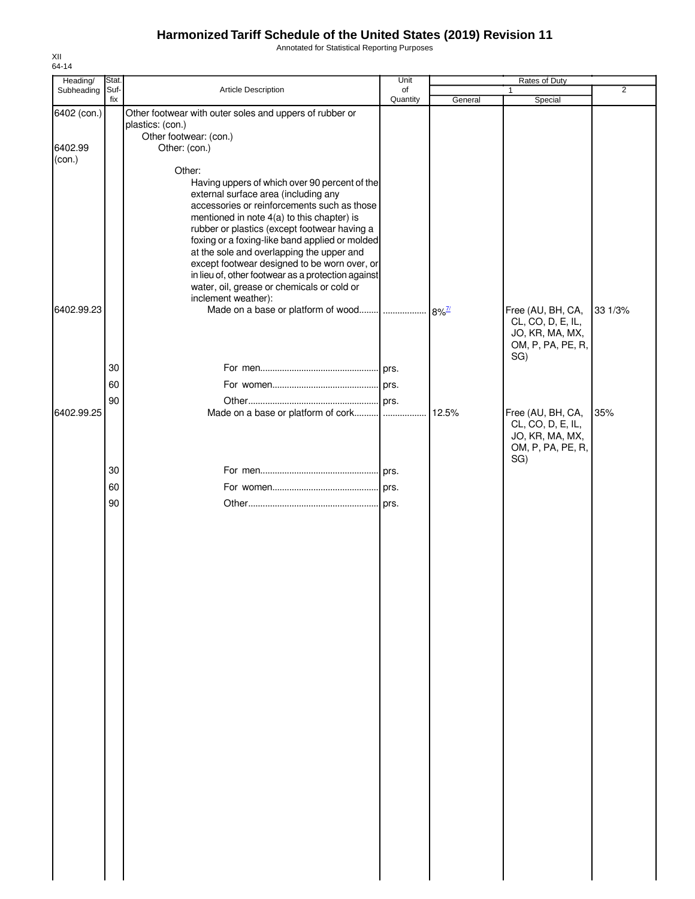# Harmonized Tariff Schedule of the United States (2019) Revision 11

Annotated for Statistical Reporting Purposes

XII
64-14

| Heading/ Subheading | Stat. Suf- fix | Article Description | Unit of Quantity | Rates of Duty 1 General | Special | 2 |
|---|---|---|---|---|---|---|
| 6402 (con.) | | Other footwear with outer soles and uppers of rubber or plastics: (con.) | | | | |
| | | Other footwear: (con.) | | | | |
| 6402.99 (con.) | | Other: (con.) | | | | |
| | | Other: | | | | |
| | | Having uppers of which over 90 percent of the external surface area (including any accessories or reinforcements such as those mentioned in note 4(a) to this chapter) is rubber or plastics (except footwear having a foxing or a foxing-like band applied or molded at the sole and overlapping the upper and except footwear designed to be worn over, or in lieu of, other footwear as a protection against water, oil, grease or chemicals or cold or inclement weather): | | | | |
| 6402.99.23 | | Made on a base or platform of wood | ................. | 8%[7/] | Free (AU, BH, CA, CL, CO, D, E, IL, JO, KR, MA, MX, OM, P, PA, PE, R, SG) | 33 1/3% |
| | 30 | For men | prs. | | | |
| | 60 | For women | prs. | | | |
| | 90 | Other | prs. | | | |
| 6402.99.25 | | Made on a base or platform of cork | ................. | 12.5% | Free (AU, BH, CA, CL, CO, D, E, IL, JO, KR, MA, MX, OM, P, PA, PE, R, SG) | 35% |
| | 30 | For men | prs. | | | |
| | 60 | For women | prs. | | | |
| | 90 | Other | prs. | | | |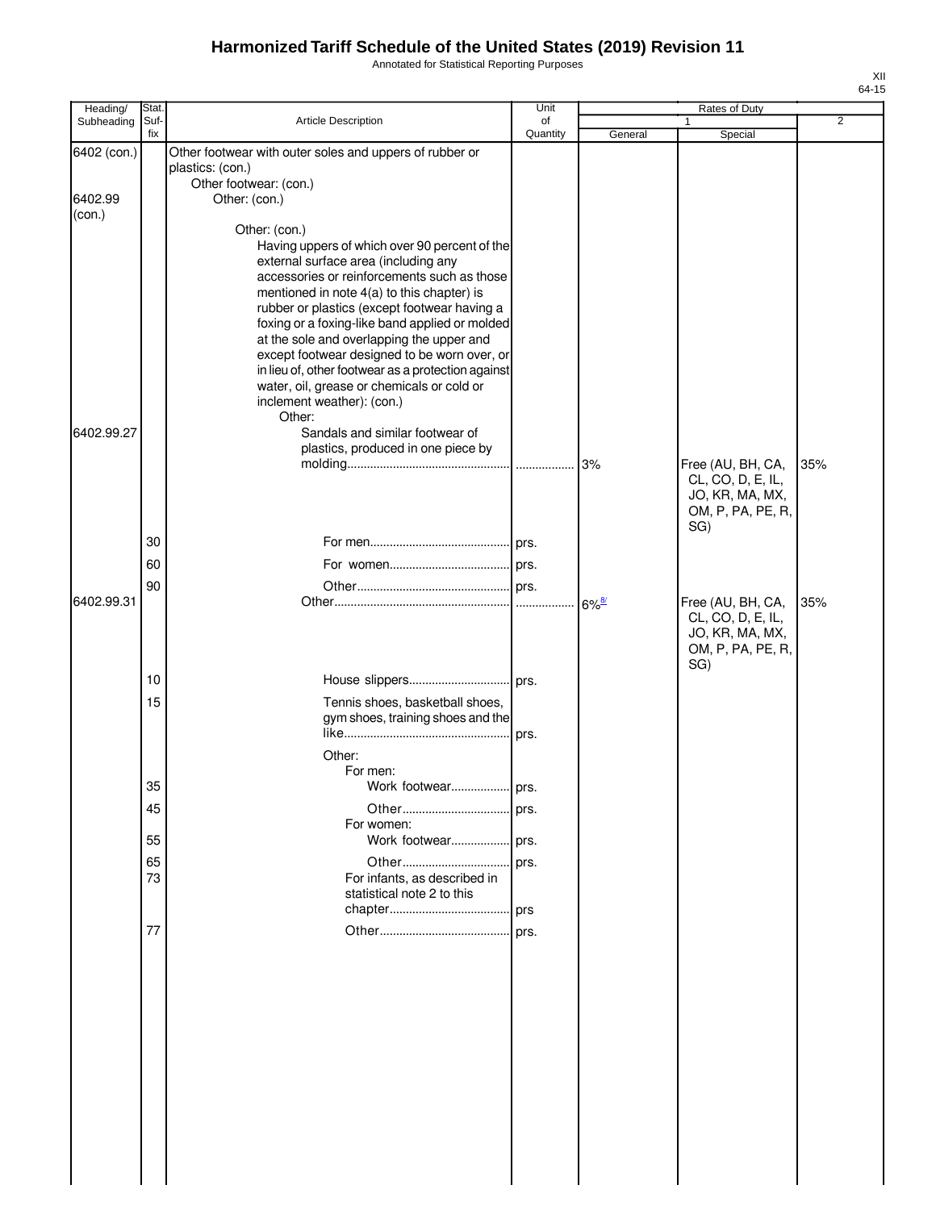# Harmonized Tariff Schedule of the United States (2019) Revision 11

Annotated for Statistical Reporting Purposes

XII
64-15

| Heading/ Subheading | Stat. Suf- fix | Article Description | Unit of Quantity | Rates of Duty 1 General | Rates of Duty 1 Special | Rates of Duty 2 |
|---|---|---|---|---|---|---|
| 6402 (con.) | | Other footwear with outer soles and uppers of rubber or plastics: (con.) | | | | |
| | | Other footwear: (con.) | | | | |
| 6402.99 (con.) | | Other: (con.) | | | | |
| | | Other: (con.) | | | | |
| | | Having uppers of which over 90 percent of the external surface area (including any accessories or reinforcements such as those mentioned in note 4(a) to this chapter) is rubber or plastics (except footwear having a foxing or a foxing-like band applied or molded at the sole and overlapping the upper and except footwear designed to be worn over, or in lieu of, other footwear as a protection against water, oil, grease or chemicals or cold or inclement weather): (con.) | | | | |
| | | Other: | | | | |
| 6402.99.27 | | Sandals and similar footwear of plastics, produced in one piece by molding | | 3% | Free (AU, BH, CA, CL, CO, D, E, IL, JO, KR, MA, MX, OM, P, PA, PE, R, SG) | 35% |
| | 30 | For men | prs. | | | |
| | 60 | For women | prs. | | | |
| | 90 | Other | prs. | | | |
| 6402.99.31 | | Other | | 6%[8/] | Free (AU, BH, CA, CL, CO, D, E, IL, JO, KR, MA, MX, OM, P, PA, PE, R, SG) | 35% |
| | 10 | House slippers | prs. | | | |
| | 15 | Tennis shoes, basketball shoes, gym shoes, training shoes and the like | prs. | | | |
| | | Other: | | | | |
| | | For men: | | | | |
| | 35 | Work footwear | prs. | | | |
| | 45 | Other | prs. | | | |
| | | For women: | | | | |
| | 55 | Work footwear | prs. | | | |
| | 65 | Other | prs. | | | |
| | 73 | For infants, as described in statistical note 2 to this chapter | prs | | | |
| | 77 | Other | prs. | | | |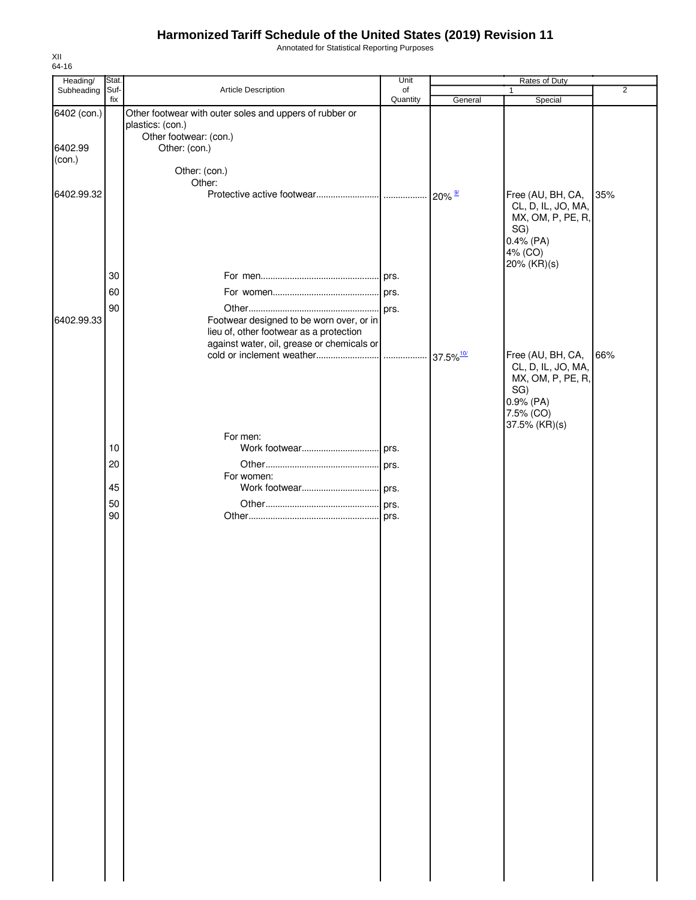# Harmonized Tariff Schedule of the United States (2019) Revision 11

Annotated for Statistical Reporting Purposes

XII
64-16

| Heading/ Subheading | Stat. Suf- fix | Article Description | Unit of Quantity | Rates of Duty 1 General | Special | 2 |
|---|---|---|---|---|---|---|
| 6402 (con.) | | Other footwear with outer soles and uppers of rubber or plastics: (con.) | | | | |
| | | Other footwear: (con.) | | | | |
| 6402.99 (con.) | | Other: (con.) | | | | |
| | | Other: (con.) | | | | |
| | | Other: | | | | |
| 6402.99.32 | | Protective active footwear | | 20% [9/] | Free (AU, BH, CA, CL, D, IL, JO, MA, MX, OM, P, PE, R, SG) 0.4% (PA) 4% (CO) 20% (KR)(s) | 35% |
| | 30 | For men | prs. | | | |
| | 60 | For women | prs. | | | |
| | 90 | Other | prs. | | | |
| 6402.99.33 | | Footwear designed to be worn over, or in lieu of, other footwear as a protection against water, oil, grease or chemicals or cold or inclement weather | | 37.5% [10/] | Free (AU, BH, CA, CL, D, IL, JO, MA, MX, OM, P, PE, R, SG) 0.9% (PA) 7.5% (CO) 37.5% (KR)(s) | 66% |
| | | For men: | | | | |
| | 10 | Work footwear | prs. | | | |
| | 20 | Other | prs. | | | |
| | | For women: | | | | |
| | 45 | Work footwear | prs. | | | |
| | 50 | Other | prs. | | | |
| | 90 | Other | prs. | | | |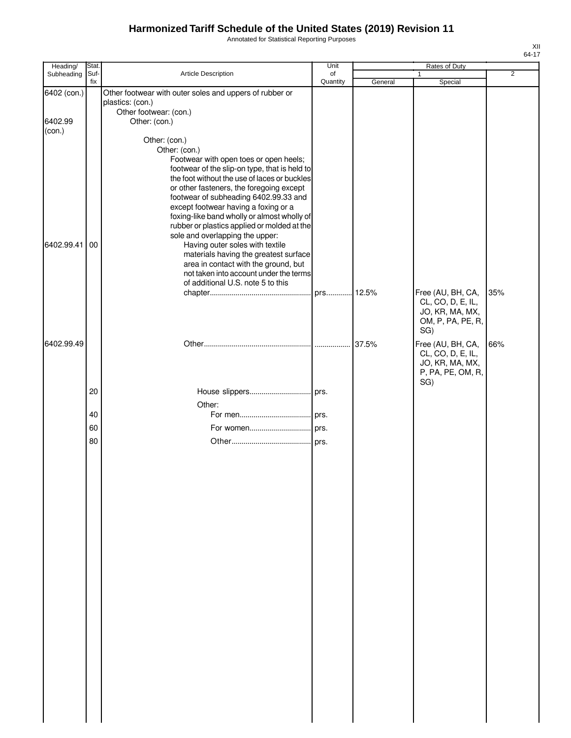# Harmonized Tariff Schedule of the United States (2019) Revision 11

Annotated for Statistical Reporting Purposes

XII
64-17

| Heading/ Subheading | Stat. Suf- fix | Article Description | Unit of Quantity | Rates of Duty 1 General | Special | 2 |
|---|---|---|---|---|---|---|
| 6402 (con.) | | Other footwear with outer soles and uppers of rubber or plastics: (con.) | | | | |
| | | Other footwear: (con.) | | | | |
| 6402.99 (con.) | | Other: (con.) | | | | |
| | | Other: (con.) | | | | |
| | | Other: (con.) | | | | |
| | | Footwear with open toes or open heels; footwear of the slip-on type, that is held to the foot without the use of laces or buckles or other fasteners, the foregoing except footwear of subheading 6402.99.33 and except footwear having a foxing or a foxing-like band wholly or almost wholly of rubber or plastics applied or molded at the sole and overlapping the upper: | | | | |
| 6402.99.41 | 00 | Having outer soles with textile materials having the greatest surface area in contact with the ground, but not taken into account under the terms of additional U.S. note 5 to this chapter | prs. | 12.5% | Free (AU, BH, CA, CL, CO, D, E, IL, JO, KR, MA, MX, OM, P, PA, PE, R, SG) | 35% |
| 6402.99.49 | | Other | | 37.5% | Free (AU, BH, CA, CL, CO, D, E, IL, JO, KR, MA, MX, P, PA, PE, OM, R, SG) | 66% |
| | 20 | House slippers | prs. | | | |
| | | Other: | | | | |
| | 40 | For men | prs. | | | |
| | 60 | For women | prs. | | | |
| | 80 | Other | prs. | | | |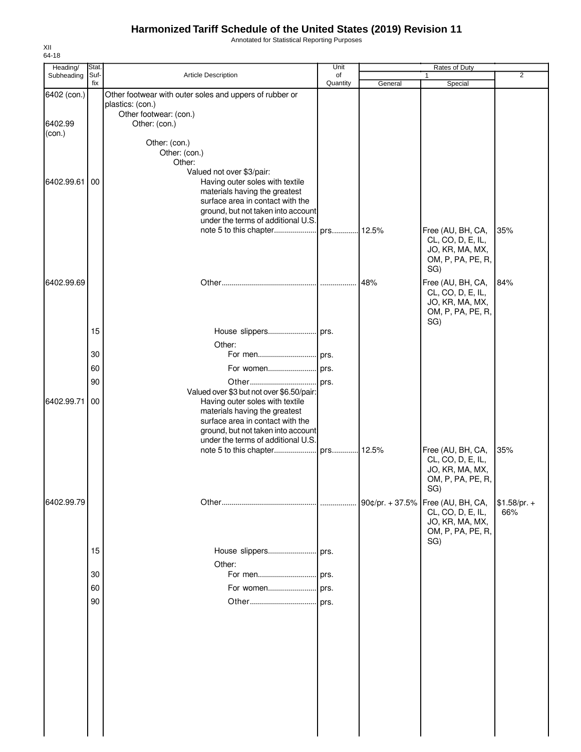# Harmonized Tariff Schedule of the United States (2019) Revision 11

Annotated for Statistical Reporting Purposes

XII
64-18

| Heading/ Subheading | Stat. Suf- fix | Article Description | Unit of Quantity | Rates of Duty 1 General | Special | 2 |
|---|---|---|---|---|---|---|
| 6402 (con.) | | Other footwear with outer soles and uppers of rubber or plastics: (con.) | | | | |
| | | Other footwear: (con.) | | | | |
| 6402.99 (con.) | | Other: (con.) | | | | |
| | | Other: (con.) | | | | |
| | | Other: (con.) | | | | |
| | | Other: | | | | |
| | | Valued not over $3/pair: | | | | |
| 6402.99.61 | 00 | Having outer soles with textile materials having the greatest surface area in contact with the ground, but not taken into account under the terms of additional U.S. note 5 to this chapter | prs. | 12.5% | Free (AU, BH, CA, CL, CO, D, E, IL, JO, KR, MA, MX, OM, P, PA, PE, R, SG) | 35% |
| 6402.99.69 | | Other | | 48% | Free (AU, BH, CA, CL, CO, D, E, IL, JO, KR, MA, MX, OM, P, PA, PE, R, SG) | 84% |
| | 15 | House slippers | prs. | | | |
| | | Other: | | | | |
| | 30 | For men | prs. | | | |
| | 60 | For women | prs. | | | |
| | 90 | Other | prs. | | | |
| | | Valued over $3 but not over $6.50/pair: | | | | |
| 6402.99.71 | 00 | Having outer soles with textile materials having the greatest surface area in contact with the ground, but not taken into account under the terms of additional U.S. note 5 to this chapter | prs. | 12.5% | Free (AU, BH, CA, CL, CO, D, E, IL, JO, KR, MA, MX, OM, P, PA, PE, R, SG) | 35% |
| 6402.99.79 | | Other | | 90¢/pr. + 37.5% | Free (AU, BH, CA, CL, CO, D, E, IL, JO, KR, MA, MX, OM, P, PA, PE, R, SG) | $1.58/pr. + 66% |
| | 15 | House slippers | prs. | | | |
| | | Other: | | | | |
| | 30 | For men | prs. | | | |
| | 60 | For women | prs. | | | |
| | 90 | Other | prs. | | | |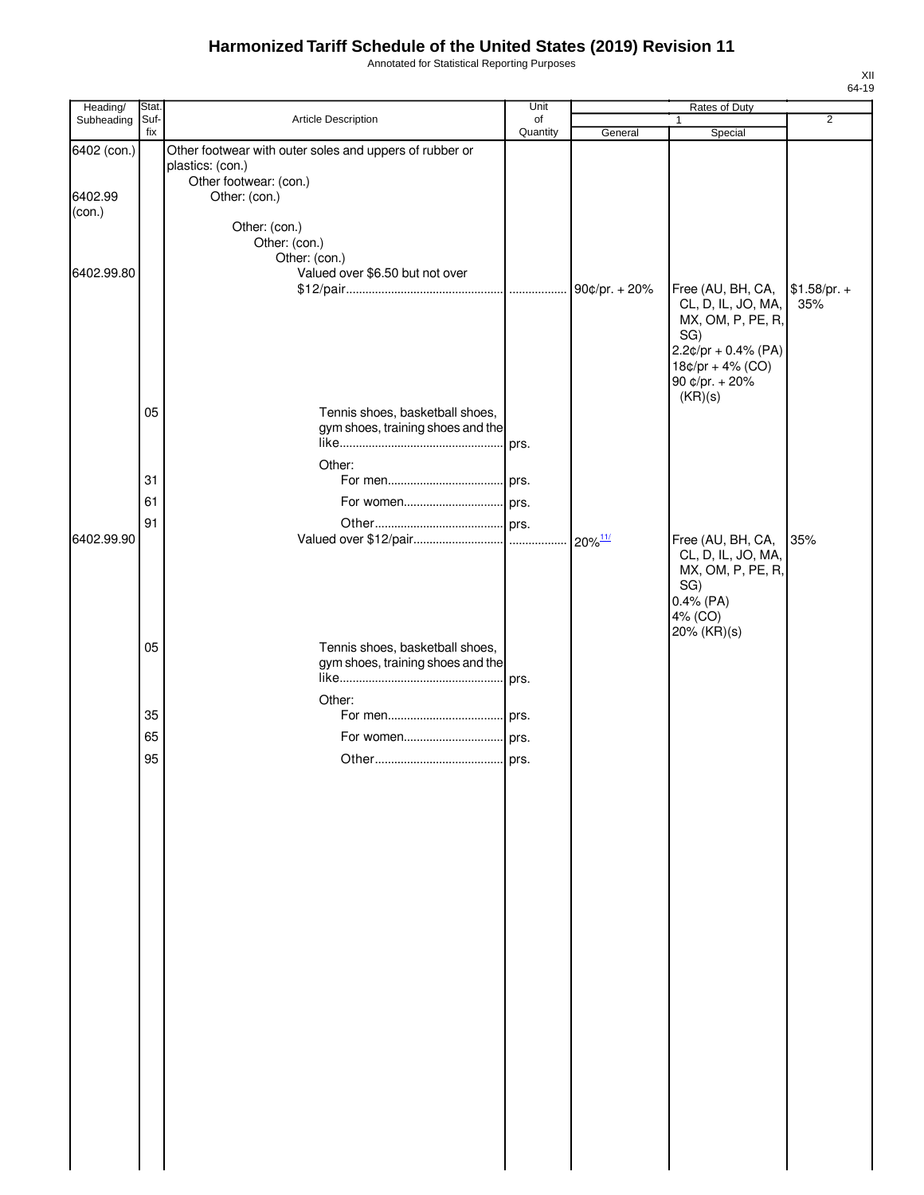# Harmonized Tariff Schedule of the United States (2019) Revision 11

Annotated for Statistical Reporting Purposes

| Heading/ Subheading | Stat. Suf- fix | Article Description | Unit of Quantity | Rates of Duty 1 General | Rates of Duty 1 Special | Rates of Duty 2 |
|---|---|---|---|---|---|---|
| 6402 (con.) | | Other footwear with outer soles and uppers of rubber or plastics: (con.) | | | | |
| | | Other footwear: (con.) | | | | |
| 6402.99 (con.) | | Other: (con.) | | | | |
| | | Other: (con.) | | | | |
| | | Other: (con.) | | | | |
| | | Other: (con.) | | | | |
| 6402.99.80 | | Valued over $6.50 but not over $12/pair | | 90¢/pr. + 20% | Free (AU, BH, CA, CL, D, IL, JO, MA, MX, OM, P, PE, R, SG)<br>2.2¢/pr + 0.4% (PA)<br>18¢/pr + 4% (CO)<br>90 ¢/pr. + 20% (KR)(s) | $1.58/pr. + 35% |
| | 05 | Tennis shoes, basketball shoes, gym shoes, training shoes and the like | prs. | | | |
| | | Other: | | | | |
| | 31 | For men | prs. | | | |
| | 61 | For women | prs. | | | |
| | 91 | Other | prs. | | | |
| 6402.99.90 | | Valued over $12/pair | | 20%[11/] | Free (AU, BH, CA, CL, D, IL, JO, MA, MX, OM, P, PE, R, SG)<br>0.4% (PA)<br>4% (CO)<br>20% (KR)(s) | 35% |
| | 05 | Tennis shoes, basketball shoes, gym shoes, training shoes and the like | prs. | | | |
| | | Other: | | | | |
| | 35 | For men | prs. | | | |
| | 65 | For women | prs. | | | |
| | 95 | Other | prs. | | | |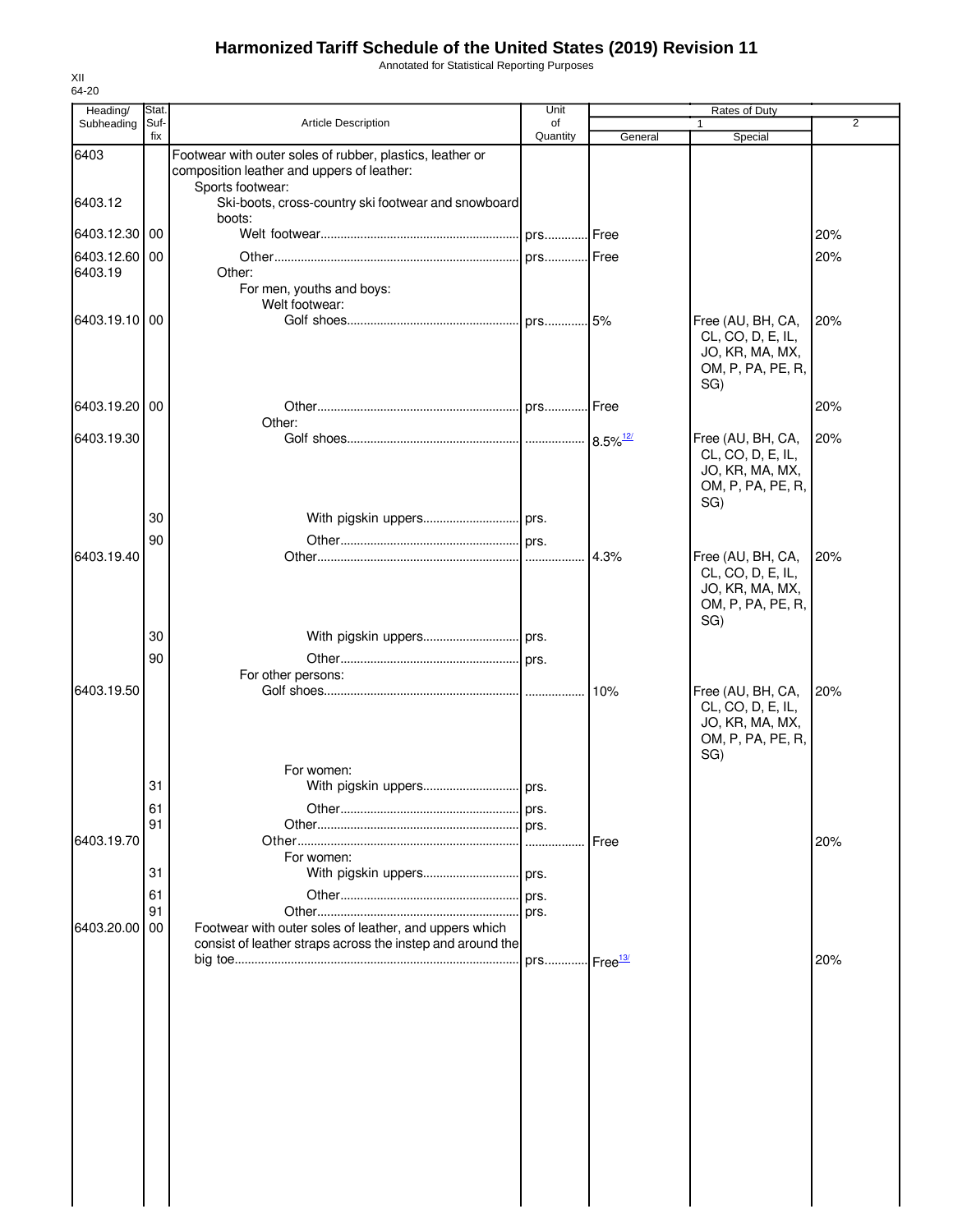# Harmonized Tariff Schedule of the United States (2019) Revision 11

Annotated for Statistical Reporting Purposes

XII
64-20

| Heading/ Subheading | Stat. Suf- fix | Article Description | Unit of Quantity | Rates of Duty 1 General | Rates of Duty 1 Special | 2 |
|---|---|---|---|---|---|---|
| 6403 | | Footwear with outer soles of rubber, plastics, leather or composition leather and uppers of leather: | | | | |
| | | Sports footwear: | | | | |
| 6403.12 | | Ski-boots, cross-country ski footwear and snowboard boots: | | | | |
| 6403.12.30 | 00 | Welt footwear | prs. | Free | | 20% |
| 6403.12.60 | 00 | Other | prs. | Free | | 20% |
| 6403.19 | | Other: | | | | |
| | | For men, youths and boys: | | | | |
| | | Welt footwear: | | | | |
| 6403.19.10 | 00 | Golf shoes | prs. | 5% | Free (AU, BH, CA, CL, CO, D, E, IL, JO, KR, MA, MX, OM, P, PA, PE, R, SG) | 20% |
| 6403.19.20 | 00 | Other | prs. | Free | | 20% |
| | | Other: | | | | |
| 6403.19.30 | | Golf shoes | | 8.5%[12/] | Free (AU, BH, CA, CL, CO, D, E, IL, JO, KR, MA, MX, OM, P, PA, PE, R, SG) | 20% |
| | 30 | With pigskin uppers | prs. | | | |
| | 90 | Other | prs. | | | |
| 6403.19.40 | | Other | | 4.3% | Free (AU, BH, CA, CL, CO, D, E, IL, JO, KR, MA, MX, OM, P, PA, PE, R, SG) | 20% |
| | 30 | With pigskin uppers | prs. | | | |
| | 90 | Other | prs. | | | |
| | | For other persons: | | | | |
| 6403.19.50 | | Golf shoes | | 10% | Free (AU, BH, CA, CL, CO, D, E, IL, JO, KR, MA, MX, OM, P, PA, PE, R, SG) | 20% |
| | | For women: | | | | |
| | 31 | With pigskin uppers | prs. | | | |
| | 61 | Other | prs. | | | |
| | 91 | Other | prs. | | | |
| 6403.19.70 | | Other | | Free | | 20% |
| | | For women: | | | | |
| | 31 | With pigskin uppers | prs. | | | |
| | 61 | Other | prs. | | | |
| | 91 | Other | prs. | | | |
| 6403.20.00 | 00 | Footwear with outer soles of leather, and uppers which consist of leather straps across the instep and around the big toe | prs. | Free[13/] | | 20% |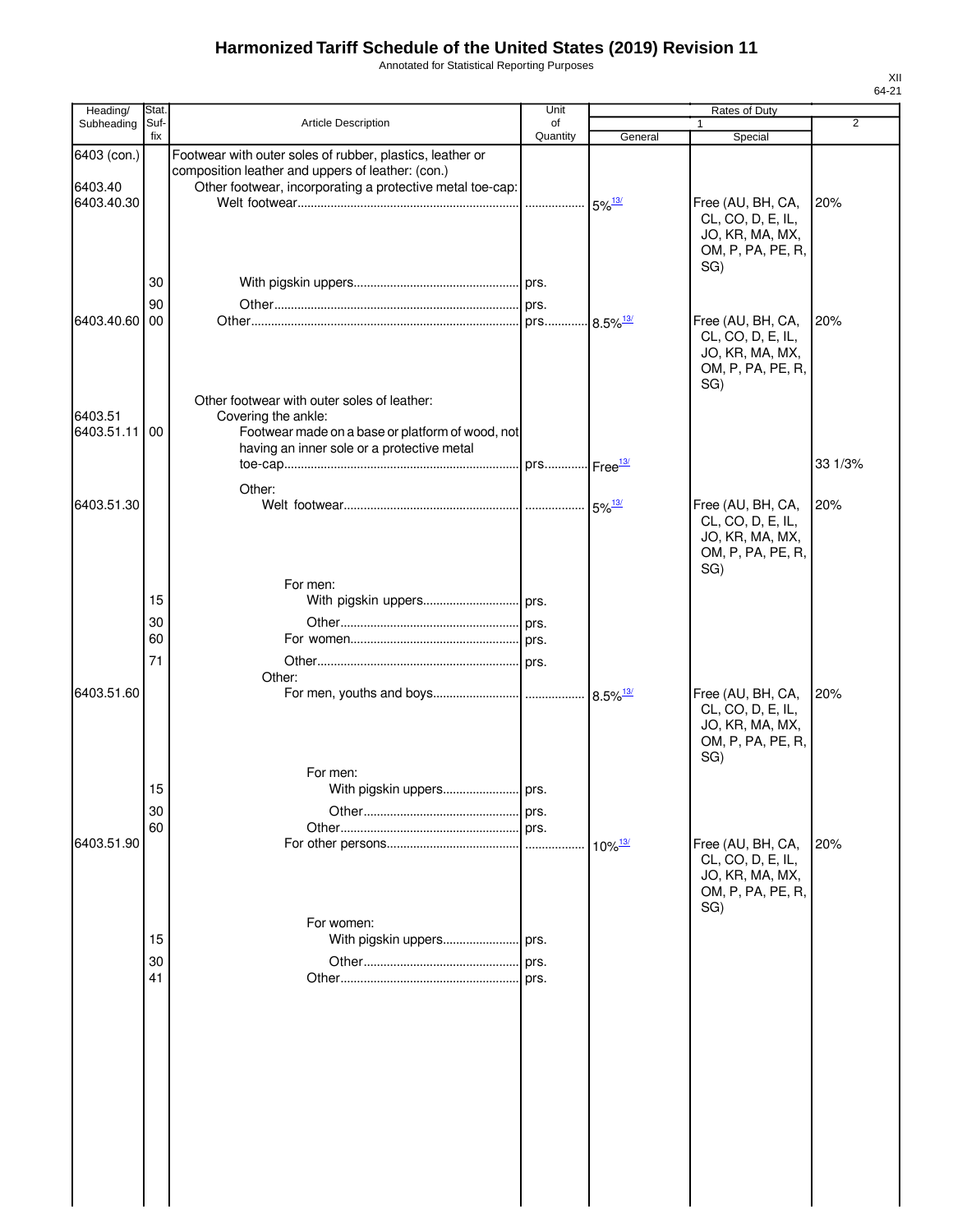# Harmonized Tariff Schedule of the United States (2019) Revision 11

Annotated for Statistical Reporting Purposes

XII
64-21

| Heading/ Subheading | Stat. Suf- fix | Article Description | Unit of Quantity | Rates of Duty 1 General | Rates of Duty 1 Special | Rates of Duty 2 |
|---|---|---|---|---|---|---|
| 6403 (con.) | | Footwear with outer soles of rubber, plastics, leather or composition leather and uppers of leather: (con.) | | | | |
| 6403.40 | | Other footwear, incorporating a protective metal toe-cap: | | | | |
| 6403.40.30 | | Welt footwear | | 5%[13/] | Free (AU, BH, CA, CL, CO, D, E, IL, JO, KR, MA, MX, OM, P, PA, PE, R, SG) | 20% |
| | 30 | With pigskin uppers | prs. | | | |
| | 90 | Other | prs. | | | |
| 6403.40.60 | 00 | Other | prs. | 8.5%[13/] | Free (AU, BH, CA, CL, CO, D, E, IL, JO, KR, MA, MX, OM, P, PA, PE, R, SG) | 20% |
| | | Other footwear with outer soles of leather: | | | | |
| 6403.51 | | Covering the ankle: | | | | |
| 6403.51.11 | 00 | Footwear made on a base or platform of wood, not having an inner sole or a protective metal toe-cap | prs. | Free[13/] | | 33 1/3% |
| | | Other: | | | | |
| 6403.51.30 | | Welt footwear | | 5%[13/] | Free (AU, BH, CA, CL, CO, D, E, IL, JO, KR, MA, MX, OM, P, PA, PE, R, SG) | 20% |
| | | For men: | | | | |
| | 15 | With pigskin uppers | prs. | | | |
| | 30 | Other | prs. | | | |
| | 60 | For women | prs. | | | |
| | 71 | Other | prs. | | | |
| | | Other: | | | | |
| 6403.51.60 | | For men, youths and boys | | 8.5%[13/] | Free (AU, BH, CA, CL, CO, D, E, IL, JO, KR, MA, MX, OM, P, PA, PE, R, SG) | 20% |
| | | For men: | | | | |
| | 15 | With pigskin uppers | prs. | | | |
| | 30 | Other | prs. | | | |
| | 60 | Other | prs. | | | |
| 6403.51.90 | | For other persons | | 10%[13/] | Free (AU, BH, CA, CL, CO, D, E, IL, JO, KR, MA, MX, OM, P, PA, PE, R, SG) | 20% |
| | | For women: | | | | |
| | 15 | With pigskin uppers | prs. | | | |
| | 30 | Other | prs. | | | |
| | 41 | Other | prs. | | | |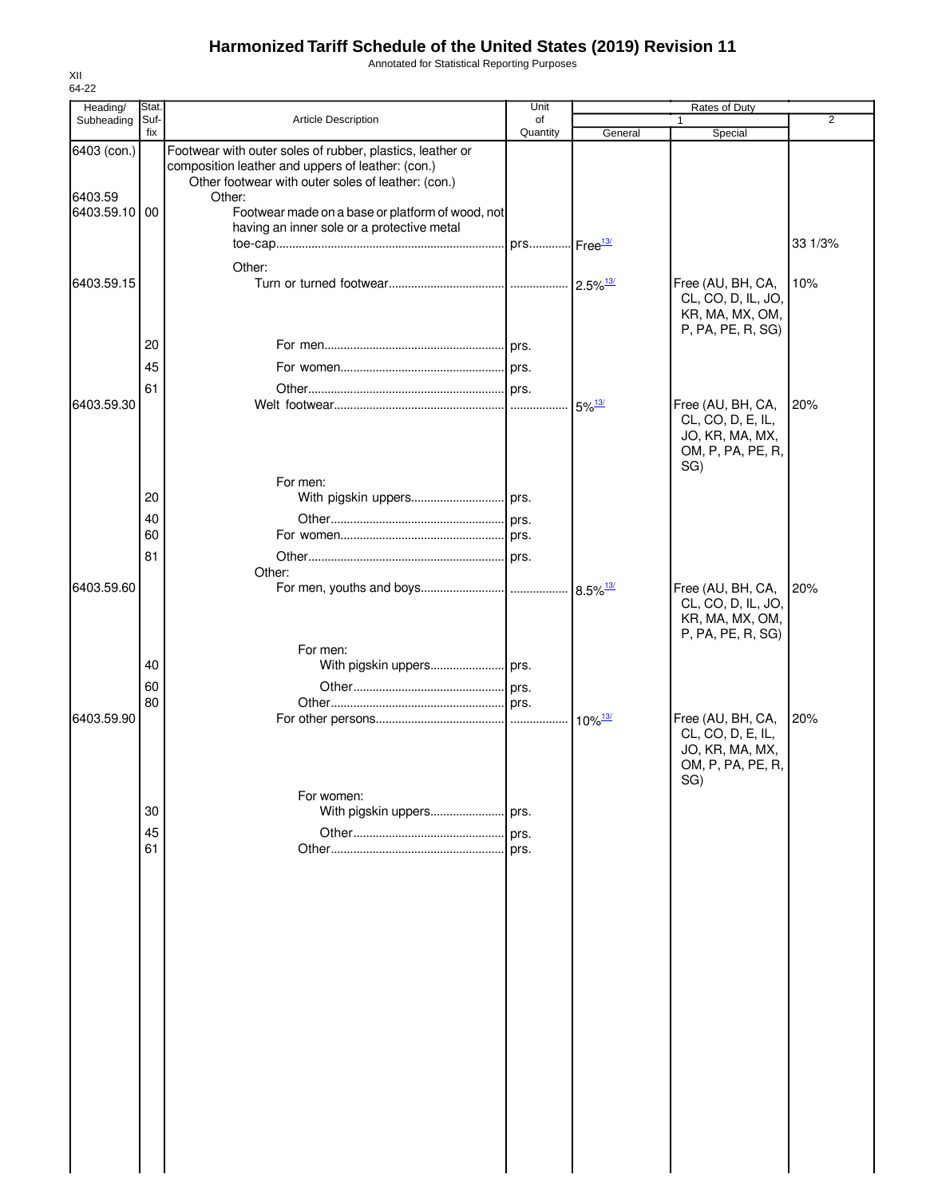# Harmonized Tariff Schedule of the United States (2019) Revision 11

Annotated for Statistical Reporting Purposes

XII
64-22

| Heading/ Subheading | Stat. Suf- fix | Article Description | Unit of Quantity | Rates of Duty 1 General | Special | 2 |
|---|---|---|---|---|---|---|
| 6403 (con.) | | Footwear with outer soles of rubber, plastics, leather or composition leather and uppers of leather: (con.) | | | | |
| | | Other footwear with outer soles of leather: (con.) | | | | |
| 6403.59 | | Other: | | | | |
| 6403.59.10 | 00 | Footwear made on a base or platform of wood, not having an inner sole or a protective metal toe-cap | prs. | Free[13/] | | 33 1/3% |
| | | Other: | | | | |
| 6403.59.15 | | Turn or turned footwear | | 2.5%[13/] | Free (AU, BH, CA, CL, CO, D, IL, JO, KR, MA, MX, OM, P, PA, PE, R, SG) | 10% |
| | 20 | For men | prs. | | | |
| | 45 | For women | prs. | | | |
| | 61 | Other | prs. | | | |
| 6403.59.30 | | Welt footwear | | 5%[13/] | Free (AU, BH, CA, CL, CO, D, E, IL, JO, KR, MA, MX, OM, P, PA, PE, R, SG) | 20% |
| | | For men: | | | | |
| | 20 | With pigskin uppers | prs. | | | |
| | 40 | Other | prs. | | | |
| | 60 | For women | prs. | | | |
| | 81 | Other | prs. | | | |
| | | Other: | | | | |
| 6403.59.60 | | For men, youths and boys | | 8.5%[13/] | Free (AU, BH, CA, CL, CO, D, IL, JO, KR, MA, MX, OM, P, PA, PE, R, SG) | 20% |
| | | For men: | | | | |
| | 40 | With pigskin uppers | prs. | | | |
| | 60 | Other | prs. | | | |
| | 80 | Other | prs. | | | |
| 6403.59.90 | | For other persons | | 10%[13/] | Free (AU, BH, CA, CL, CO, D, E, IL, JO, KR, MA, MX, OM, P, PA, PE, R, SG) | 20% |
| | | For women: | | | | |
| | 30 | With pigskin uppers | prs. | | | |
| | 45 | Other | prs. | | | |
| | 61 | Other | prs. | | | |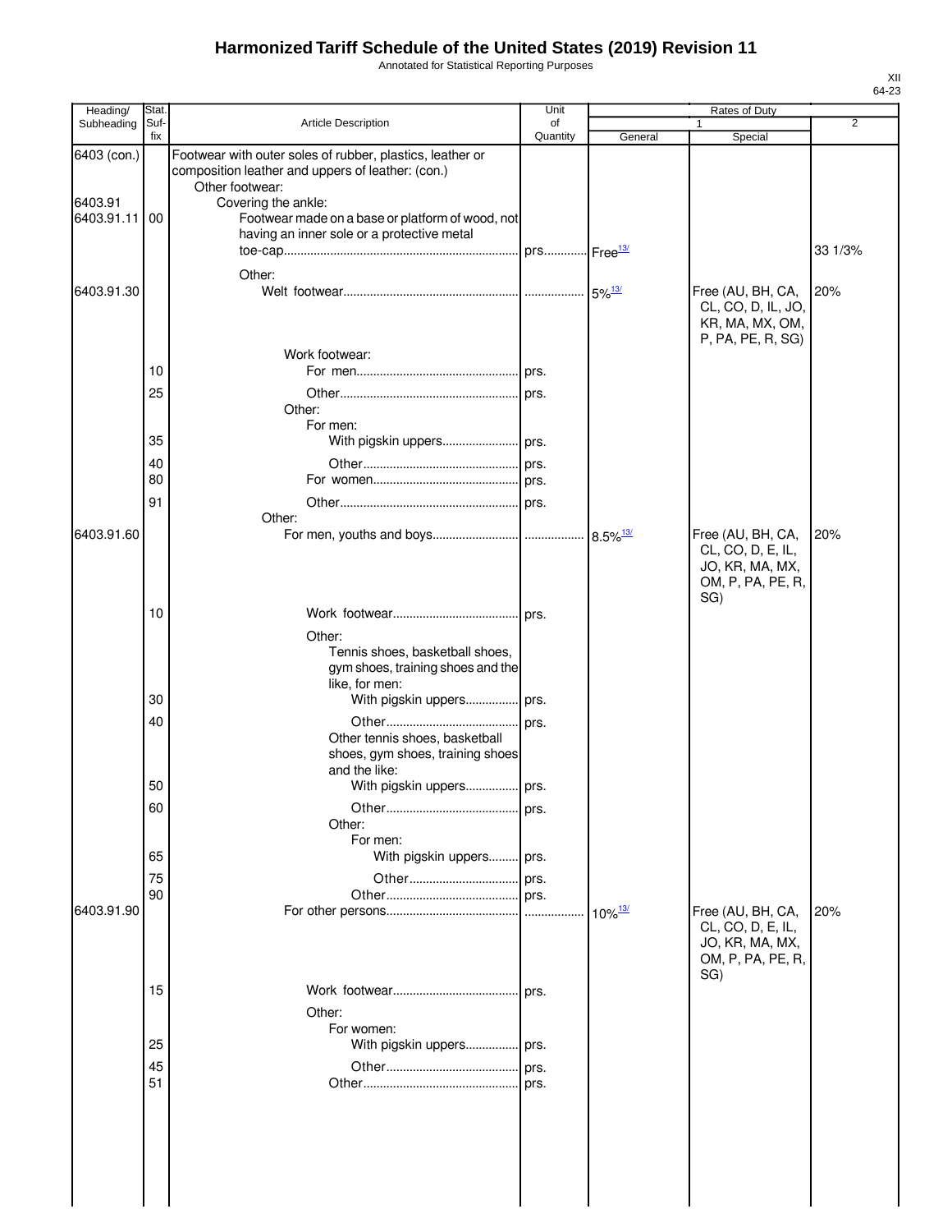# Harmonized Tariff Schedule of the United States (2019) Revision 11

Annotated for Statistical Reporting Purposes

XII
64-23

| Heading/ Subheading | Stat. Suf-fix | Article Description | Unit of Quantity | Rates of Duty 1 General | Rates of Duty 1 Special | Rates of Duty 2 |
|---|---|---|---|---|---|---|
| 6403 (con.) | | Footwear with outer soles of rubber, plastics, leather or composition leather and uppers of leather: (con.) | | | | |
| | | Other footwear: | | | | |
| 6403.91 | | Covering the ankle: | | | | |
| 6403.91.11 | 00 | Footwear made on a base or platform of wood, not having an inner sole or a protective metal toe-cap | prs. | Free[13/] | | 33 1/3% |
| | | Other: | | | | |
| 6403.91.30 | | Welt footwear | | 5%[13/] | Free (AU, BH, CA, CL, CO, D, IL, JO, KR, MA, MX, OM, P, PA, PE, R, SG) | 20% |
| | | Work footwear: | | | | |
| | 10 | For men | prs. | | | |
| | 25 | Other | prs. | | | |
| | | Other: | | | | |
| | | For men: | | | | |
| | 35 | With pigskin uppers | prs. | | | |
| | 40 | Other | prs. | | | |
| | 80 | For women | prs. | | | |
| | 91 | Other | prs. | | | |
| | | Other: | | | | |
| 6403.91.60 | | For men, youths and boys | | 8.5%[13/] | Free (AU, BH, CA, CL, CO, D, E, IL, JO, KR, MA, MX, OM, P, PA, PE, R, SG) | 20% |
| | 10 | Work footwear | prs. | | | |
| | | Other: | | | | |
| | | Tennis shoes, basketball shoes, gym shoes, training shoes and the like, for men: | | | | |
| | 30 | With pigskin uppers | prs. | | | |
| | 40 | Other | prs. | | | |
| | | Other tennis shoes, basketball shoes, gym shoes, training shoes and the like: | | | | |
| | 50 | With pigskin uppers | prs. | | | |
| | 60 | Other | prs. | | | |
| | | Other: | | | | |
| | | For men: | | | | |
| | 65 | With pigskin uppers | prs. | | | |
| | 75 | Other | prs. | | | |
| | 90 | Other | prs. | | | |
| 6403.91.90 | | For other persons | | 10%[13/] | Free (AU, BH, CA, CL, CO, D, E, IL, JO, KR, MA, MX, OM, P, PA, PE, R, SG) | 20% |
| | 15 | Work footwear | prs. | | | |
| | | Other: | | | | |
| | | For women: | | | | |
| | 25 | With pigskin uppers | prs. | | | |
| | 45 | Other | prs. | | | |
| | 51 | Other | prs. | | | |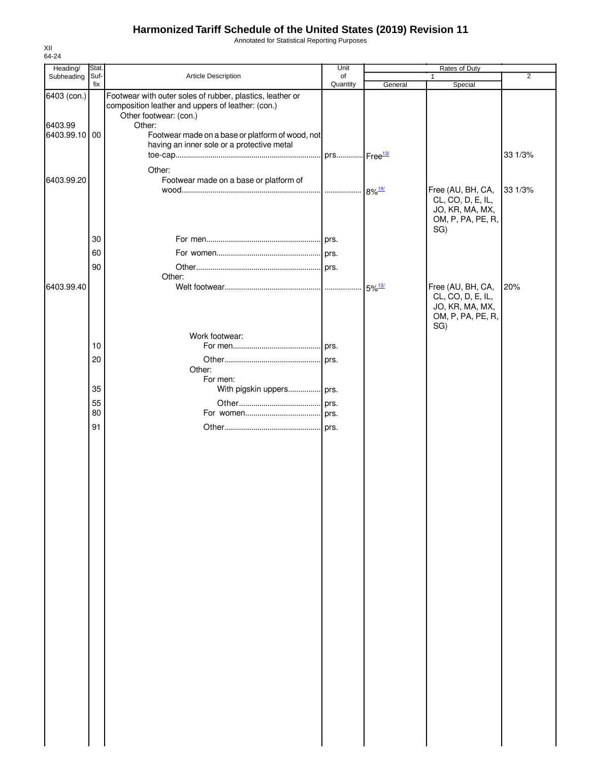# Harmonized Tariff Schedule of the United States (2019) Revision 11

Annotated for Statistical Reporting Purposes

XII
64-24

| Heading/ Subheading | Stat. Suf-fix | Article Description | Unit of Quantity | Rates of Duty 1 General | Rates of Duty 1 Special | Rates of Duty 2 |
|---|---|---|---|---|---|---|
| 6403 (con.) | | Footwear with outer soles of rubber, plastics, leather or composition leather and uppers of leather: (con.) | | | | |
| | | Other footwear: (con.) | | | | |
| 6403.99 | | Other: | | | | |
| 6403.99.10 | 00 | Footwear made on a base or platform of wood, not having an inner sole or a protective metal toe-cap | prs. | Free[13/] | | 33 1/3% |
| | | Other: | | | | |
| 6403.99.20 | | Footwear made on a base or platform of wood | | 8%[14/] | Free (AU, BH, CA, CL, CO, D, E, IL, JO, KR, MA, MX, OM, P, PA, PE, R, SG) | 33 1/3% |
| | 30 | For men | prs. | | | |
| | 60 | For women | prs. | | | |
| | 90 | Other | prs. | | | |
| | | Other: | | | | |
| 6403.99.40 | | Welt footwear | | 5%[13/] | Free (AU, BH, CA, CL, CO, D, E, IL, JO, KR, MA, MX, OM, P, PA, PE, R, SG) | 20% |
| | | Work footwear: | | | | |
| | 10 | For men | prs. | | | |
| | 20 | Other | prs. | | | |
| | | Other: | | | | |
| | | For men: | | | | |
| | 35 | With pigskin uppers | prs. | | | |
| | 55 | Other | prs. | | | |
| | 80 | For women | prs. | | | |
| | 91 | Other | prs. | | | |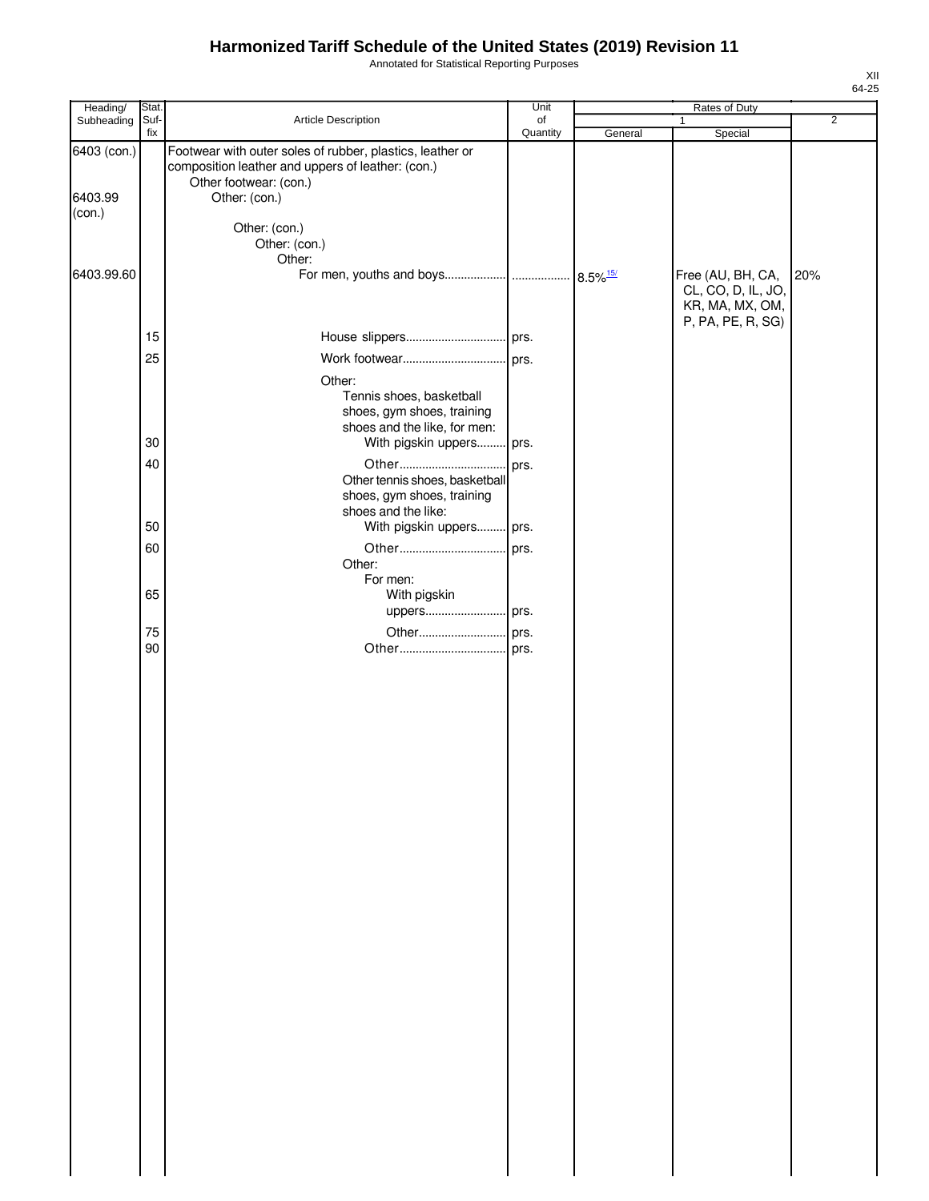# Harmonized Tariff Schedule of the United States (2019) Revision 11

Annotated for Statistical Reporting Purposes

XII
64-25

| Heading/ Subheading | Stat. Suf- fix | Article Description | Unit of Quantity | Rates of Duty 1 General | Special | 2 |
|---|---|---|---|---|---|---|
| 6403 (con.) | | Footwear with outer soles of rubber, plastics, leather or composition leather and uppers of leather: (con.) | | | | |
| | | Other footwear: (con.) | | | | |
| 6403.99 (con.) | | Other: (con.) | | | | |
| | | Other: (con.) | | | | |
| | | Other: (con.) | | | | |
| | | Other: | | | | |
| 6403.99.60 | | For men, youths and boys | ................. | 8.5%[15/] | Free (AU, BH, CA, CL, CO, D, IL, JO, KR, MA, MX, OM, P, PA, PE, R, SG) | 20% |
| | 15 | House slippers | prs. | | | |
| | 25 | Work footwear | prs. | | | |
| | | Other: | | | | |
| | | Tennis shoes, basketball shoes, gym shoes, training shoes and the like, for men: | | | | |
| | 30 | With pigskin uppers | prs. | | | |
| | 40 | Other | prs. | | | |
| | | Other tennis shoes, basketball shoes, gym shoes, training shoes and the like: | | | | |
| | 50 | With pigskin uppers | prs. | | | |
| | 60 | Other | prs. | | | |
| | | Other: | | | | |
| | | For men: | | | | |
| | 65 | With pigskin uppers | prs. | | | |
| | 75 | Other | prs. | | | |
| | 90 | Other | prs. | | | |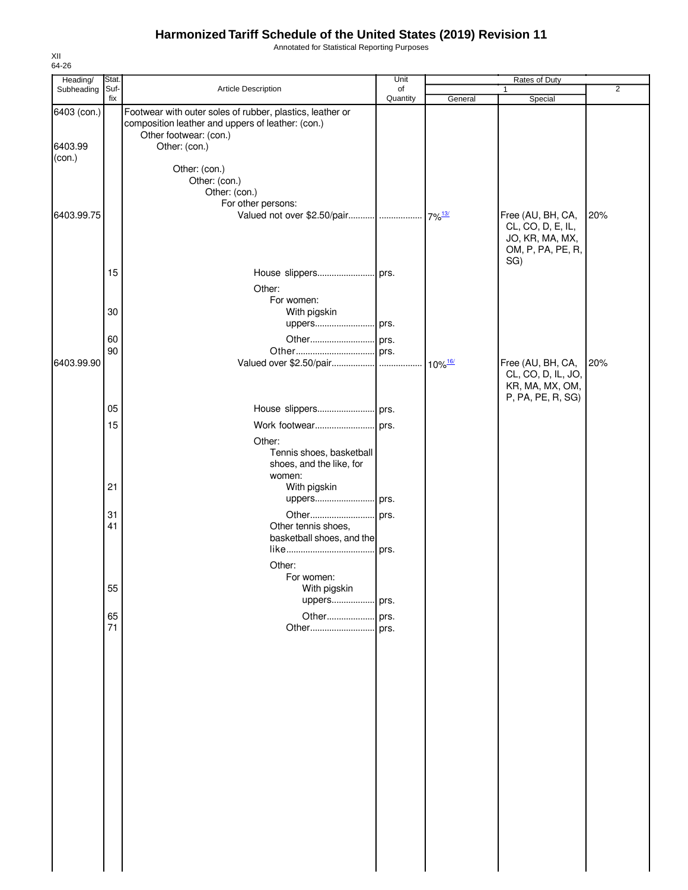# Harmonized Tariff Schedule of the United States (2019) Revision 11

Annotated for Statistical Reporting Purposes

XII
64-26

| Heading/ Subheading | Stat. Suf- fix | Article Description | Unit of Quantity | Rates of Duty 1 General | Rates of Duty 1 Special | Rates of Duty 2 |
|---|---|---|---|---|---|---|
| 6403 (con.) | | Footwear with outer soles of rubber, plastics, leather or composition leather and uppers of leather: (con.) | | | | |
| | | Other footwear: (con.) | | | | |
| 6403.99 (con.) | | Other: (con.) | | | | |
| | | Other: (con.) | | | | |
| | | Other: (con.) | | | | |
| | | Other: (con.) | | | | |
| | | For other persons: | | | | |
| 6403.99.75 | | Valued not over $2.50/pair | | 7%[13/] | Free (AU, BH, CA, CL, CO, D, E, IL, JO, KR, MA, MX, OM, P, PA, PE, R, SG) | 20% |
| | 15 | House slippers | prs. | | | |
| | | Other: | | | | |
| | | For women: | | | | |
| | 30 | With pigskin uppers | prs. | | | |
| | 60 | Other | prs. | | | |
| | 90 | Other | prs. | | | |
| 6403.99.90 | | Valued over $2.50/pair | | 10%[16/] | Free (AU, BH, CA, CL, CO, D, IL, JO, KR, MA, MX, OM, P, PA, PE, R, SG) | 20% |
| | 05 | House slippers | prs. | | | |
| | 15 | Work footwear | prs. | | | |
| | | Other: | | | | |
| | | Tennis shoes, basketball shoes, and the like, for women: | | | | |
| | 21 | With pigskin uppers | prs. | | | |
| | 31 | Other | prs. | | | |
| | 41 | Other tennis shoes, basketball shoes, and the like | prs. | | | |
| | | Other: | | | | |
| | | For women: | | | | |
| | 55 | With pigskin uppers | prs. | | | |
| | 65 | Other | prs. | | | |
| | 71 | Other | prs. | | | |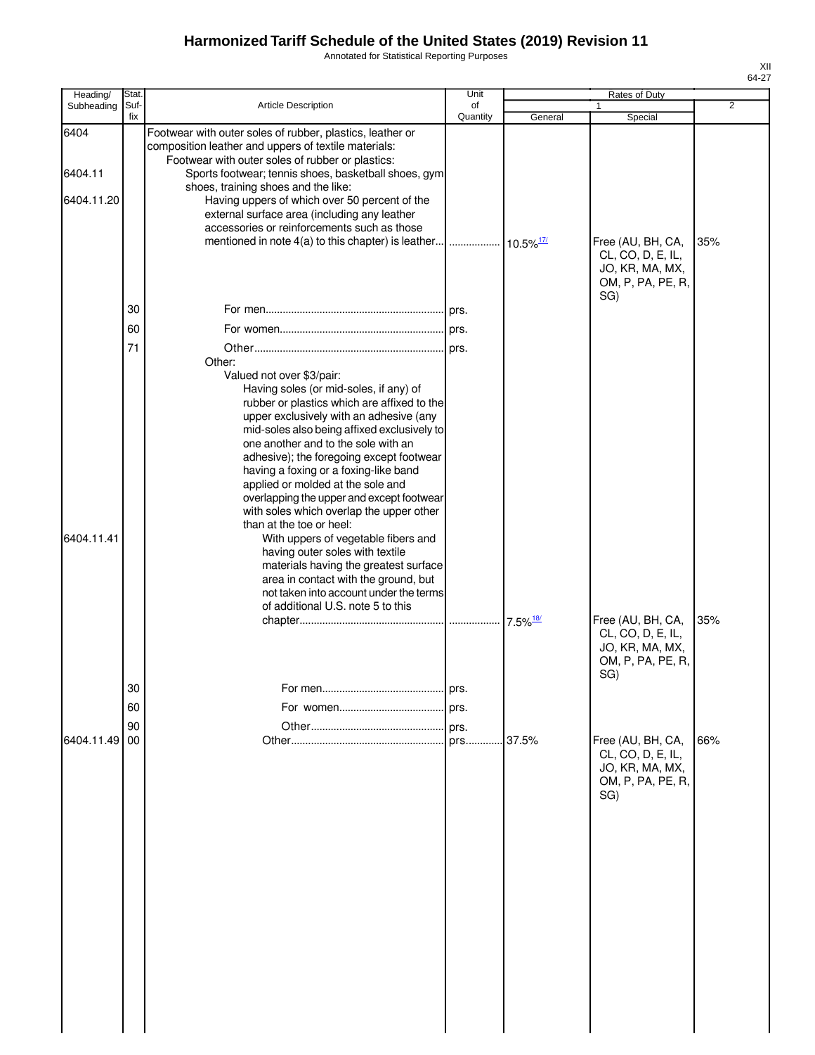# Harmonized Tariff Schedule of the United States (2019) Revision 11

Annotated for Statistical Reporting Purposes

XII
64-27

| Heading/ Subheading | Stat. Suf- fix | Article Description | Unit of Quantity | Rates of Duty 1 General | Special | 2 |
|---|---|---|---|---|---|---|
| 6404 | | Footwear with outer soles of rubber, plastics, leather or composition leather and uppers of textile materials: | | | | |
| | | Footwear with outer soles of rubber or plastics: | | | | |
| 6404.11 | | Sports footwear; tennis shoes, basketball shoes, gym shoes, training shoes and the like: | | | | |
| 6404.11.20 | | Having uppers of which over 50 percent of the external surface area (including any leather accessories or reinforcements such as those mentioned in note 4(a) to this chapter) is leather | | 10.5%[17/] | Free (AU, BH, CA, CL, CO, D, E, IL, JO, KR, MA, MX, OM, P, PA, PE, R, SG) | 35% |
| | 30 | For men | prs. | | | |
| | 60 | For women | prs. | | | |
| | 71 | Other | prs. | | | |
| | | Other: | | | | |
| | | Valued not over $3/pair: | | | | |
| | | Having soles (or mid-soles, if any) of rubber or plastics which are affixed to the upper exclusively with an adhesive (any mid-soles also being affixed exclusively to one another and to the sole with an adhesive); the foregoing except footwear having a foxing or a foxing-like band applied or molded at the sole and overlapping the upper and except footwear with soles which overlap the upper other than at the toe or heel: | | | | |
| 6404.11.41 | | With uppers of vegetable fibers and having outer soles with textile materials having the greatest surface area in contact with the ground, but not taken into account under the terms of additional U.S. note 5 to this chapter | | 7.5%[18/] | Free (AU, BH, CA, CL, CO, D, E, IL, JO, KR, MA, MX, OM, P, PA, PE, R, SG) | 35% |
| | 30 | For men | prs. | | | |
| | 60 | For women | prs. | | | |
| | 90 | Other | prs. | | | |
| 6404.11.49 | 00 | Other | prs. | 37.5% | Free (AU, BH, CA, CL, CO, D, E, IL, JO, KR, MA, MX, OM, P, PA, PE, R, SG) | 66% |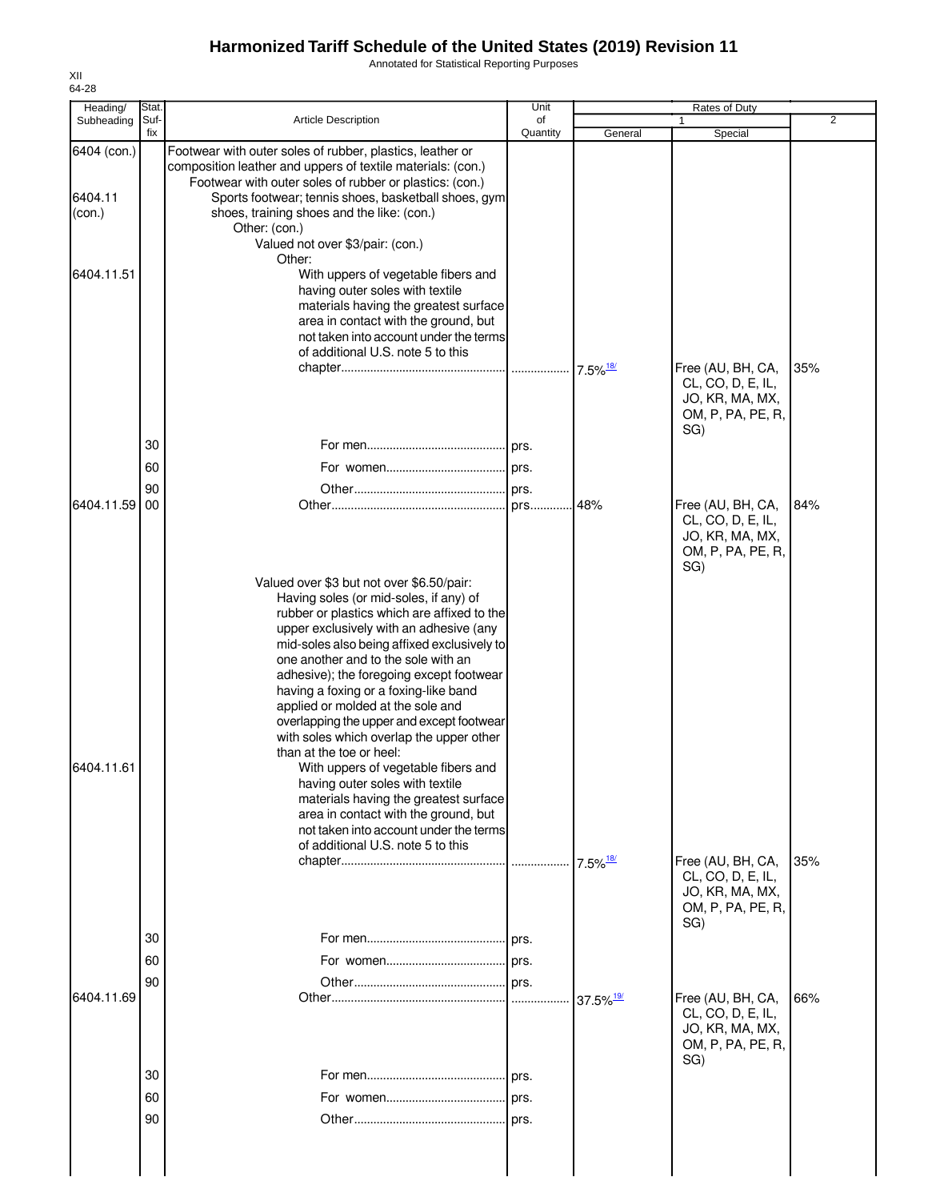# Harmonized Tariff Schedule of the United States (2019) Revision 11

Annotated for Statistical Reporting Purposes

XII
64-28

| Heading/ Subheading | Stat. Suf-fix | Article Description | Unit of Quantity | Rates of Duty 1 General | Rates of Duty 1 Special | Rates of Duty 2 |
|---|---|---|---|---|---|---|
| 6404 (con.) | | Footwear with outer soles of rubber, plastics, leather or composition leather and uppers of textile materials: (con.) | | | | |
| | | Footwear with outer soles of rubber or plastics: (con.) | | | | |
| 6404.11 (con.) | | Sports footwear; tennis shoes, basketball shoes, gym shoes, training shoes and the like: (con.) | | | | |
| | | Other: (con.) | | | | |
| | | Valued not over $3/pair: (con.) | | | | |
| | | Other: | | | | |
| 6404.11.51 | | With uppers of vegetable fibers and having outer soles with textile materials having the greatest surface area in contact with the ground, but not taken into account under the terms of additional U.S. note 5 to this chapter | | 7.5%[18/] | Free (AU, BH, CA, CL, CO, D, E, IL, JO, KR, MA, MX, OM, P, PA, PE, R, SG) | 35% |
| | 30 | For men | prs. | | | |
| | 60 | For women | prs. | | | |
| | 90 | Other | prs. | | | |
| 6404.11.59 | 00 | Other | prs. | 48% | Free (AU, BH, CA, CL, CO, D, E, IL, JO, KR, MA, MX, OM, P, PA, PE, R, SG) | 84% |
| | | Valued over $3 but not over $6.50/pair: | | | | |
| | | Having soles (or mid-soles, if any) of rubber or plastics which are affixed to the upper exclusively with an adhesive (any mid-soles also being affixed exclusively to one another and to the sole with an adhesive); the foregoing except footwear having a foxing or a foxing-like band applied or molded at the sole and overlapping the upper and except footwear with soles which overlap the upper other than at the toe or heel: | | | | |
| 6404.11.61 | | With uppers of vegetable fibers and having outer soles with textile materials having the greatest surface area in contact with the ground, but not taken into account under the terms of additional U.S. note 5 to this chapter | | 7.5%[18/] | Free (AU, BH, CA, CL, CO, D, E, IL, JO, KR, MA, MX, OM, P, PA, PE, R, SG) | 35% |
| | 30 | For men | prs. | | | |
| | 60 | For women | prs. | | | |
| | 90 | Other | prs. | | | |
| 6404.11.69 | | Other | | 37.5%[19/] | Free (AU, BH, CA, CL, CO, D, E, IL, JO, KR, MA, MX, OM, P, PA, PE, R, SG) | 66% |
| | 30 | For men | prs. | | | |
| | 60 | For women | prs. | | | |
| | 90 | Other | prs. | | | |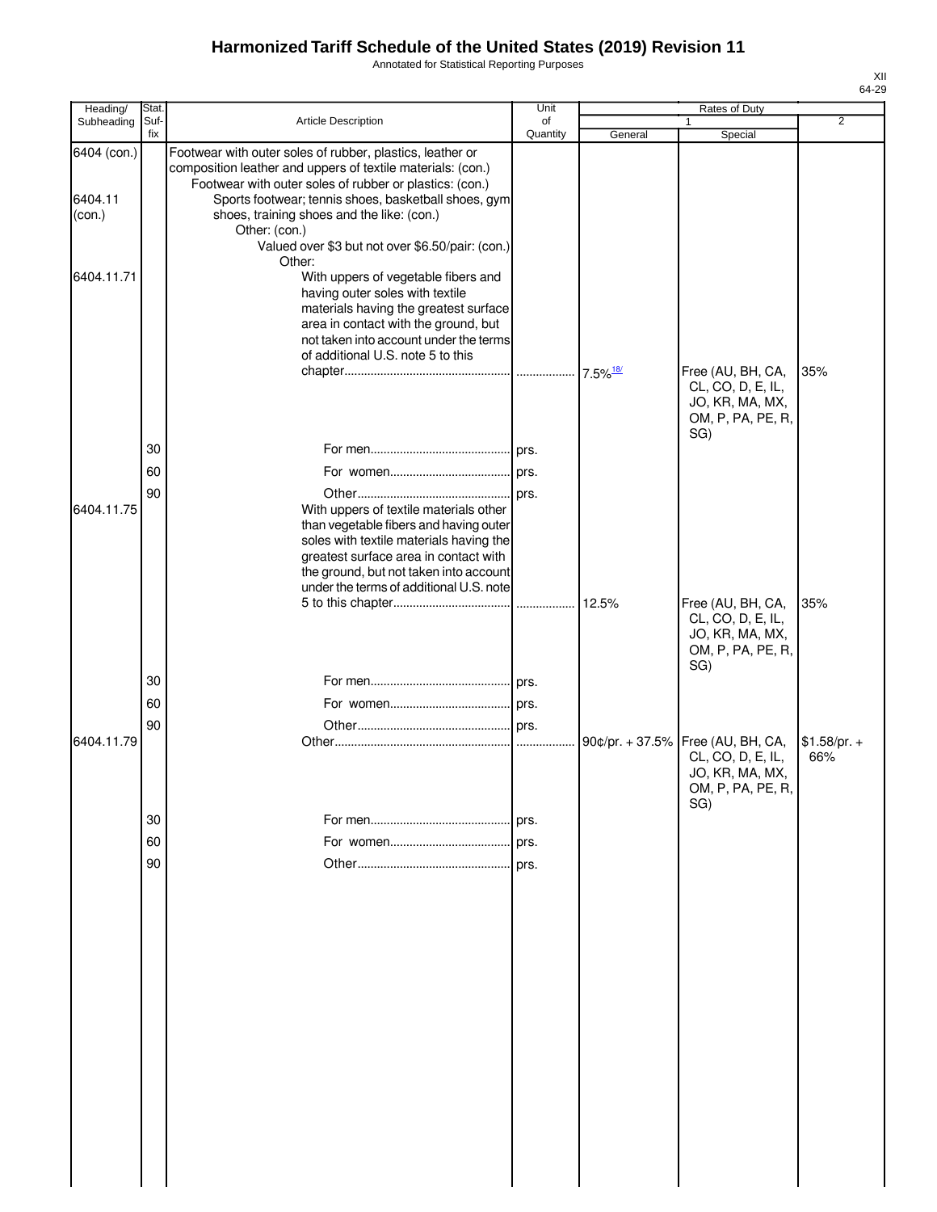# Harmonized Tariff Schedule of the United States (2019) Revision 11

Annotated for Statistical Reporting Purposes

XII
64-29

| Heading/ Subheading | Stat. Suf- fix | Article Description | Unit of Quantity | Rates of Duty 1 General | Rates of Duty 1 Special | Rates of Duty 2 |
|---|---|---|---|---|---|---|
| 6404 (con.) | | Footwear with outer soles of rubber, plastics, leather or composition leather and uppers of textile materials: (con.) | | | | |
| | | Footwear with outer soles of rubber or plastics: (con.) | | | | |
| 6404.11 (con.) | | Sports footwear; tennis shoes, basketball shoes, gym shoes, training shoes and the like: (con.) | | | | |
| | | Other: (con.) | | | | |
| | | Valued over $3 but not over $6.50/pair: (con.) | | | | |
| | | Other: | | | | |
| 6404.11.71 | | With uppers of vegetable fibers and having outer soles with textile materials having the greatest surface area in contact with the ground, but not taken into account under the terms of additional U.S. note 5 to this chapter | | 7.5%[18/] | Free (AU, BH, CA, CL, CO, D, E, IL, JO, KR, MA, MX, OM, P, PA, PE, R, SG) | 35% |
| | 30 | For men | prs. | | | |
| | 60 | For women | prs. | | | |
| | 90 | Other | prs. | | | |
| 6404.11.75 | | With uppers of textile materials other than vegetable fibers and having outer soles with textile materials having the greatest surface area in contact with the ground, but not taken into account under the terms of additional U.S. note 5 to this chapter | | 12.5% | Free (AU, BH, CA, CL, CO, D, E, IL, JO, KR, MA, MX, OM, P, PA, PE, R, SG) | 35% |
| | 30 | For men | prs. | | | |
| | 60 | For women | prs. | | | |
| | 90 | Other | prs. | | | |
| 6404.11.79 | | Other | | 90¢/pr. + 37.5% | Free (AU, BH, CA, CL, CO, D, E, IL, JO, KR, MA, MX, OM, P, PA, PE, R, SG) | $1.58/pr. + 66% |
| | 30 | For men | prs. | | | |
| | 60 | For women | prs. | | | |
| | 90 | Other | prs. | | | |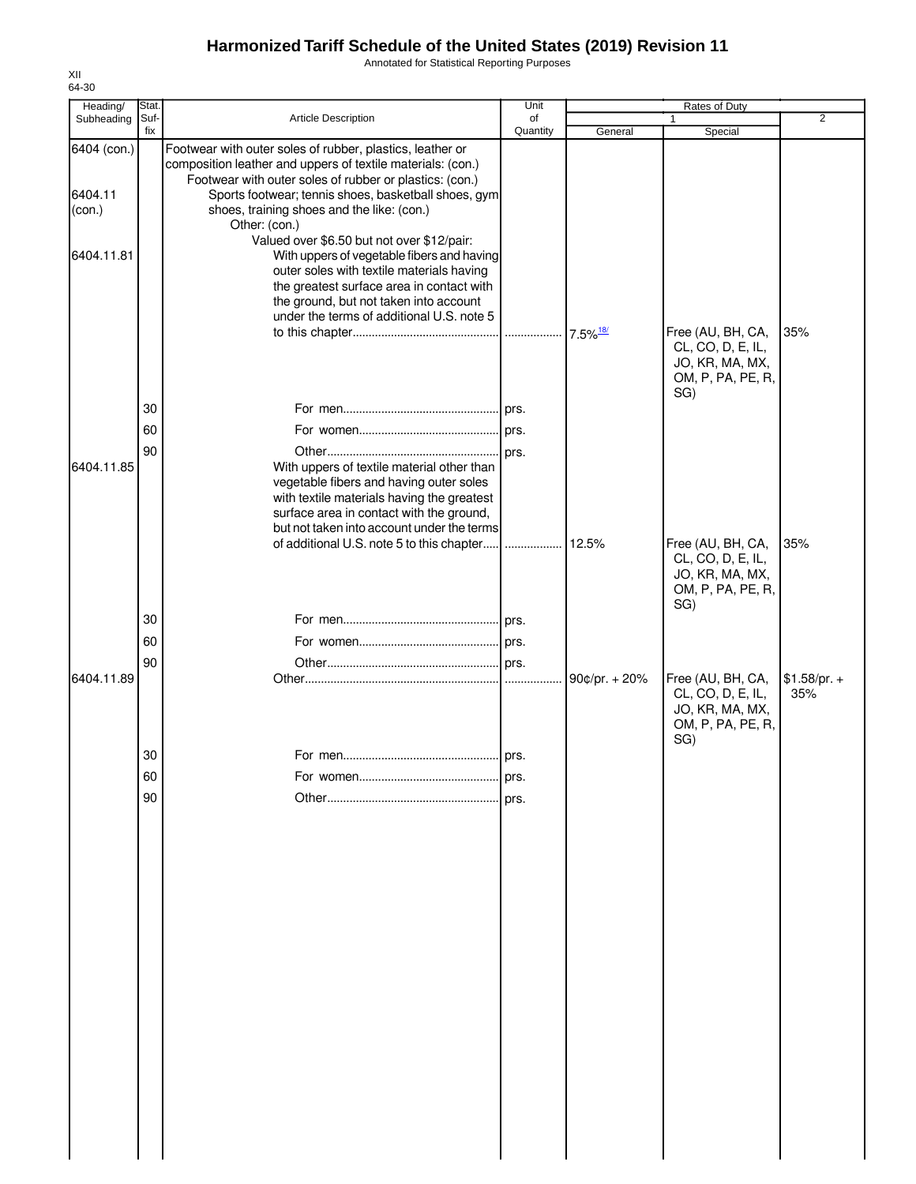# Harmonized Tariff Schedule of the United States (2019) Revision 11

Annotated for Statistical Reporting Purposes

XII
64-30

| Heading/ Subheading | Stat. Suf- fix | Article Description | Unit of Quantity | Rates of Duty 1 General | Special | 2 |
|---|---|---|---|---|---|---|
| 6404 (con.) | | Footwear with outer soles of rubber, plastics, leather or composition leather and uppers of textile materials: (con.) | | | | |
| | | Footwear with outer soles of rubber or plastics: (con.) | | | | |
| 6404.11 (con.) | | Sports footwear; tennis shoes, basketball shoes, gym shoes, training shoes and the like: (con.) | | | | |
| | | Other: (con.) | | | | |
| | | Valued over $6.50 but not over $12/pair: | | | | |
| 6404.11.81 | | With uppers of vegetable fibers and having outer soles with textile materials having the greatest surface area in contact with the ground, but not taken into account under the terms of additional U.S. note 5 to this chapter | | 7.5% [18/] | Free (AU, BH, CA, CL, CO, D, E, IL, JO, KR, MA, MX, OM, P, PA, PE, R, SG) | 35% |
| | 30 | For men | prs. | | | |
| | 60 | For women | prs. | | | |
| | 90 | Other | prs. | | | |
| 6404.11.85 | | With uppers of textile material other than vegetable fibers and having outer soles with textile materials having the greatest surface area in contact with the ground, but not taken into account under the terms of additional U.S. note 5 to this chapter | | 12.5% | Free (AU, BH, CA, CL, CO, D, E, IL, JO, KR, MA, MX, OM, P, PA, PE, R, SG) | 35% |
| | 30 | For men | prs. | | | |
| | 60 | For women | prs. | | | |
| | 90 | Other | prs. | | | |
| 6404.11.89 | | Other | | 90¢/pr. + 20% | Free (AU, BH, CA, CL, CO, D, E, IL, JO, KR, MA, MX, OM, P, PA, PE, R, SG) | $1.58/pr. + 35% |
| | 30 | For men | prs. | | | |
| | 60 | For women | prs. | | | |
| | 90 | Other | prs. | | | |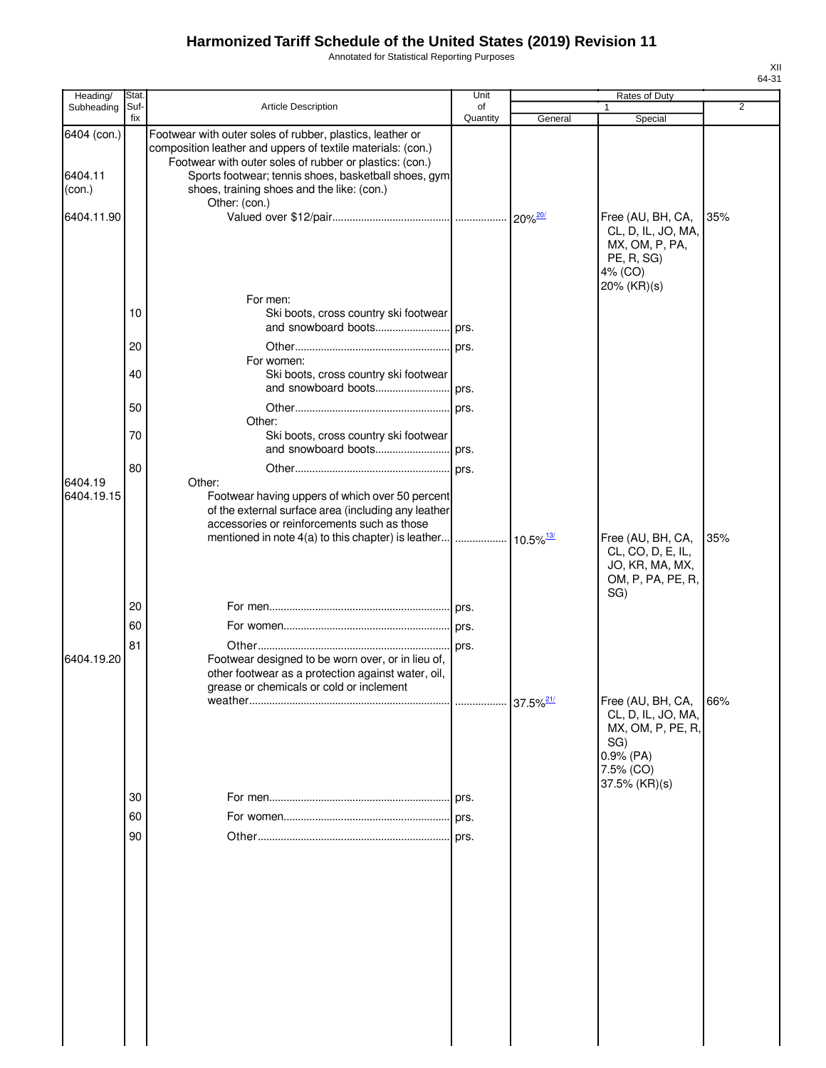# Harmonized Tariff Schedule of the United States (2019) Revision 11

Annotated for Statistical Reporting Purposes

XII
64-31

| Heading/ Subheading | Stat. Suf- fix | Article Description | Unit of Quantity | Rates of Duty 1 General | Rates of Duty 1 Special | Rates of Duty 2 |
|---|---|---|---|---|---|---|
| 6404 (con.) | | Footwear with outer soles of rubber, plastics, leather or composition leather and uppers of textile materials: (con.) | | | | |
| | | Footwear with outer soles of rubber or plastics: (con.) | | | | |
| 6404.11 (con.) | | Sports footwear; tennis shoes, basketball shoes, gym shoes, training shoes and the like: (con.) | | | | |
| | | Other: (con.) | | | | |
| 6404.11.90 | | Valued over $12/pair | | 20%[20/] | Free (AU, BH, CA, CL, D, IL, JO, MA, MX, OM, P, PA, PE, R, SG) 4% (CO) 20% (KR)(s) | 35% |
| | | For men: | | | | |
| | 10 | Ski boots, cross country ski footwear and snowboard boots | prs. | | | |
| | 20 | Other | prs. | | | |
| | | For women: | | | | |
| | 40 | Ski boots, cross country ski footwear and snowboard boots | prs. | | | |
| | 50 | Other | prs. | | | |
| | | Other: | | | | |
| | 70 | Ski boots, cross country ski footwear and snowboard boots | prs. | | | |
| | 80 | Other | prs. | | | |
| 6404.19 | | Other: | | | | |
| 6404.19.15 | | Footwear having uppers of which over 50 percent of the external surface area (including any leather accessories or reinforcements such as those mentioned in note 4(a) to this chapter) is leather | | 10.5%[13/] | Free (AU, BH, CA, CL, CO, D, E, IL, JO, KR, MA, MX, OM, P, PA, PE, R, SG) | 35% |
| | 20 | For men | prs. | | | |
| | 60 | For women | prs. | | | |
| | 81 | Other | prs. | | | |
| 6404.19.20 | | Footwear designed to be worn over, or in lieu of, other footwear as a protection against water, oil, grease or chemicals or cold or inclement weather | | 37.5%[21/] | Free (AU, BH, CA, CL, D, IL, JO, MA, MX, OM, P, PE, R, SG) 0.9% (PA) 7.5% (CO) 37.5% (KR)(s) | 66% |
| | 30 | For men | prs. | | | |
| | 60 | For women | prs. | | | |
| | 90 | Other | prs. | | | |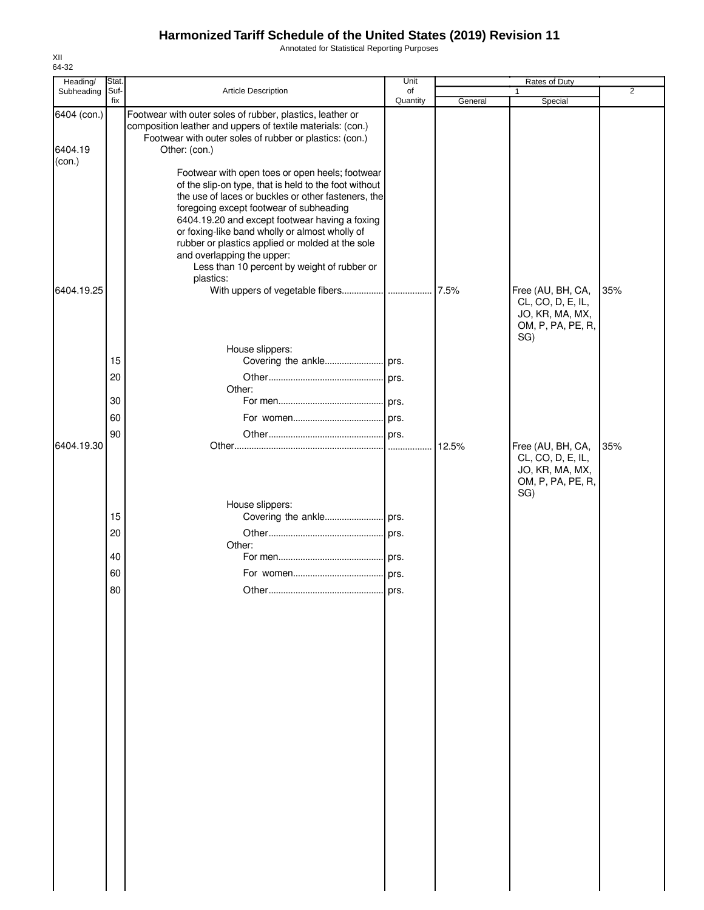# Harmonized Tariff Schedule of the United States (2019) Revision 11

Annotated for Statistical Reporting Purposes

XII
64-32

| Heading/ Subheading | Stat. Suffix | Article Description | Unit of Quantity | Rates of Duty 1 General | Rates of Duty 1 Special | Rates of Duty 2 |
|---|---|---|---|---|---|---|
| 6404 (con.) | | Footwear with outer soles of rubber, plastics, leather or composition leather and uppers of textile materials: (con.) | | | | |
| | | Footwear with outer soles of rubber or plastics: (con.) | | | | |
| 6404.19 (con.) | | Other: (con.) | | | | |
| | | Footwear with open toes or open heels; footwear of the slip-on type, that is held to the foot without the use of laces or buckles or other fasteners, the foregoing except footwear of subheading 6404.19.20 and except footwear having a foxing or foxing-like band wholly or almost wholly of rubber or plastics applied or molded at the sole and overlapping the upper: | | | | |
| | | Less than 10 percent by weight of rubber or plastics: | | | | |
| 6404.19.25 | | With uppers of vegetable fibers | | 7.5% | Free (AU, BH, CA, CL, CO, D, E, IL, JO, KR, MA, MX, OM, P, PA, PE, R, SG) | 35% |
| | | House slippers: | | | | |
| | 15 | Covering the ankle | prs. | | | |
| | 20 | Other | prs. | | | |
| | | Other: | | | | |
| | 30 | For men | prs. | | | |
| | 60 | For women | prs. | | | |
| | 90 | Other | prs. | | | |
| 6404.19.30 | | Other | | 12.5% | Free (AU, BH, CA, CL, CO, D, E, IL, JO, KR, MA, MX, OM, P, PA, PE, R, SG) | 35% |
| | | House slippers: | | | | |
| | 15 | Covering the ankle | prs. | | | |
| | 20 | Other | prs. | | | |
| | | Other: | | | | |
| | 40 | For men | prs. | | | |
| | 60 | For women | prs. | | | |
| | 80 | Other | prs. | | | |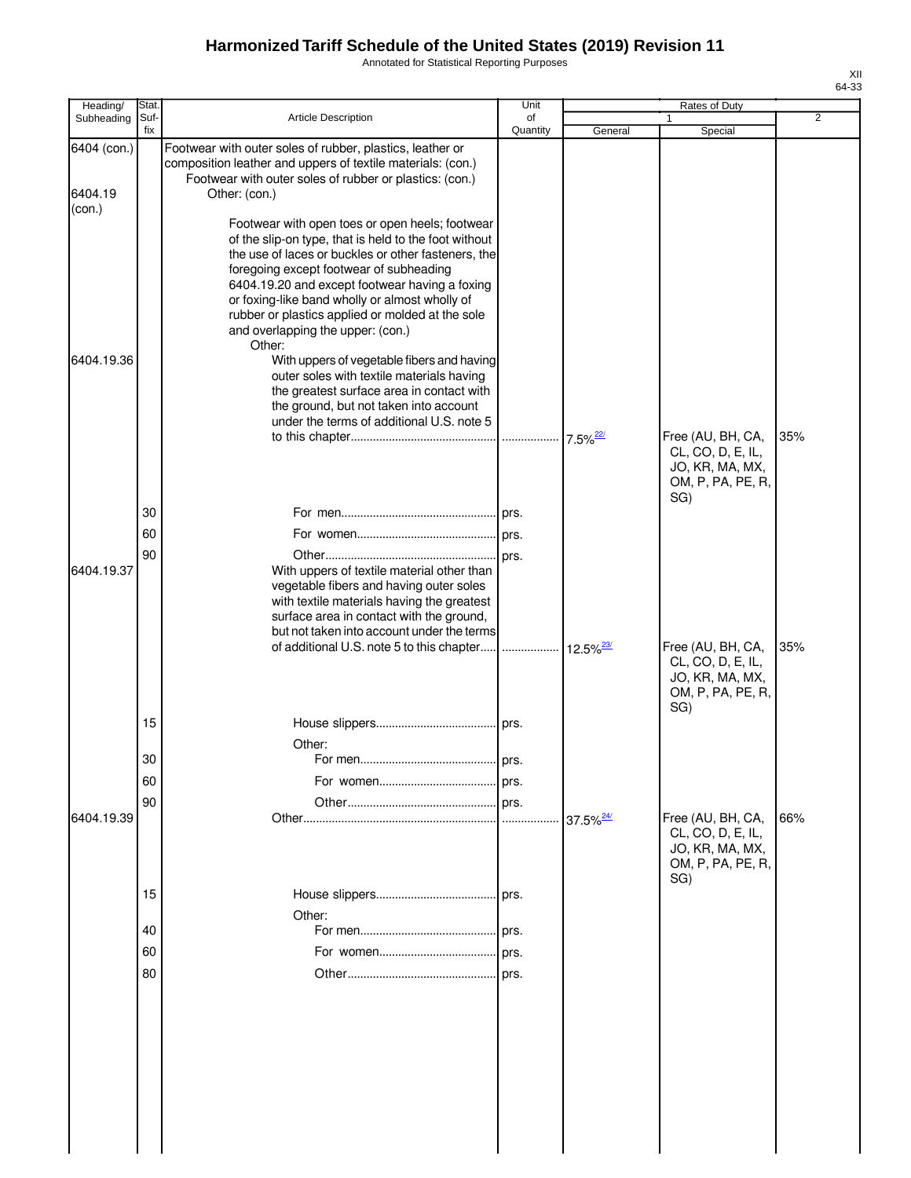| Heading/ Subheading | Stat. Suf- fix | Article Description | Unit of Quantity | Rates of Duty 1 General | Special | 2 |
|---|---|---|---|---|---|---|
| 6404 (con.) | | Footwear with outer soles of rubber, plastics, leather or composition leather and uppers of textile materials: (con.) | | | | |
| | | Footwear with outer soles of rubber or plastics: (con.) | | | | |
| 6404.19 (con.) | | Other: (con.) | | | | |
| | | Footwear with open toes or open heels; footwear of the slip-on type, that is held to the foot without the use of laces or buckles or other fasteners, the foregoing except footwear of subheading 6404.19.20 and except footwear having a foxing or foxing-like band wholly or almost wholly of rubber or plastics applied or molded at the sole and overlapping the upper: (con.) | | | | |
| | | Other: | | | | |
| 6404.19.36 | | With uppers of vegetable fibers and having outer soles with textile materials having the greatest surface area in contact with the ground, but not taken into account under the terms of additional U.S. note 5 to this chapter | | 7.5%[22/] | Free (AU, BH, CA, CL, CO, D, E, IL, JO, KR, MA, MX, OM, P, PA, PE, R, SG) | 35% |
| | 30 | For men | prs. | | | |
| | 60 | For women | prs. | | | |
| | 90 | Other | prs. | | | |
| 6404.19.37 | | With uppers of textile material other than vegetable fibers and having outer soles with textile materials having the greatest surface area in contact with the ground, but not taken into account under the terms of additional U.S. note 5 to this chapter | | 12.5%[23/] | Free (AU, BH, CA, CL, CO, D, E, IL, JO, KR, MA, MX, OM, P, PA, PE, R, SG) | 35% |
| | 15 | House slippers | prs. | | | |
| | | Other: | | | | |
| | 30 | For men | prs. | | | |
| | 60 | For women | prs. | | | |
| | 90 | Other | prs. | | | |
| 6404.19.39 | | Other | | 37.5%[24/] | Free (AU, BH, CA, CL, CO, D, E, IL, JO, KR, MA, MX, OM, P, PA, PE, R, SG) | 66% |
| | 15 | House slippers | prs. | | | |
| | | Other: | | | | |
| | 40 | For men | prs. | | | |
| | 60 | For women | prs. | | | |
| | 80 | Other | prs. | | | |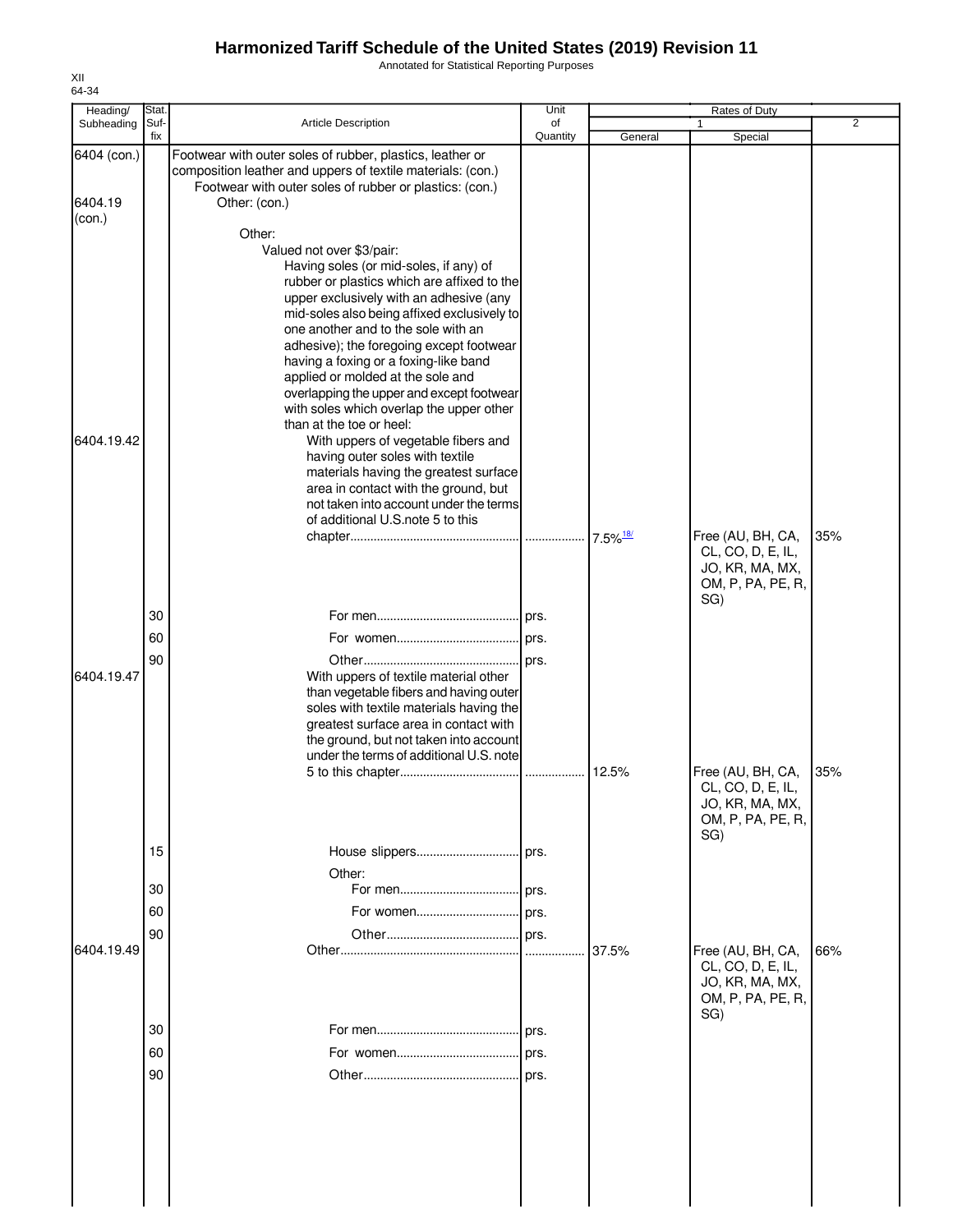# Harmonized Tariff Schedule of the United States (2019) Revision 11

Annotated for Statistical Reporting Purposes

XII
64-34

| Heading/ Subheading | Stat. Suf- fix | Article Description | Unit of Quantity | Rates of Duty 1 General | Rates of Duty 1 Special | Rates of Duty 2 |
|---|---|---|---|---|---|---|
| 6404 (con.) | | Footwear with outer soles of rubber, plastics, leather or composition leather and uppers of textile materials: (con.) | | | | |
| | | Footwear with outer soles of rubber or plastics: (con.) | | | | |
| 6404.19 (con.) | | Other: (con.) | | | | |
| | | Other: | | | | |
| | | Valued not over $3/pair: | | | | |
| | | Having soles (or mid-soles, if any) of rubber or plastics which are affixed to the upper exclusively with an adhesive (any mid-soles also being affixed exclusively to one another and to the sole with an adhesive); the foregoing except footwear having a foxing or a foxing-like band applied or molded at the sole and overlapping the upper and except footwear with soles which overlap the upper other than at the toe or heel: | | | | |
| 6404.19.42 | | With uppers of vegetable fibers and having outer soles with textile materials having the greatest surface area in contact with the ground, but not taken into account under the terms of additional U.S.note 5 to this chapter | | 7.5%[18/] | Free (AU, BH, CA, CL, CO, D, E, IL, JO, KR, MA, MX, OM, P, PA, PE, R, SG) | 35% |
| | 30 | For men | prs. | | | |
| | 60 | For women | prs. | | | |
| | 90 | Other | prs. | | | |
| 6404.19.47 | | With uppers of textile material other than vegetable fibers and having outer soles with textile materials having the greatest surface area in contact with the ground, but not taken into account under the terms of additional U.S. note 5 to this chapter | | 12.5% | Free (AU, BH, CA, CL, CO, D, E, IL, JO, KR, MA, MX, OM, P, PA, PE, R, SG) | 35% |
| | 15 | House slippers | prs. | | | |
| | | Other: | | | | |
| | 30 | For men | prs. | | | |
| | 60 | For women | prs. | | | |
| | 90 | Other | prs. | | | |
| 6404.19.49 | | Other | | 37.5% | Free (AU, BH, CA, CL, CO, D, E, IL, JO, KR, MA, MX, OM, P, PA, PE, R, SG) | 66% |
| | 30 | For men | prs. | | | |
| | 60 | For women | prs. | | | |
| | 90 | Other | prs. | | | |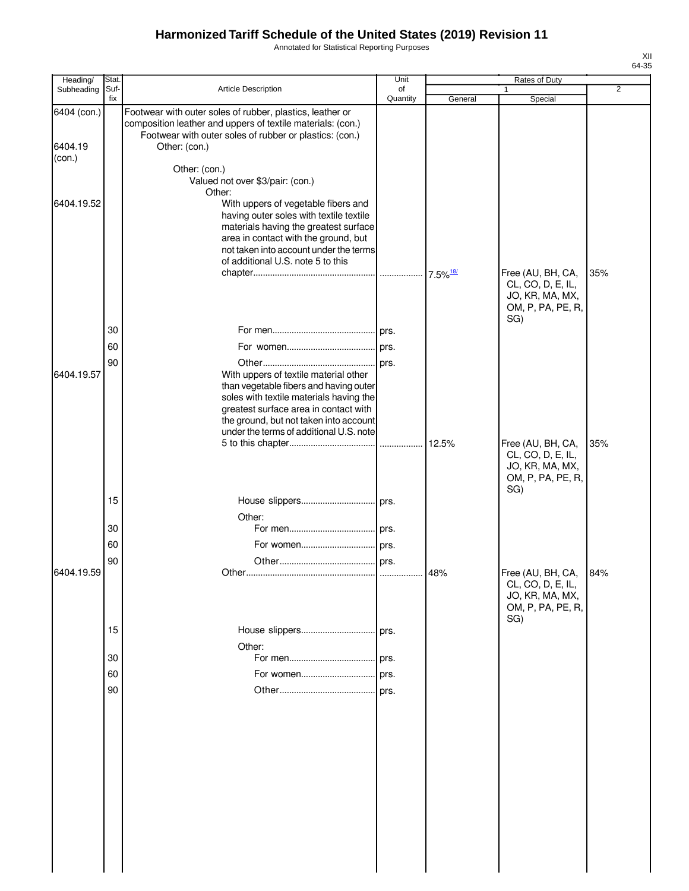# Harmonized Tariff Schedule of the United States (2019) Revision 11

Annotated for Statistical Reporting Purposes

XII
64-35

| Heading/ Subheading | Stat. Suf- fix | Article Description | Unit of Quantity | Rates of Duty 1 General | Rates of Duty 1 Special | Rates of Duty 2 |
|---|---|---|---|---|---|---|
| 6404 (con.) | | Footwear with outer soles of rubber, plastics, leather or composition leather and uppers of textile materials: (con.) | | | | |
| | | Footwear with outer soles of rubber or plastics: (con.) | | | | |
| 6404.19 (con.) | | Other: (con.) | | | | |
| | | Other: (con.) | | | | |
| | | Valued not over $3/pair: (con.) | | | | |
| | | Other: | | | | |
| 6404.19.52 | | With uppers of vegetable fibers and having outer soles with textile textile materials having the greatest surface area in contact with the ground, but not taken into account under the terms of additional U.S. note 5 to this chapter | | 7.5%[18/] | Free (AU, BH, CA, CL, CO, D, E, IL, JO, KR, MA, MX, OM, P, PA, PE, R, SG) | 35% |
| | 30 | For men | prs. | | | |
| | 60 | For women | prs. | | | |
| | 90 | Other | prs. | | | |
| 6404.19.57 | | With uppers of textile material other than vegetable fibers and having outer soles with textile materials having the greatest surface area in contact with the ground, but not taken into account under the terms of additional U.S. note 5 to this chapter | | 12.5% | Free (AU, BH, CA, CL, CO, D, E, IL, JO, KR, MA, MX, OM, P, PA, PE, R, SG) | 35% |
| | 15 | House slippers | prs. | | | |
| | | Other: | | | | |
| | 30 | For men | prs. | | | |
| | 60 | For women | prs. | | | |
| | 90 | Other | prs. | | | |
| 6404.19.59 | | Other | | 48% | Free (AU, BH, CA, CL, CO, D, E, IL, JO, KR, MA, MX, OM, P, PA, PE, R, SG) | 84% |
| | 15 | House slippers | prs. | | | |
| | | Other: | | | | |
| | 30 | For men | prs. | | | |
| | 60 | For women | prs. | | | |
| | 90 | Other | prs. | | | |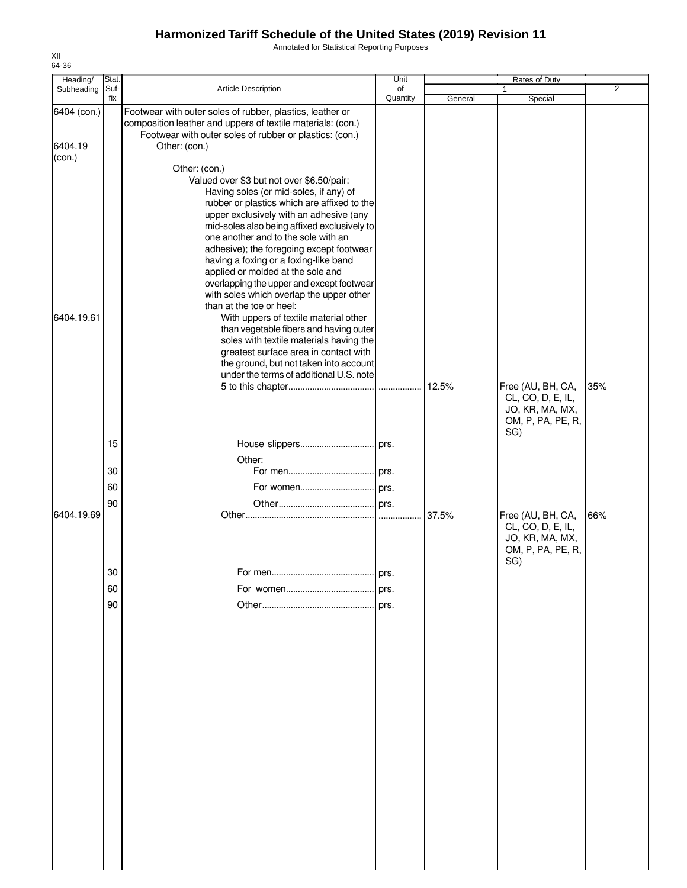# Harmonized Tariff Schedule of the United States (2019) Revision 11

Annotated for Statistical Reporting Purposes

XII
64-36

| Heading/ Subheading | Stat. Suf- fix | Article Description | Unit of Quantity | Rates of Duty 1 General | Special | 2 |
|---|---|---|---|---|---|---|
| 6404 (con.) | | Footwear with outer soles of rubber, plastics, leather or composition leather and uppers of textile materials: (con.) | | | | |
| | | Footwear with outer soles of rubber or plastics: (con.) | | | | |
| 6404.19 (con.) | | Other: (con.) | | | | |
| | | Other: (con.) | | | | |
| | | Valued over $3 but not over $6.50/pair: | | | | |
| | | Having soles (or mid-soles, if any) of rubber or plastics which are affixed to the upper exclusively with an adhesive (any mid-soles also being affixed exclusively to one another and to the sole with an adhesive); the foregoing except footwear having a foxing or a foxing-like band applied or molded at the sole and overlapping the upper and except footwear with soles which overlap the upper other than at the toe or heel: | | | | |
| 6404.19.61 | | With uppers of textile material other than vegetable fibers and having outer soles with textile materials having the greatest surface area in contact with the ground, but not taken into account under the terms of additional U.S. note 5 to this chapter | | 12.5% | Free (AU, BH, CA, CL, CO, D, E, IL, JO, KR, MA, MX, OM, P, PA, PE, R, SG) | 35% |
| | 15 | House slippers | prs. | | | |
| | | Other: | | | | |
| | 30 | For men | prs. | | | |
| | 60 | For women | prs. | | | |
| | 90 | Other | prs. | | | |
| 6404.19.69 | | Other | | 37.5% | Free (AU, BH, CA, CL, CO, D, E, IL, JO, KR, MA, MX, OM, P, PA, PE, R, SG) | 66% |
| | 30 | For men | prs. | | | |
| | 60 | For women | prs. | | | |
| | 90 | Other | prs. | | | |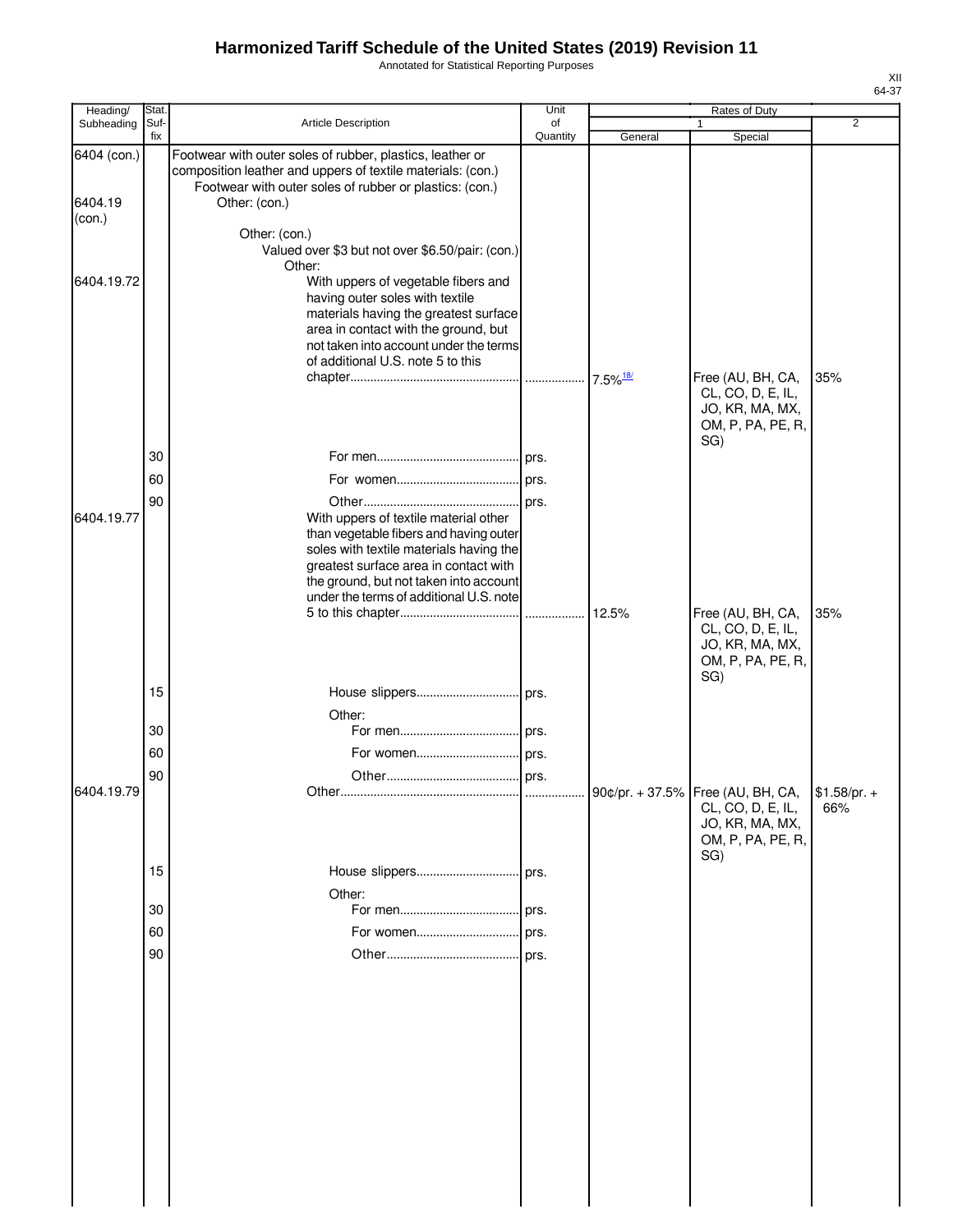# Harmonized Tariff Schedule of the United States (2019) Revision 11

Annotated for Statistical Reporting Purposes

XII
64-37

| Heading/ Subheading | Stat. Suf- fix | Article Description | Unit of Quantity | Rates of Duty 1 General | Rates of Duty 1 Special | Rates of Duty 2 |
|---|---|---|---|---|---|---|
| 6404 (con.) | | Footwear with outer soles of rubber, plastics, leather or composition leather and uppers of textile materials: (con.) | | | | |
| | | Footwear with outer soles of rubber or plastics: (con.) | | | | |
| 6404.19 (con.) | | Other: (con.) | | | | |
| | | Other: (con.) | | | | |
| | | Valued over $3 but not over $6.50/pair: (con.) | | | | |
| | | Other: | | | | |
| 6404.19.72 | | With uppers of vegetable fibers and having outer soles with textile materials having the greatest surface area in contact with the ground, but not taken into account under the terms of additional U.S. note 5 to this chapter | | 7.5%[18/] | Free (AU, BH, CA, CL, CO, D, E, IL, JO, KR, MA, MX, OM, P, PA, PE, R, SG) | 35% |
| | 30 | For men | prs. | | | |
| | 60 | For women | prs. | | | |
| | 90 | Other | prs. | | | |
| 6404.19.77 | | With uppers of textile material other than vegetable fibers and having outer soles with textile materials having the greatest surface area in contact with the ground, but not taken into account under the terms of additional U.S. note 5 to this chapter | | 12.5% | Free (AU, BH, CA, CL, CO, D, E, IL, JO, KR, MA, MX, OM, P, PA, PE, R, SG) | 35% |
| | 15 | House slippers | prs. | | | |
| | | Other: | | | | |
| | 30 | For men | prs. | | | |
| | 60 | For women | prs. | | | |
| | 90 | Other | prs. | | | |
| 6404.19.79 | | Other | | 90¢/pr. + 37.5% | Free (AU, BH, CA, CL, CO, D, E, IL, JO, KR, MA, MX, OM, P, PA, PE, R, SG) | $1.58/pr. + 66% |
| | 15 | House slippers | prs. | | | |
| | | Other: | | | | |
| | 30 | For men | prs. | | | |
| | 60 | For women | prs. | | | |
| | 90 | Other | prs. | | | |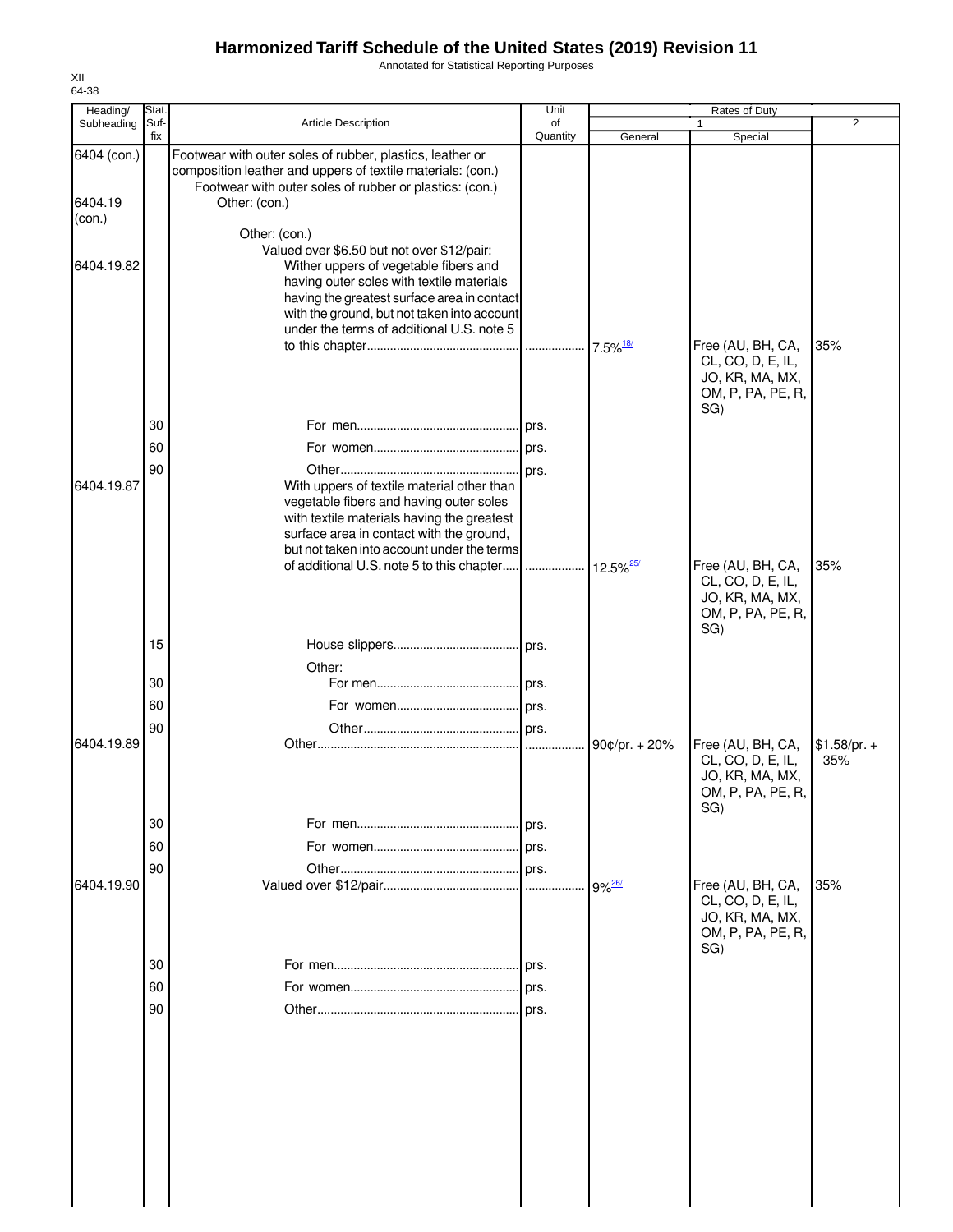# Harmonized Tariff Schedule of the United States (2019) Revision 11

Annotated for Statistical Reporting Purposes

XII
64-38

| Heading/ Subheading | Stat. Suf- fix | Article Description | Unit of Quantity | Rates of Duty 1 General | Special | 2 |
|---|---|---|---|---|---|---|
| 6404 (con.) | | Footwear with outer soles of rubber, plastics, leather or composition leather and uppers of textile materials: (con.) | | | | |
| | | Footwear with outer soles of rubber or plastics: (con.) | | | | |
| 6404.19 (con.) | | Other: (con.) | | | | |
| | | Other: (con.) | | | | |
| | | Valued over $6.50 but not over $12/pair: | | | | |
| 6404.19.82 | | Wither uppers of vegetable fibers and having outer soles with textile materials having the greatest surface area in contact with the ground, but not taken into account under the terms of additional U.S. note 5 to this chapter | | 7.5%[18/] | Free (AU, BH, CA, CL, CO, D, E, IL, JO, KR, MA, MX, OM, P, PA, PE, R, SG) | 35% |
| | 30 | For men | prs. | | | |
| | 60 | For women | prs. | | | |
| | 90 | Other | prs. | | | |
| 6404.19.87 | | With uppers of textile material other than vegetable fibers and having outer soles with textile materials having the greatest surface area in contact with the ground, but not taken into account under the terms of additional U.S. note 5 to this chapter | | 12.5%[25/] | Free (AU, BH, CA, CL, CO, D, E, IL, JO, KR, MA, MX, OM, P, PA, PE, R, SG) | 35% |
| | 15 | House slippers | prs. | | | |
| | | Other: | | | | |
| | 30 | For men | prs. | | | |
| | 60 | For women | prs. | | | |
| | 90 | Other | prs. | | | |
| 6404.19.89 | | Other | | 90¢/pr. + 20% | Free (AU, BH, CA, CL, CO, D, E, IL, JO, KR, MA, MX, OM, P, PA, PE, R, SG) | $1.58/pr. + 35% |
| | 30 | For men | prs. | | | |
| | 60 | For women | prs. | | | |
| | 90 | Other | prs. | | | |
| 6404.19.90 | | Valued over $12/pair | | 9%[26/] | Free (AU, BH, CA, CL, CO, D, E, IL, JO, KR, MA, MX, OM, P, PA, PE, R, SG) | 35% |
| | 30 | For men | prs. | | | |
| | 60 | For women | prs. | | | |
| | 90 | Other | prs. | | | |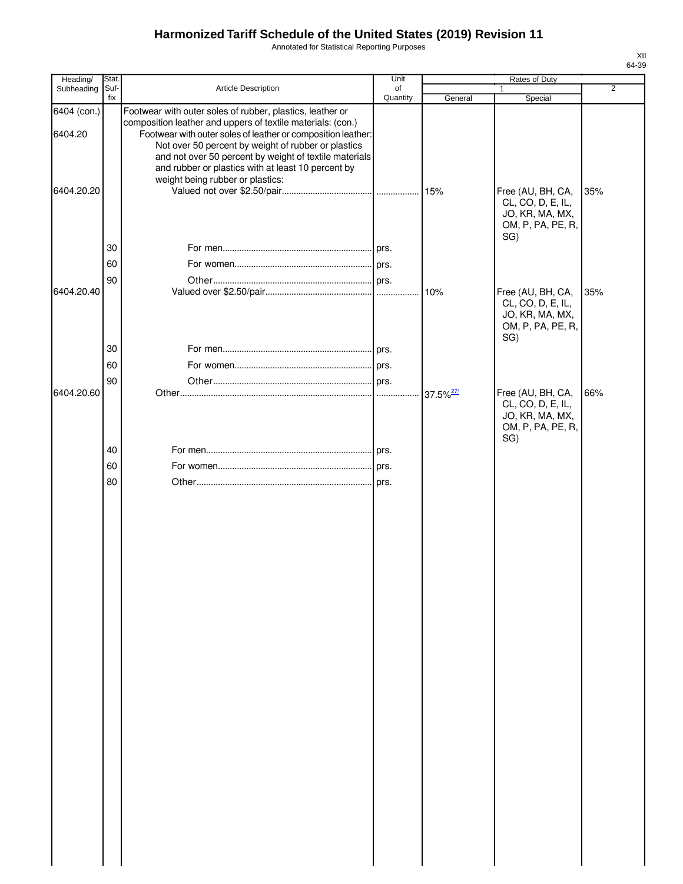# Harmonized Tariff Schedule of the United States (2019) Revision 11

Annotated for Statistical Reporting Purposes

XII
64-39

| Heading/ Subheading | Stat. Suf- fix | Article Description | Unit of Quantity | Rates of Duty 1 General | Special | 2 |
|---|---|---|---|---|---|---|
| 6404 (con.) | | Footwear with outer soles of rubber, plastics, leather or composition leather and uppers of textile materials: (con.) | | | | |
| 6404.20 | | Footwear with outer soles of leather or composition leather: | | | | |
| | | Not over 50 percent by weight of rubber or plastics and not over 50 percent by weight of textile materials and rubber or plastics with at least 10 percent by weight being rubber or plastics: | | | | |
| 6404.20.20 | | Valued not over $2.50/pair | | 15% | Free (AU, BH, CA, CL, CO, D, E, IL, JO, KR, MA, MX, OM, P, PA, PE, R, SG) | 35% |
| | 30 | For men | prs. | | | |
| | 60 | For women | prs. | | | |
| | 90 | Other | prs. | | | |
| 6404.20.40 | | Valued over $2.50/pair | | 10% | Free (AU, BH, CA, CL, CO, D, E, IL, JO, KR, MA, MX, OM, P, PA, PE, R, SG) | 35% |
| | 30 | For men | prs. | | | |
| | 60 | For women | prs. | | | |
| | 90 | Other | prs. | | | |
| 6404.20.60 | | Other | | 37.5% [27/] | Free (AU, BH, CA, CL, CO, D, E, IL, JO, KR, MA, MX, OM, P, PA, PE, R, SG) | 66% |
| | 40 | For men | prs. | | | |
| | 60 | For women | prs. | | | |
| | 80 | Other | prs. | | | |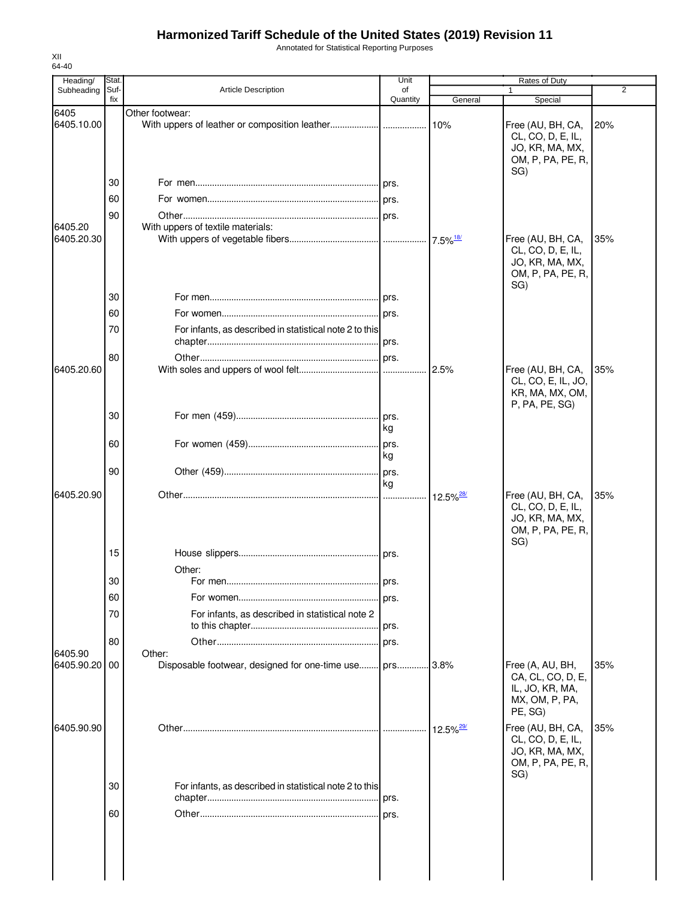# Harmonized Tariff Schedule of the United States (2019) Revision 11

Annotated for Statistical Reporting Purposes

XII
64-40

| Heading/ Subheading | Stat. Suf- fix | Article Description | Unit of Quantity | Rates of Duty 1 General | Rates of Duty 1 Special | Rates of Duty 2 |
|---|---|---|---|---|---|---|
| 6405 | | Other footwear: | | | | |
| 6405.10.00 | | With uppers of leather or composition leather | | 10% | Free (AU, BH, CA, CL, CO, D, E, IL, JO, KR, MA, MX, OM, P, PA, PE, R, SG) | 20% |
| | 30 | For men | prs. | | | |
| | 60 | For women | prs. | | | |
| | 90 | Other | prs. | | | |
| 6405.20 | | With uppers of textile materials: | | | | |
| 6405.20.30 | | With uppers of vegetable fibers | | 7.5%[18/] | Free (AU, BH, CA, CL, CO, D, E, IL, JO, KR, MA, MX, OM, P, PA, PE, R, SG) | 35% |
| | 30 | For men | prs. | | | |
| | 60 | For women | prs. | | | |
| | 70 | For infants, as described in statistical note 2 to this chapter | prs. | | | |
| | 80 | Other | prs. | | | |
| 6405.20.60 | | With soles and uppers of wool felt | | 2.5% | Free (AU, BH, CA, CL, CO, E, IL, JO, KR, MA, MX, OM, P, PA, PE, SG) | 35% |
| | 30 | For men (459) | prs. kg | | | |
| | 60 | For women (459) | prs. kg | | | |
| | 90 | Other (459) | prs. kg | | | |
| 6405.20.90 | | Other | | 12.5%[28/] | Free (AU, BH, CA, CL, CO, D, E, IL, JO, KR, MA, MX, OM, P, PA, PE, R, SG) | 35% |
| | 15 | House slippers | prs. | | | |
| | | Other: | | | | |
| | 30 | For men | prs. | | | |
| | 60 | For women | prs. | | | |
| | 70 | For infants, as described in statistical note 2 to this chapter | prs. | | | |
| | 80 | Other | prs. | | | |
| 6405.90 | | Other: | | | | |
| 6405.90.20 | 00 | Disposable footwear, designed for one-time use | prs. | 3.8% | Free (A, AU, BH, CA, CL, CO, D, E, IL, JO, KR, MA, MX, OM, P, PA, PE, SG) | 35% |
| 6405.90.90 | | Other | | 12.5%[29/] | Free (AU, BH, CA, CL, CO, D, E, IL, JO, KR, MA, MX, OM, P, PA, PE, R, SG) | 35% |
| | 30 | For infants, as described in statistical note 2 to this chapter | prs. | | | |
| | 60 | Other | prs. | | | |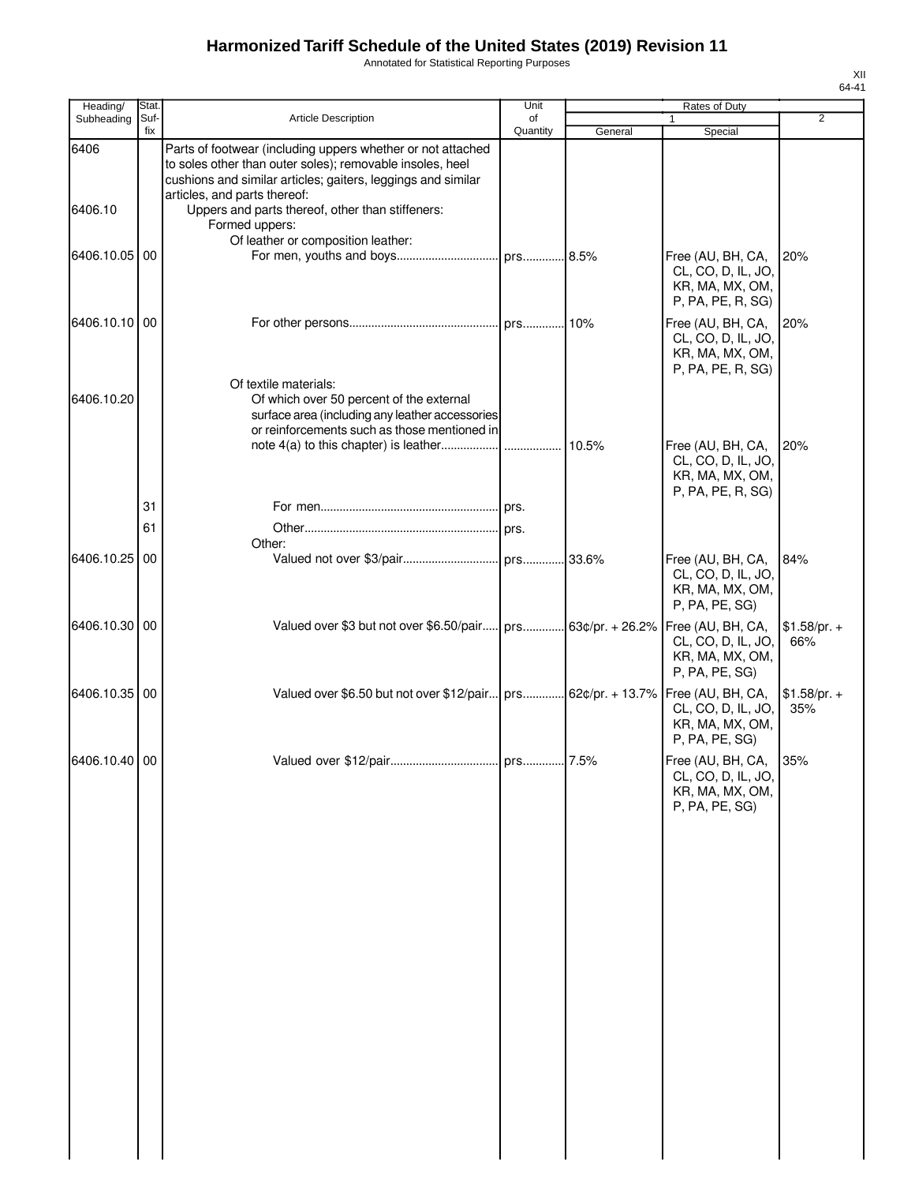# Harmonized Tariff Schedule of the United States (2019) Revision 11

Annotated for Statistical Reporting Purposes

XII
64-41

| Heading/ Subheading | Stat. Suf- fix | Article Description | Unit of Quantity | Rates of Duty 1 General | Special | 2 |
|---|---|---|---|---|---|---|
| 6406 | | Parts of footwear (including uppers whether or not attached to soles other than outer soles); removable insoles, heel cushions and similar articles; gaiters, leggings and similar articles, and parts thereof: | | | | |
| 6406.10 | | Uppers and parts thereof, other than stiffeners: | | | | |
| | | Formed uppers: | | | | |
| | | Of leather or composition leather: | | | | |
| 6406.10.05 | 00 | For men, youths and boys | prs. | 8.5% | Free (AU, BH, CA, CL, CO, D, IL, JO, KR, MA, MX, OM, P, PA, PE, R, SG) | 20% |
| 6406.10.10 | 00 | For other persons | prs. | 10% | Free (AU, BH, CA, CL, CO, D, IL, JO, KR, MA, MX, OM, P, PA, PE, R, SG) | 20% |
| | | Of textile materials: | | | | |
| 6406.10.20 | | Of which over 50 percent of the external surface area (including any leather accessories or reinforcements such as those mentioned in note 4(a) to this chapter) is leather | | 10.5% | Free (AU, BH, CA, CL, CO, D, IL, JO, KR, MA, MX, OM, P, PA, PE, R, SG) | 20% |
| | 31 | For men | prs. | | | |
| | 61 | Other | prs. | | | |
| | | Other: | | | | |
| 6406.10.25 | 00 | Valued not over $3/pair | prs. | 33.6% | Free (AU, BH, CA, CL, CO, D, IL, JO, KR, MA, MX, OM, P, PA, PE, SG) | 84% |
| 6406.10.30 | 00 | Valued over $3 but not over $6.50/pair | prs. | 63¢/pr. + 26.2% | Free (AU, BH, CA, CL, CO, D, IL, JO, KR, MA, MX, OM, P, PA, PE, SG) | $1.58/pr. + 66% |
| 6406.10.35 | 00 | Valued over $6.50 but not over $12/pair | prs. | 62¢/pr. + 13.7% | Free (AU, BH, CA, CL, CO, D, IL, JO, KR, MA, MX, OM, P, PA, PE, SG) | $1.58/pr. + 35% |
| 6406.10.40 | 00 | Valued over $12/pair | prs. | 7.5% | Free (AU, BH, CA, CL, CO, D, IL, JO, KR, MA, MX, OM, P, PA, PE, SG) | 35% |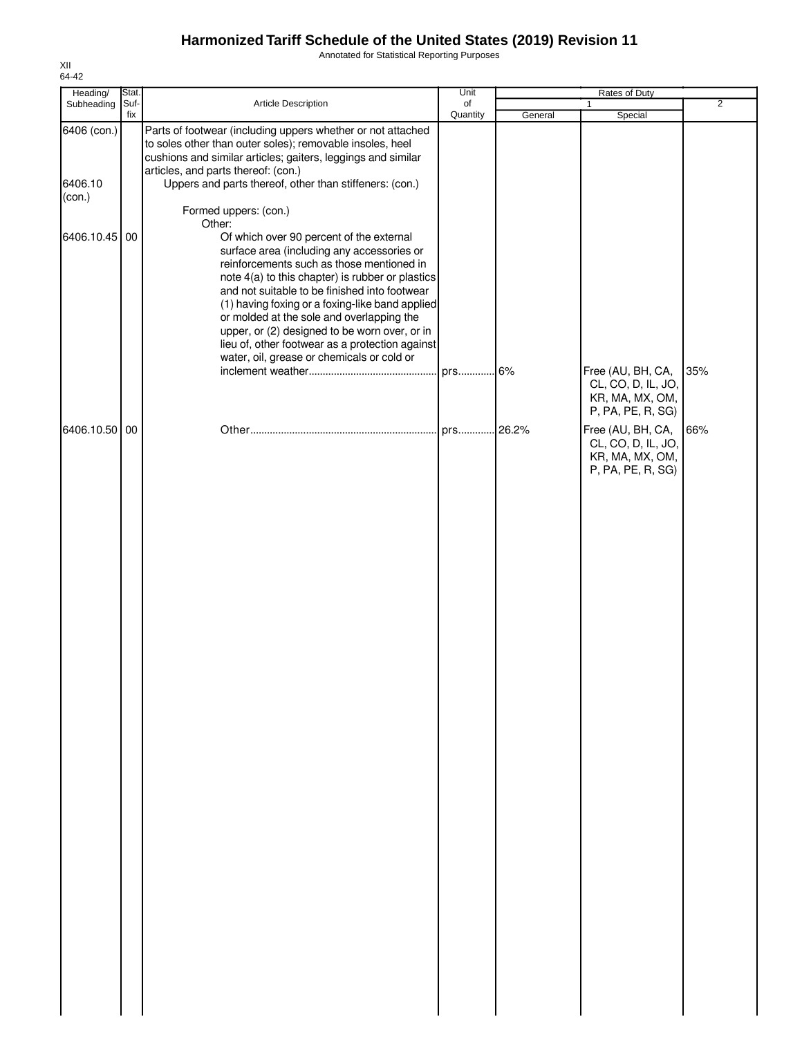# Harmonized Tariff Schedule of the United States (2019) Revision 11

Annotated for Statistical Reporting Purposes

XII
64-42

| Heading/ Subheading | Stat. Suf- fix | Article Description | Unit of Quantity | Rates of Duty 1 General | Special | 2 |
|---|---|---|---|---|---|---|
| 6406 (con.) | | Parts of footwear (including uppers whether or not attached to soles other than outer soles); removable insoles, heel cushions and similar articles; gaiters, leggings and similar articles, and parts thereof: (con.) | | | | |
| 6406.10 (con.) | | Uppers and parts thereof, other than stiffeners: (con.) | | | | |
| | | Formed uppers: (con.) | | | | |
| | | Other: | | | | |
| 6406.10.45 | 00 | Of which over 90 percent of the external surface area (including any accessories or reinforcements such as those mentioned in note 4(a) to this chapter) is rubber or plastics and not suitable to be finished into footwear (1) having foxing or a foxing-like band applied or molded at the sole and overlapping the upper, or (2) designed to be worn over, or in lieu of, other footwear as a protection against water, oil, grease or chemicals or cold or inclement weather | prs | 6% | Free (AU, BH, CA, CL, CO, D, IL, JO, KR, MA, MX, OM, P, PA, PE, R, SG) | 35% |
| 6406.10.50 | 00 | Other | prs | 26.2% | Free (AU, BH, CA, CL, CO, D, IL, JO, KR, MA, MX, OM, P, PA, PE, R, SG) | 66% |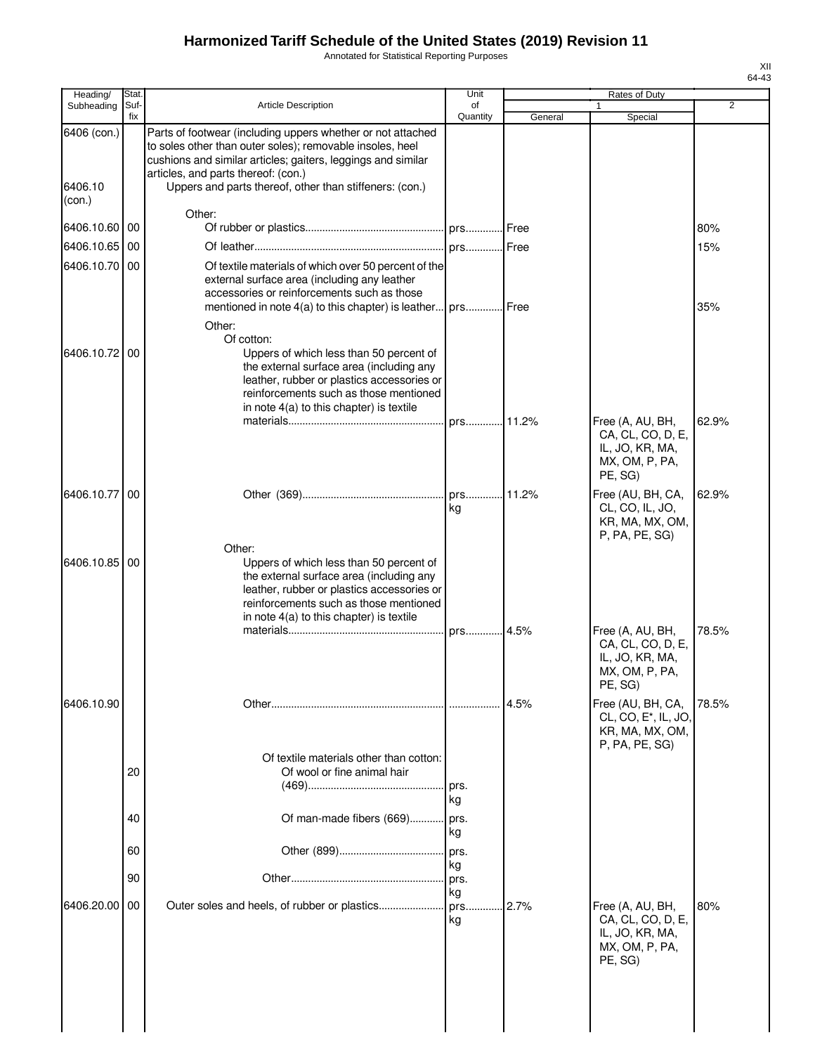# Harmonized Tariff Schedule of the United States (2019) Revision 11

Annotated for Statistical Reporting Purposes

XII
64-43

| Heading/ Subheading | Stat. Suf- fix | Article Description | Unit of Quantity | Rates of Duty 1 General | Special | 2 |
|---|---|---|---|---|---|---|
| 6406 (con.) | | Parts of footwear (including uppers whether or not attached to soles other than outer soles); removable insoles, heel cushions and similar articles; gaiters, leggings and similar articles, and parts thereof: (con.) | | | | |
| 6406.10 (con.) | | Uppers and parts thereof, other than stiffeners: (con.) | | | | |
| | | Other: | | | | |
| 6406.10.60 | 00 | Of rubber or plastics | prs. | Free | | 80% |
| 6406.10.65 | 00 | Of leather | prs. | Free | | 15% |
| 6406.10.70 | 00 | Of textile materials of which over 50 percent of the external surface area (including any leather accessories or reinforcements such as those mentioned in note 4(a) to this chapter) is leather | prs. | Free | | 35% |
| | | Other: | | | | |
| | | Of cotton: | | | | |
| 6406.10.72 | 00 | Uppers of which less than 50 percent of the external surface area (including any leather, rubber or plastics accessories or reinforcements such as those mentioned in note 4(a) to this chapter) is textile materials | prs. | 11.2% | Free (A, AU, BH, CA, CL, CO, D, E, IL, JO, KR, MA, MX, OM, P, PA, PE, SG) | 62.9% |
| 6406.10.77 | 00 | Other (369) | prs. kg | 11.2% | Free (AU, BH, CA, CL, CO, IL, JO, KR, MA, MX, OM, P, PA, PE, SG) | 62.9% |
| | | Other: | | | | |
| 6406.10.85 | 00 | Uppers of which less than 50 percent of the external surface area (including any leather, rubber or plastics accessories or reinforcements such as those mentioned in note 4(a) to this chapter) is textile materials | prs. | 4.5% | Free (A, AU, BH, CA, CL, CO, D, E, IL, JO, KR, MA, MX, OM, P, PA, PE, SG) | 78.5% |
| 6406.10.90 | | Other | | 4.5% | Free (AU, BH, CA, CL, CO, E*, IL, JO, KR, MA, MX, OM, P, PA, PE, SG) | 78.5% |
| | | Of textile materials other than cotton: | | | | |
| | 20 | Of wool or fine animal hair (469) | prs. kg | | | |
| | 40 | Of man-made fibers (669) | prs. kg | | | |
| | 60 | Other (899) | prs. kg | | | |
| | 90 | Other | prs. kg | | | |
| 6406.20.00 | 00 | Outer soles and heels, of rubber or plastics | prs. kg | 2.7% | Free (A, AU, BH, CA, CL, CO, D, E, IL, JO, KR, MA, MX, OM, P, PA, PE, SG) | 80% |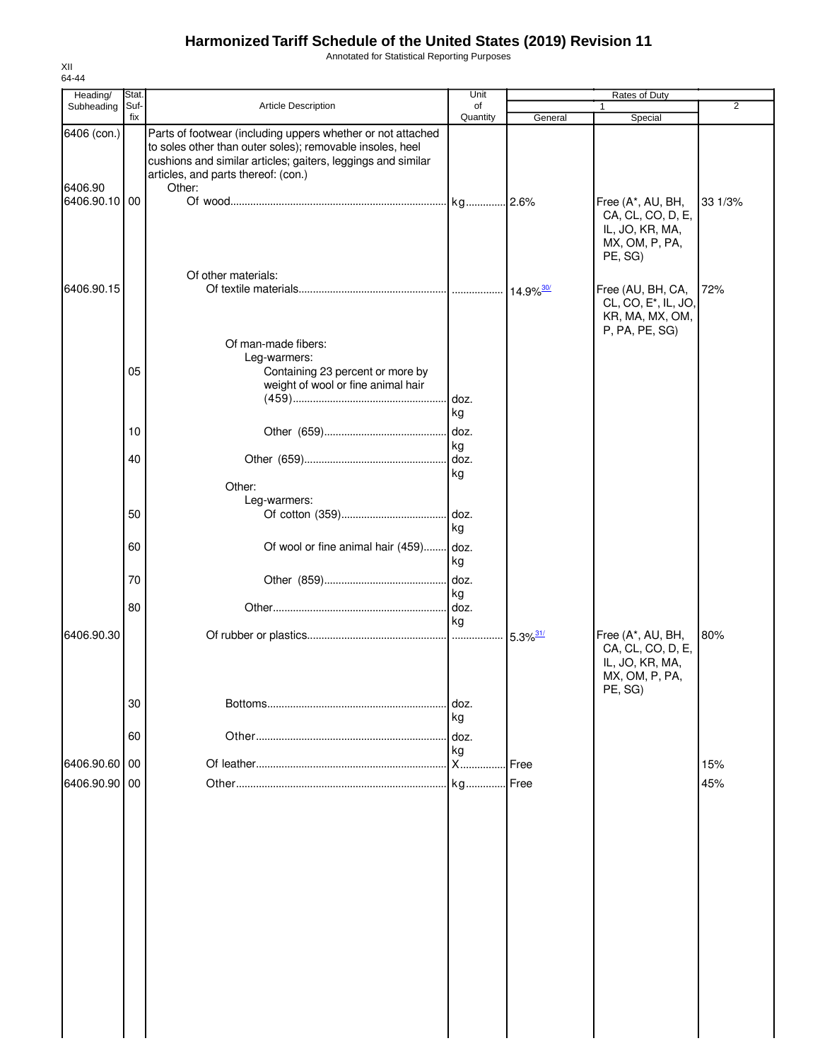# Harmonized Tariff Schedule of the United States (2019) Revision 11

Annotated for Statistical Reporting Purposes

XII
64-44

| Heading/ Subheading | Stat. Suf- fix | Article Description | Unit of Quantity | Rates of Duty 1 General | Special | 2 |
|---|---|---|---|---|---|---|
| 6406 (con.) | | Parts of footwear (including uppers whether or not attached to soles other than outer soles); removable insoles, heel cushions and similar articles; gaiters, leggings and similar articles, and parts thereof: (con.) | | | | |
| 6406.90 | | Other: | | | | |
| 6406.90.10 | 00 | Of wood | kg | 2.6% | Free (A*, AU, BH, CA, CL, CO, D, E, IL, JO, KR, MA, MX, OM, P, PA, PE, SG) | 33 1/3% |
| | | Of other materials: | | | | |
| 6406.90.15 | | Of textile materials | | 14.9% 30/ | Free (AU, BH, CA, CL, CO, E*, IL, JO, KR, MA, MX, OM, P, PA, PE, SG) | 72% |
| | | Of man-made fibers: | | | | |
| | | Leg-warmers: | | | | |
| | 05 | Containing 23 percent or more by weight of wool or fine animal hair (459) | doz. kg | | | |
| | 10 | Other (659) | doz. kg | | | |
| | 40 | Other (659) | doz. kg | | | |
| | | Other: | | | | |
| | | Leg-warmers: | | | | |
| | 50 | Of cotton (359) | doz. kg | | | |
| | 60 | Of wool or fine animal hair (459) | doz. kg | | | |
| | 70 | Other (859) | doz. kg | | | |
| | 80 | Other | doz. kg | | | |
| 6406.90.30 | | Of rubber or plastics | | 5.3% 31/ | Free (A*, AU, BH, CA, CL, CO, D, E, IL, JO, KR, MA, MX, OM, P, PA, PE, SG) | 80% |
| | 30 | Bottoms | doz. kg | | | |
| | 60 | Other | doz. kg | | | |
| 6406.90.60 | 00 | Of leather | X | Free | | 15% |
| 6406.90.90 | 00 | Other | kg | Free | | 45% |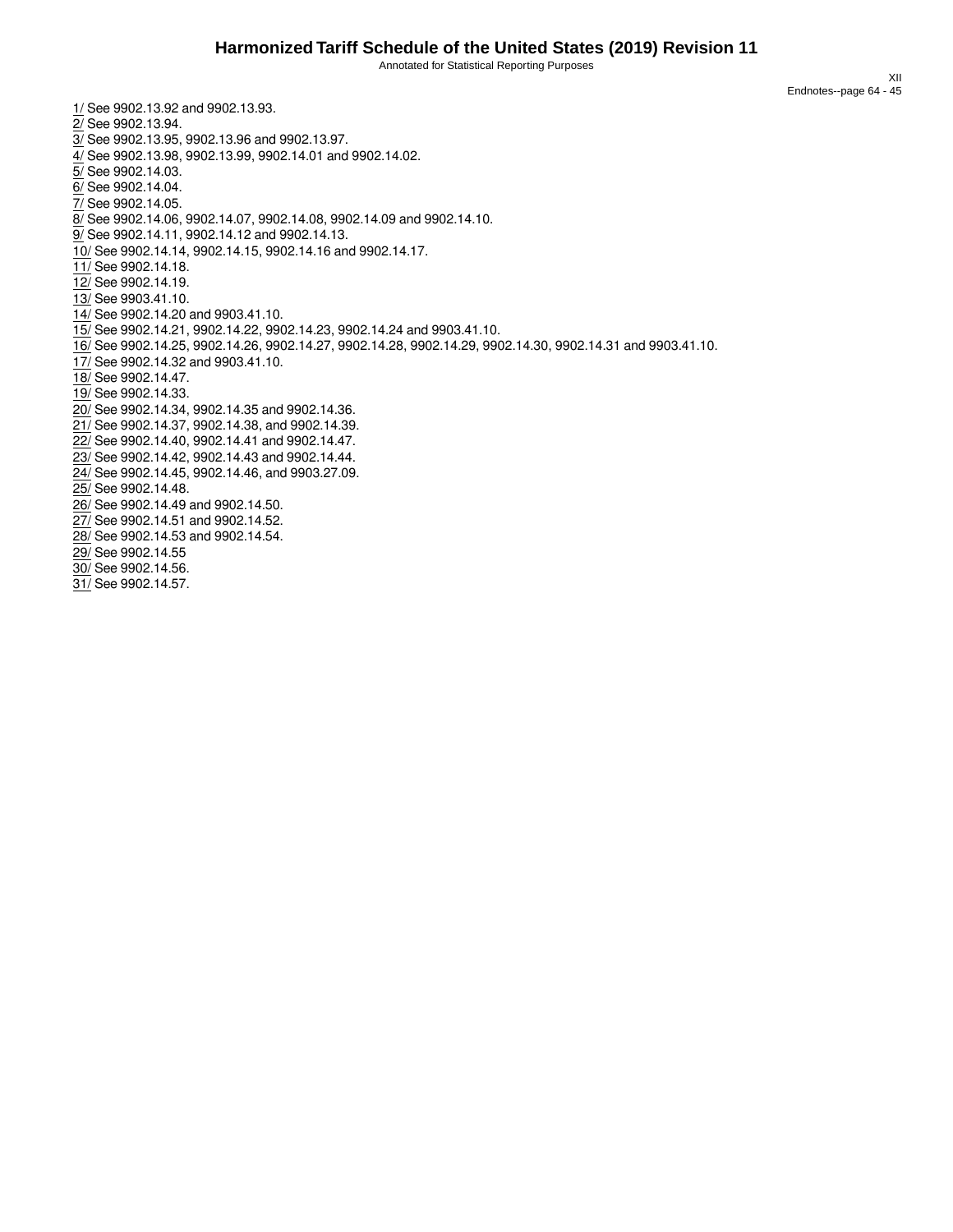1/ See 9902.13.92 and 9902.13.93.
2/ See 9902.13.94.
3/ See 9902.13.95, 9902.13.96 and 9902.13.97.
4/ See 9902.13.98, 9902.13.99, 9902.14.01 and 9902.14.02.
5/ See 9902.14.03.
6/ See 9902.14.04.
7/ See 9902.14.05.
8/ See 9902.14.06, 9902.14.07, 9902.14.08, 9902.14.09 and 9902.14.10.
9/ See 9902.14.11, 9902.14.12 and 9902.14.13.
10/ See 9902.14.14, 9902.14.15, 9902.14.16 and 9902.14.17.
11/ See 9902.14.18.
12/ See 9902.14.19.
13/ See 9903.41.10.
14/ See 9902.14.20 and 9903.41.10.
15/ See 9902.14.21, 9902.14.22, 9902.14.23, 9902.14.24 and 9903.41.10.
16/ See 9902.14.25, 9902.14.26, 9902.14.27, 9902.14.28, 9902.14.29, 9902.14.30, 9902.14.31 and 9903.41.10.
17/ See 9902.14.32 and 9903.41.10.
18/ See 9902.14.47.
19/ See 9902.14.33.
20/ See 9902.14.34, 9902.14.35 and 9902.14.36.
21/ See 9902.14.37, 9902.14.38, and 9902.14.39.
22/ See 9902.14.40, 9902.14.41 and 9902.14.47.
23/ See 9902.14.42, 9902.14.43 and 9902.14.44.
24/ See 9902.14.45, 9902.14.46, and 9903.27.09.
25/ See 9902.14.48.
26/ See 9902.14.49 and 9902.14.50.
27/ See 9902.14.51 and 9902.14.52.
28/ See 9902.14.53 and 9902.14.54.
29/ See 9902.14.55
30/ See 9902.14.56.
31/ See 9902.14.57.